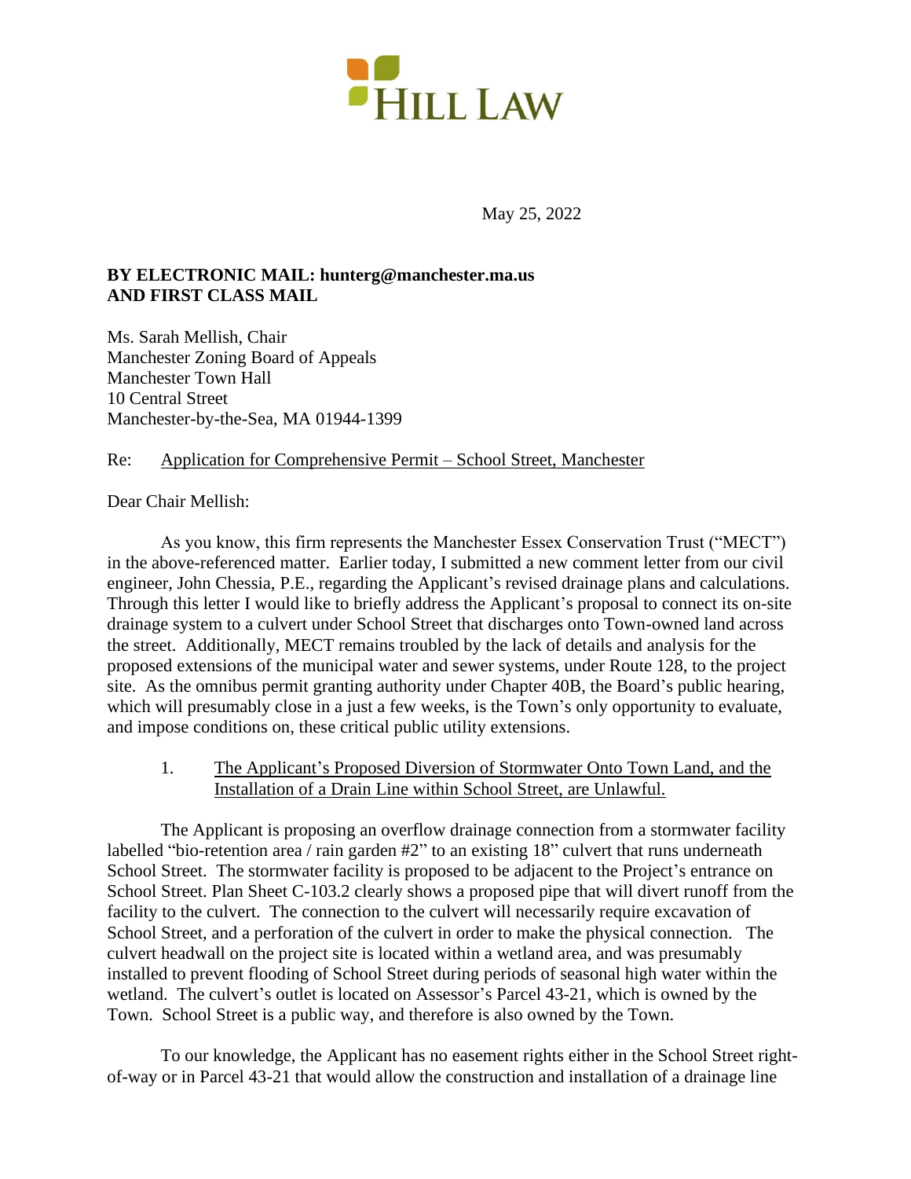HILL LAW

May 25, 2022

**BY ELECTRONIC MAIL: hunterg@manchester.ma.us**
**AND FIRST CLASS MAIL**

Ms. Sarah Mellish, Chair
Manchester Zoning Board of Appeals
Manchester Town Hall
10 Central Street
Manchester-by-the-Sea, MA 01944-1399

Re: Application for Comprehensive Permit – School Street, Manchester

Dear Chair Mellish:

As you know, this firm represents the Manchester Essex Conservation Trust ("MECT") in the above-referenced matter. Earlier today, I submitted a new comment letter from our civil engineer, John Chessia, P.E., regarding the Applicant's revised drainage plans and calculations. Through this letter I would like to briefly address the Applicant's proposal to connect its on-site drainage system to a culvert under School Street that discharges onto Town-owned land across the street. Additionally, MECT remains troubled by the lack of details and analysis for the proposed extensions of the municipal water and sewer systems, under Route 128, to the project site. As the omnibus permit granting authority under Chapter 40B, the Board's public hearing, which will presumably close in a just a few weeks, is the Town's only opportunity to evaluate, and impose conditions on, these critical public utility extensions.

1. The Applicant's Proposed Diversion of Stormwater Onto Town Land, and the Installation of a Drain Line within School Street, are Unlawful.

The Applicant is proposing an overflow drainage connection from a stormwater facility labelled "bio-retention area / rain garden #2" to an existing 18" culvert that runs underneath School Street. The stormwater facility is proposed to be adjacent to the Project's entrance on School Street. Plan Sheet C-103.2 clearly shows a proposed pipe that will divert runoff from the facility to the culvert. The connection to the culvert will necessarily require excavation of School Street, and a perforation of the culvert in order to make the physical connection. The culvert headwall on the project site is located within a wetland area, and was presumably installed to prevent flooding of School Street during periods of seasonal high water within the wetland. The culvert's outlet is located on Assessor's Parcel 43-21, which is owned by the Town. School Street is a public way, and therefore is also owned by the Town.

To our knowledge, the Applicant has no easement rights either in the School Street right-of-way or in Parcel 43-21 that would allow the construction and installation of a drainage line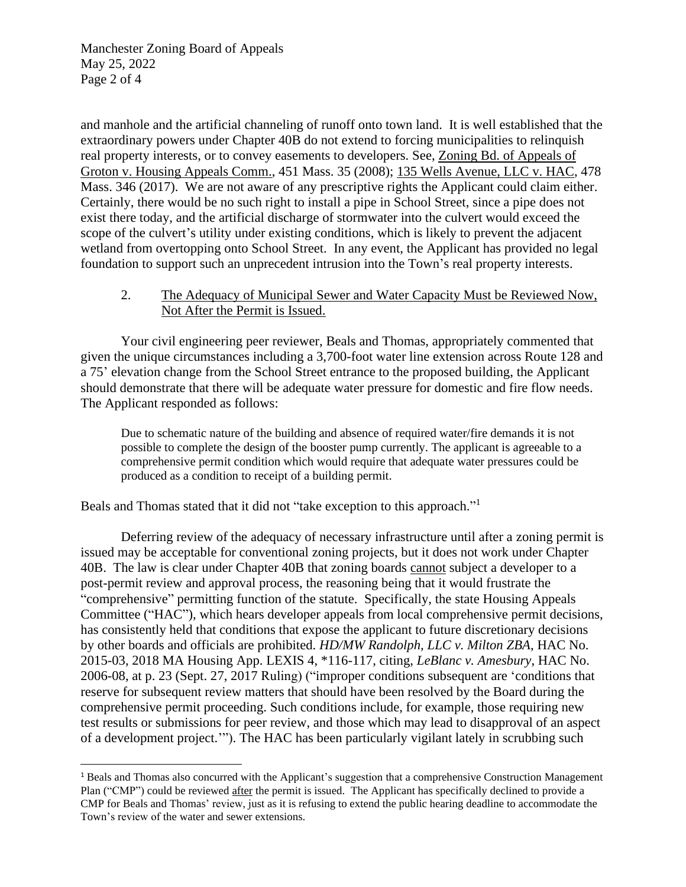and manhole and the artificial channeling of runoff onto town land. It is well established that the extraordinary powers under Chapter 40B do not extend to forcing municipalities to relinquish real property interests, or to convey easements to developers. See, Zoning Bd. of Appeals of Groton v. Housing Appeals Comm., 451 Mass. 35 (2008); 135 Wells Avenue, LLC v. HAC, 478 Mass. 346 (2017). We are not aware of any prescriptive rights the Applicant could claim either. Certainly, there would be no such right to install a pipe in School Street, since a pipe does not exist there today, and the artificial discharge of stormwater into the culvert would exceed the scope of the culvert's utility under existing conditions, which is likely to prevent the adjacent wetland from overtopping onto School Street. In any event, the Applicant has provided no legal foundation to support such an unprecedent intrusion into the Town's real property interests.

2. The Adequacy of Municipal Sewer and Water Capacity Must be Reviewed Now, Not After the Permit is Issued.

Your civil engineering peer reviewer, Beals and Thomas, appropriately commented that given the unique circumstances including a 3,700-foot water line extension across Route 128 and a 75' elevation change from the School Street entrance to the proposed building, the Applicant should demonstrate that there will be adequate water pressure for domestic and fire flow needs. The Applicant responded as follows:

> Due to schematic nature of the building and absence of required water/fire demands it is not possible to complete the design of the booster pump currently. The applicant is agreeable to a comprehensive permit condition which would require that adequate water pressures could be produced as a condition to receipt of a building permit.

Beals and Thomas stated that it did not "take exception to this approach."[1]

Deferring review of the adequacy of necessary infrastructure until after a zoning permit is issued may be acceptable for conventional zoning projects, but it does not work under Chapter 40B. The law is clear under Chapter 40B that zoning boards cannot subject a developer to a post-permit review and approval process, the reasoning being that it would frustrate the "comprehensive" permitting function of the statute. Specifically, the state Housing Appeals Committee ("HAC"), which hears developer appeals from local comprehensive permit decisions, has consistently held that conditions that expose the applicant to future discretionary decisions by other boards and officials are prohibited. *HD/MW Randolph, LLC v. Milton ZBA*, HAC No. 2015-03, 2018 MA Housing App. LEXIS 4, *116-117, citing, *LeBlanc v. Amesbury*, HAC No. 2006-08, at p. 23 (Sept. 27, 2017 Ruling) ("improper conditions subsequent are 'conditions that reserve for subsequent review matters that should have been resolved by the Board during the comprehensive permit proceeding. Such conditions include, for example, those requiring new test results or submissions for peer review, and those which may lead to disapproval of an aspect of a development project.'"). The HAC has been particularly vigilant lately in scrubbing such

---

[1] Beals and Thomas also concurred with the Applicant's suggestion that a comprehensive Construction Management Plan ("CMP") could be reviewed after the permit is issued. The Applicant has specifically declined to provide a CMP for Beals and Thomas' review, just as it is refusing to extend the public hearing deadline to accommodate the Town's review of the water and sewer extensions.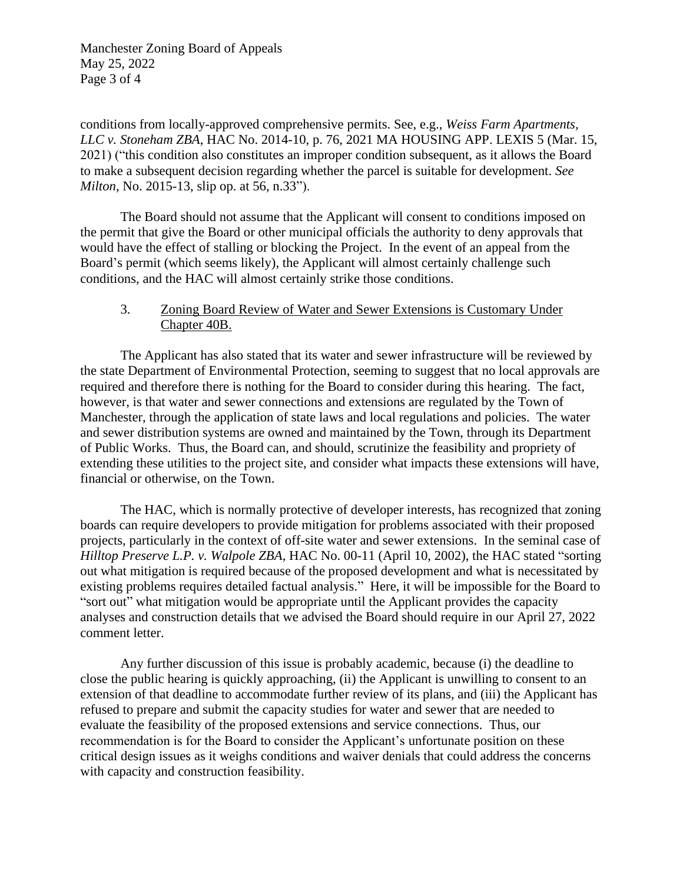conditions from locally-approved comprehensive permits. See, e.g., *Weiss Farm Apartments, LLC v. Stoneham ZBA*, HAC No. 2014-10, p. 76, 2021 MA HOUSING APP. LEXIS 5 (Mar. 15, 2021) ("this condition also constitutes an improper condition subsequent, as it allows the Board to make a subsequent decision regarding whether the parcel is suitable for development. *See Milton*, No. 2015-13, slip op. at 56, n.33").

The Board should not assume that the Applicant will consent to conditions imposed on the permit that give the Board or other municipal officials the authority to deny approvals that would have the effect of stalling or blocking the Project. In the event of an appeal from the Board's permit (which seems likely), the Applicant will almost certainly challenge such conditions, and the HAC will almost certainly strike those conditions.

3. Zoning Board Review of Water and Sewer Extensions is Customary Under Chapter 40B.

The Applicant has also stated that its water and sewer infrastructure will be reviewed by the state Department of Environmental Protection, seeming to suggest that no local approvals are required and therefore there is nothing for the Board to consider during this hearing. The fact, however, is that water and sewer connections and extensions are regulated by the Town of Manchester, through the application of state laws and local regulations and policies. The water and sewer distribution systems are owned and maintained by the Town, through its Department of Public Works. Thus, the Board can, and should, scrutinize the feasibility and propriety of extending these utilities to the project site, and consider what impacts these extensions will have, financial or otherwise, on the Town.

The HAC, which is normally protective of developer interests, has recognized that zoning boards can require developers to provide mitigation for problems associated with their proposed projects, particularly in the context of off-site water and sewer extensions. In the seminal case of *Hilltop Preserve L.P. v. Walpole ZBA*, HAC No. 00-11 (April 10, 2002), the HAC stated "sorting out what mitigation is required because of the proposed development and what is necessitated by existing problems requires detailed factual analysis." Here, it will be impossible for the Board to "sort out" what mitigation would be appropriate until the Applicant provides the capacity analyses and construction details that we advised the Board should require in our April 27, 2022 comment letter.

Any further discussion of this issue is probably academic, because (i) the deadline to close the public hearing is quickly approaching, (ii) the Applicant is unwilling to consent to an extension of that deadline to accommodate further review of its plans, and (iii) the Applicant has refused to prepare and submit the capacity studies for water and sewer that are needed to evaluate the feasibility of the proposed extensions and service connections. Thus, our recommendation is for the Board to consider the Applicant's unfortunate position on these critical design issues as it weighs conditions and waiver denials that could address the concerns with capacity and construction feasibility.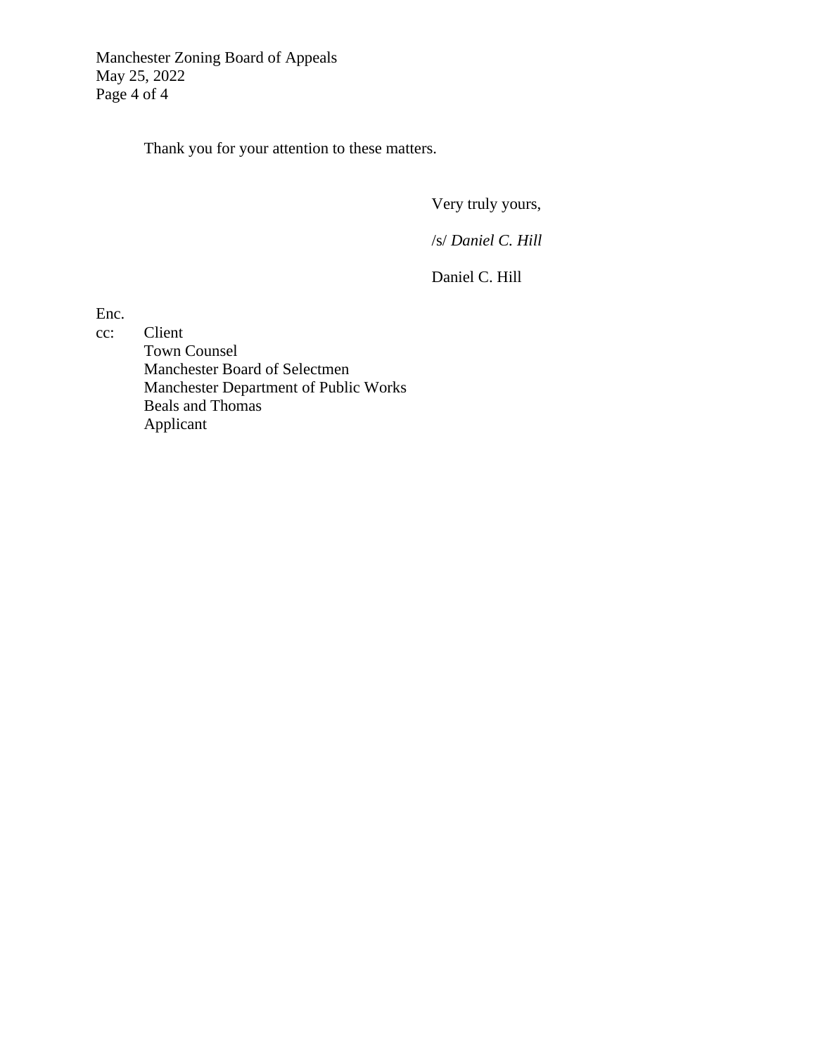Thank you for your attention to these matters.

Very truly yours,

/s/ *Daniel C. Hill*

Daniel C. Hill

Enc.

cc: Client
Town Counsel
Manchester Board of Selectmen
Manchester Department of Public Works
Beals and Thomas
Applicant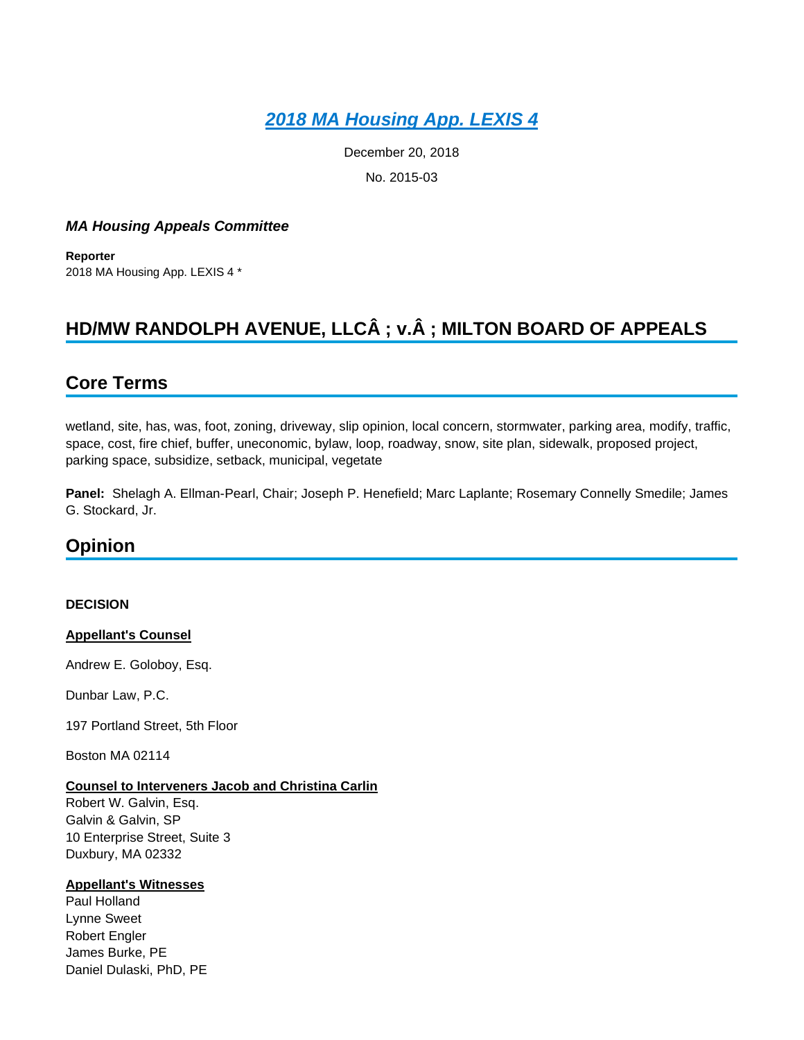# [2018 MA Housing App. LEXIS 4](#)

December 20, 2018

No. 2015-03

***MA Housing Appeals Committee***

**Reporter**
2018 MA Housing App. LEXIS 4 *

## HD/MW RANDOLPH AVENUE, LLCÂ ; v.Â ; MILTON BOARD OF APPEALS

## Core Terms

wetland, site, has, was, foot, zoning, driveway, slip opinion, local concern, stormwater, parking area, modify, traffic, space, cost, fire chief, buffer, uneconomic, bylaw, loop, roadway, snow, site plan, sidewalk, proposed project, parking space, subsidize, setback, municipal, vegetate

**Panel:** Shelagh A. Ellman-Pearl, Chair; Joseph P. Henefield; Marc Laplante; Rosemary Connelly Smedile; James G. Stockard, Jr.

## Opinion

**DECISION**

**Appellant's Counsel**

Andrew E. Goloboy, Esq.

Dunbar Law, P.C.

197 Portland Street, 5th Floor

Boston MA 02114

**Counsel to Interveners Jacob and Christina Carlin**
Robert W. Galvin, Esq.
Galvin & Galvin, SP
10 Enterprise Street, Suite 3
Duxbury, MA 02332

**Appellant's Witnesses**
Paul Holland
Lynne Sweet
Robert Engler
James Burke, PE
Daniel Dulaski, PhD, PE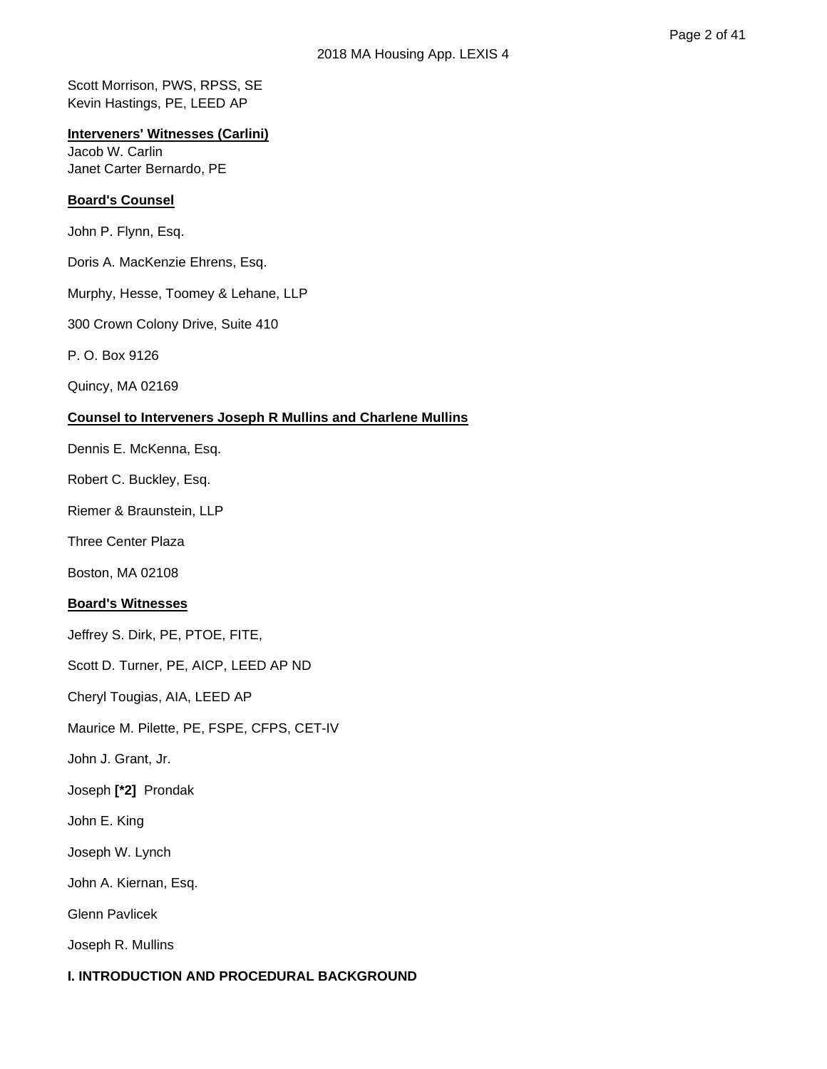Scott Morrison, PWS, RPSS, SE
Kevin Hastings, PE, LEED AP

**Interveners' Witnesses (Carlini)**
Jacob W. Carlin
Janet Carter Bernardo, PE

**Board's Counsel**

John P. Flynn, Esq.

Doris A. MacKenzie Ehrens, Esq.

Murphy, Hesse, Toomey & Lehane, LLP

300 Crown Colony Drive, Suite 410

P. O. Box 9126

Quincy, MA 02169

**Counsel to Interveners Joseph R Mullins and Charlene Mullins**

Dennis E. McKenna, Esq.

Robert C. Buckley, Esq.

Riemer & Braunstein, LLP

Three Center Plaza

Boston, MA 02108

**Board's Witnesses**

Jeffrey S. Dirk, PE, PTOE, FITE,

Scott D. Turner, PE, AICP, LEED AP ND

Cheryl Tougias, AIA, LEED AP

Maurice M. Pilette, PE, FSPE, CFPS, CET-IV

John J. Grant, Jr.

Joseph **[*2]** Prondak

John E. King

Joseph W. Lynch

John A. Kiernan, Esq.

Glenn Pavlicek

Joseph R. Mullins

## I. INTRODUCTION AND PROCEDURAL BACKGROUND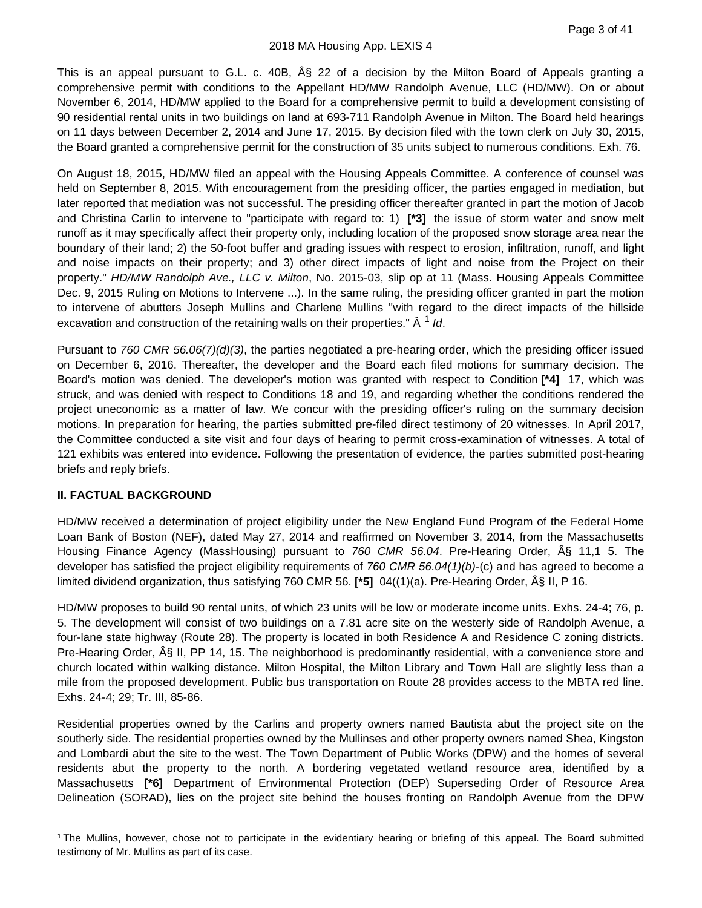This is an appeal pursuant to G.L. c. 40B, Â§ 22 of a decision by the Milton Board of Appeals granting a comprehensive permit with conditions to the Appellant HD/MW Randolph Avenue, LLC (HD/MW). On or about November 6, 2014, HD/MW applied to the Board for a comprehensive permit to build a development consisting of 90 residential rental units in two buildings on land at 693-711 Randolph Avenue in Milton. The Board held hearings on 11 days between December 2, 2014 and June 17, 2015. By decision filed with the town clerk on July 30, 2015, the Board granted a comprehensive permit for the construction of 35 units subject to numerous conditions. Exh. 76.

On August 18, 2015, HD/MW filed an appeal with the Housing Appeals Committee. A conference of counsel was held on September 8, 2015. With encouragement from the presiding officer, the parties engaged in mediation, but later reported that mediation was not successful. The presiding officer thereafter granted in part the motion of Jacob and Christina Carlin to intervene to "participate with regard to: 1) **[*3]** the issue of storm water and snow melt runoff as it may specifically affect their property only, including location of the proposed snow storage area near the boundary of their land; 2) the 50-foot buffer and grading issues with respect to erosion, infiltration, runoff, and light and noise impacts on their property; and 3) other direct impacts of light and noise from the Project on their property." *HD/MW Randolph Ave., LLC v. Milton*, No. 2015-03, slip op at 11 (Mass. Housing Appeals Committee Dec. 9, 2015 Ruling on Motions to Intervene ...). In the same ruling, the presiding officer granted in part the motion to intervene of abutters Joseph Mullins and Charlene Mullins "with regard to the direct impacts of the hillside excavation and construction of the retaining walls on their properties." Â [1] *Id*.

Pursuant to *760 CMR 56.06(7)(d)(3)*, the parties negotiated a pre-hearing order, which the presiding officer issued on December 6, 2016. Thereafter, the developer and the Board each filed motions for summary decision. The Board's motion was denied. The developer's motion was granted with respect to Condition **[*4]** 17, which was struck, and was denied with respect to Conditions 18 and 19, and regarding whether the conditions rendered the project uneconomic as a matter of law. We concur with the presiding officer's ruling on the summary decision motions. In preparation for hearing, the parties submitted pre-filed direct testimony of 20 witnesses. In April 2017, the Committee conducted a site visit and four days of hearing to permit cross-examination of witnesses. A total of 121 exhibits was entered into evidence. Following the presentation of evidence, the parties submitted post-hearing briefs and reply briefs.

## II. FACTUAL BACKGROUND

HD/MW received a determination of project eligibility under the New England Fund Program of the Federal Home Loan Bank of Boston (NEF), dated May 27, 2014 and reaffirmed on November 3, 2014, from the Massachusetts Housing Finance Agency (MassHousing) pursuant to *760 CMR 56.04*. Pre-Hearing Order, Â§ 11,1 5. The developer has satisfied the project eligibility requirements of *760 CMR 56.04(1)(b)*-(c) and has agreed to become a limited dividend organization, thus satisfying 760 CMR 56. **[*5]** 04((1)(a). Pre-Hearing Order, Â§ II, P 16.

HD/MW proposes to build 90 rental units, of which 23 units will be low or moderate income units. Exhs. 24-4; 76, p. 5. The development will consist of two buildings on a 7.81 acre site on the westerly side of Randolph Avenue, a four-lane state highway (Route 28). The property is located in both Residence A and Residence C zoning districts. Pre-Hearing Order, Â§ II, PP 14, 15. The neighborhood is predominantly residential, with a convenience store and church located within walking distance. Milton Hospital, the Milton Library and Town Hall are slightly less than a mile from the proposed development. Public bus transportation on Route 28 provides access to the MBTA red line. Exhs. 24-4; 29; Tr. III, 85-86.

Residential properties owned by the Carlins and property owners named Bautista abut the project site on the southerly side. The residential properties owned by the Mullinses and other property owners named Shea, Kingston and Lombardi abut the site to the west. The Town Department of Public Works (DPW) and the homes of several residents abut the property to the north. A bordering vegetated wetland resource area, identified by a Massachusetts **[*6]** Department of Environmental Protection (DEP) Superseding Order of Resource Area Delineation (SORAD), lies on the project site behind the houses fronting on Randolph Avenue from the DPW

---

[1] The Mullins, however, chose not to participate in the evidentiary hearing or briefing of this appeal. The Board submitted testimony of Mr. Mullins as part of its case.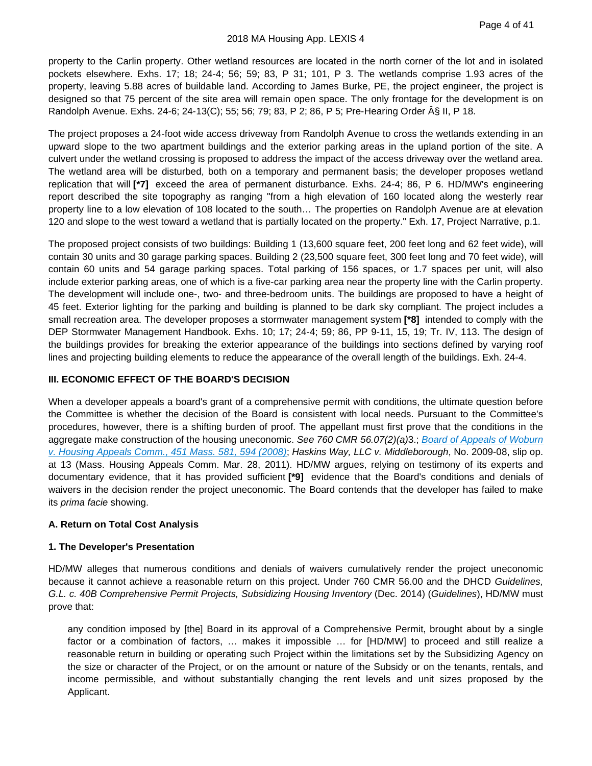property to the Carlin property. Other wetland resources are located in the north corner of the lot and in isolated pockets elsewhere. Exhs. 17; 18; 24-4; 56; 59; 83, P 31; 101, P 3. The wetlands comprise 1.93 acres of the property, leaving 5.88 acres of buildable land. According to James Burke, PE, the project engineer, the project is designed so that 75 percent of the site area will remain open space. The only frontage for the development is on Randolph Avenue. Exhs. 24-6; 24-13(C); 55; 56; 79; 83, P 2; 86, P 5; Pre-Hearing Order Â§ II, P 18.

The project proposes a 24-foot wide access driveway from Randolph Avenue to cross the wetlands extending in an upward slope to the two apartment buildings and the exterior parking areas in the upland portion of the site. A culvert under the wetland crossing is proposed to address the impact of the access driveway over the wetland area. The wetland area will be disturbed, both on a temporary and permanent basis; the developer proposes wetland replication that will **[*7]** exceed the area of permanent disturbance. Exhs. 24-4; 86, P 6. HD/MW's engineering report described the site topography as ranging "from a high elevation of 160 located along the westerly rear property line to a low elevation of 108 located to the south… The properties on Randolph Avenue are at elevation 120 and slope to the west toward a wetland that is partially located on the property." Exh. 17, Project Narrative, p.1.

The proposed project consists of two buildings: Building 1 (13,600 square feet, 200 feet long and 62 feet wide), will contain 30 units and 30 garage parking spaces. Building 2 (23,500 square feet, 300 feet long and 70 feet wide), will contain 60 units and 54 garage parking spaces. Total parking of 156 spaces, or 1.7 spaces per unit, will also include exterior parking areas, one of which is a five-car parking area near the property line with the Carlin property. The development will include one-, two- and three-bedroom units. The buildings are proposed to have a height of 45 feet. Exterior lighting for the parking and building is planned to be dark sky compliant. The project includes a small recreation area. The developer proposes a stormwater management system **[*8]** intended to comply with the DEP Stormwater Management Handbook. Exhs. 10; 17; 24-4; 59; 86, PP 9-11, 15, 19; Tr. IV, 113. The design of the buildings provides for breaking the exterior appearance of the buildings into sections defined by varying roof lines and projecting building elements to reduce the appearance of the overall length of the buildings. Exh. 24-4.

### III. ECONOMIC EFFECT OF THE BOARD'S DECISION

When a developer appeals a board's grant of a comprehensive permit with conditions, the ultimate question before the Committee is whether the decision of the Board is consistent with local needs. Pursuant to the Committee's procedures, however, there is a shifting burden of proof. The appellant must first prove that the conditions in the aggregate make construction of the housing uneconomic. *See 760 CMR 56.07(2)(a)*3.; *Board of Appeals of Woburn v. Housing Appeals Comm., 451 Mass. 581, 594 (2008)*; *Haskins Way, LLC v. Middleborough*, No. 2009-08, slip op. at 13 (Mass. Housing Appeals Comm. Mar. 28, 2011). HD/MW argues, relying on testimony of its experts and documentary evidence, that it has provided sufficient **[*9]** evidence that the Board's conditions and denials of waivers in the decision render the project uneconomic. The Board contends that the developer has failed to make its *prima facie* showing.

#### A. Return on Total Cost Analysis

#### 1. The Developer's Presentation

HD/MW alleges that numerous conditions and denials of waivers cumulatively render the project uneconomic because it cannot achieve a reasonable return on this project. Under 760 CMR 56.00 and the DHCD *Guidelines, G.L. c. 40B Comprehensive Permit Projects, Subsidizing Housing Inventory* (Dec. 2014) (*Guidelines*), HD/MW must prove that:

> any condition imposed by [the] Board in its approval of a Comprehensive Permit, brought about by a single factor or a combination of factors, … makes it impossible … for [HD/MW] to proceed and still realize a reasonable return in building or operating such Project within the limitations set by the Subsidizing Agency on the size or character of the Project, or on the amount or nature of the Subsidy or on the tenants, rentals, and income permissible, and without substantially changing the rent levels and unit sizes proposed by the Applicant.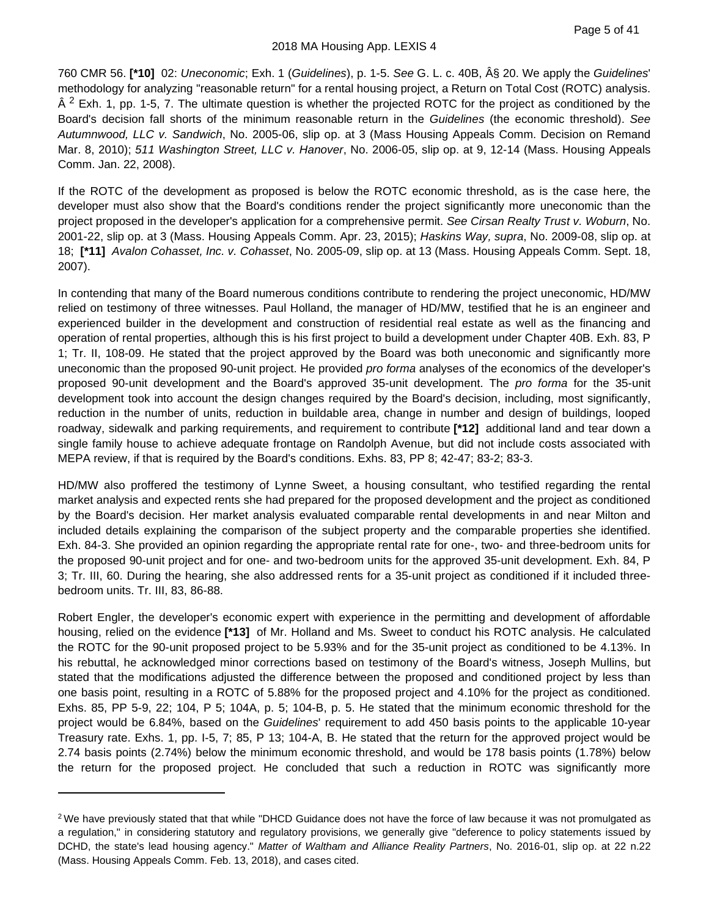760 CMR 56. **[*10]** 02: *Uneconomic*; Exh. 1 (*Guidelines*), p. 1-5. *See* G. L. c. 40B, Â§ 20. We apply the *Guidelines*' methodology for analyzing "reasonable return" for a rental housing project, a Return on Total Cost (ROTC) analysis. Â [2] Exh. 1, pp. 1-5, 7. The ultimate question is whether the projected ROTC for the project as conditioned by the Board's decision fall shorts of the minimum reasonable return in the *Guidelines* (the economic threshold). *See Autumnwood, LLC v. Sandwich*, No. 2005-06, slip op. at 3 (Mass Housing Appeals Comm. Decision on Remand Mar. 8, 2010); *511 Washington Street, LLC v. Hanover*, No. 2006-05, slip op. at 9, 12-14 (Mass. Housing Appeals Comm. Jan. 22, 2008).

If the ROTC of the development as proposed is below the ROTC economic threshold, as is the case here, the developer must also show that the Board's conditions render the project significantly more uneconomic than the project proposed in the developer's application for a comprehensive permit. *See Cirsan Realty Trust v. Woburn*, No. 2001-22, slip op. at 3 (Mass. Housing Appeals Comm. Apr. 23, 2015); *Haskins Way, supra*, No. 2009-08, slip op. at 18; **[*11]** *Avalon Cohasset, Inc. v. Cohasset*, No. 2005-09, slip op. at 13 (Mass. Housing Appeals Comm. Sept. 18, 2007).

In contending that many of the Board numerous conditions contribute to rendering the project uneconomic, HD/MW relied on testimony of three witnesses. Paul Holland, the manager of HD/MW, testified that he is an engineer and experienced builder in the development and construction of residential real estate as well as the financing and operation of rental properties, although this is his first project to build a development under Chapter 40B. Exh. 83, P 1; Tr. II, 108-09. He stated that the project approved by the Board was both uneconomic and significantly more uneconomic than the proposed 90-unit project. He provided *pro forma* analyses of the economics of the developer's proposed 90-unit development and the Board's approved 35-unit development. The *pro forma* for the 35-unit development took into account the design changes required by the Board's decision, including, most significantly, reduction in the number of units, reduction in buildable area, change in number and design of buildings, looped roadway, sidewalk and parking requirements, and requirement to contribute **[*12]** additional land and tear down a single family house to achieve adequate frontage on Randolph Avenue, but did not include costs associated with MEPA review, if that is required by the Board's conditions. Exhs. 83, PP 8; 42-47; 83-2; 83-3.

HD/MW also proffered the testimony of Lynne Sweet, a housing consultant, who testified regarding the rental market analysis and expected rents she had prepared for the proposed development and the project as conditioned by the Board's decision. Her market analysis evaluated comparable rental developments in and near Milton and included details explaining the comparison of the subject property and the comparable properties she identified. Exh. 84-3. She provided an opinion regarding the appropriate rental rate for one-, two- and three-bedroom units for the proposed 90-unit project and for one- and two-bedroom units for the approved 35-unit development. Exh. 84, P 3; Tr. III, 60. During the hearing, she also addressed rents for a 35-unit project as conditioned if it included three-bedroom units. Tr. III, 83, 86-88.

Robert Engler, the developer's economic expert with experience in the permitting and development of affordable housing, relied on the evidence **[*13]** of Mr. Holland and Ms. Sweet to conduct his ROTC analysis. He calculated the ROTC for the 90-unit proposed project to be 5.93% and for the 35-unit project as conditioned to be 4.13%. In his rebuttal, he acknowledged minor corrections based on testimony of the Board's witness, Joseph Mullins, but stated that the modifications adjusted the difference between the proposed and conditioned project by less than one basis point, resulting in a ROTC of 5.88% for the proposed project and 4.10% for the project as conditioned. Exhs. 85, PP 5-9, 22; 104, P 5; 104A, p. 5; 104-B, p. 5. He stated that the minimum economic threshold for the project would be 6.84%, based on the *Guidelines*' requirement to add 450 basis points to the applicable 10-year Treasury rate. Exhs. 1, pp. I-5, 7; 85, P 13; 104-A, B. He stated that the return for the approved project would be 2.74 basis points (2.74%) below the minimum economic threshold, and would be 178 basis points (1.78%) below the return for the proposed project. He concluded that such a reduction in ROTC was significantly more

---

[2] We have previously stated that that while "DHCD Guidance does not have the force of law because it was not promulgated as a regulation," in considering statutory and regulatory provisions, we generally give "deference to policy statements issued by DCHD, the state's lead housing agency." *Matter of Waltham and Alliance Reality Partners*, No. 2016-01, slip op. at 22 n.22 (Mass. Housing Appeals Comm. Feb. 13, 2018), and cases cited.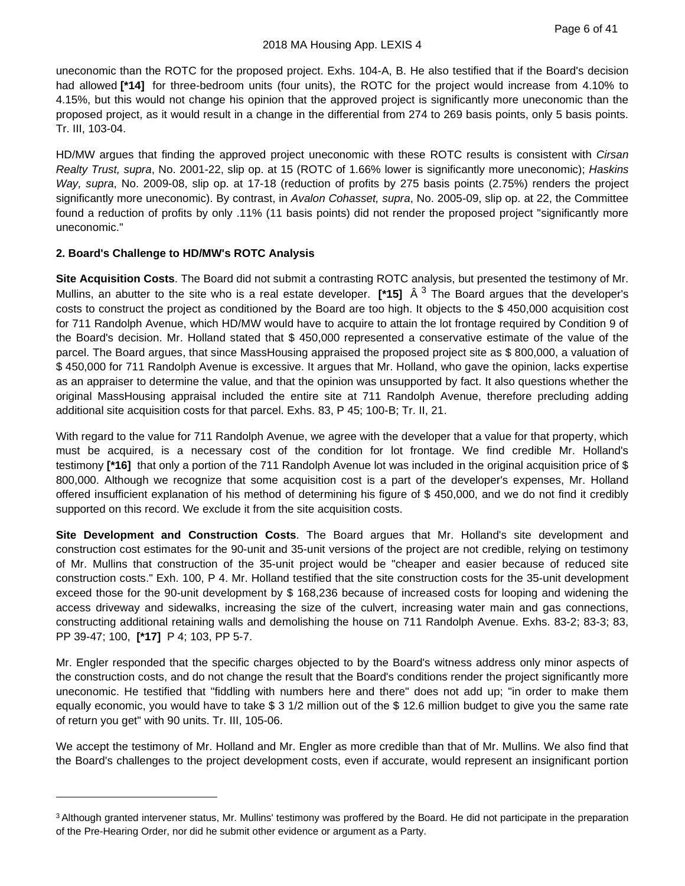uneconomic than the ROTC for the proposed project. Exhs. 104-A, B. He also testified that if the Board's decision had allowed **[*14]** for three-bedroom units (four units), the ROTC for the project would increase from 4.10% to 4.15%, but this would not change his opinion that the approved project is significantly more uneconomic than the proposed project, as it would result in a change in the differential from 274 to 269 basis points, only 5 basis points. Tr. III, 103-04.

HD/MW argues that finding the approved project uneconomic with these ROTC results is consistent with *Cirsan Realty Trust, supra*, No. 2001-22, slip op. at 15 (ROTC of 1.66% lower is significantly more uneconomic); *Haskins Way, supra*, No. 2009-08, slip op. at 17-18 (reduction of profits by 275 basis points (2.75%) renders the project significantly more uneconomic). By contrast, in *Avalon Cohasset, supra*, No. 2005-09, slip op. at 22, the Committee found a reduction of profits by only .11% (11 basis points) did not render the proposed project "significantly more uneconomic."

**2. Board's Challenge to HD/MW's ROTC Analysis**

**Site Acquisition Costs**. The Board did not submit a contrasting ROTC analysis, but presented the testimony of Mr. Mullins, an abutter to the site who is a real estate developer. **[*15]** Â [3] The Board argues that the developer's costs to construct the project as conditioned by the Board are too high. It objects to the $ 450,000 acquisition cost for 711 Randolph Avenue, which HD/MW would have to acquire to attain the lot frontage required by Condition 9 of the Board's decision. Mr. Holland stated that $ 450,000 represented a conservative estimate of the value of the parcel. The Board argues, that since MassHousing appraised the proposed project site as $ 800,000, a valuation of $ 450,000 for 711 Randolph Avenue is excessive. It argues that Mr. Holland, who gave the opinion, lacks expertise as an appraiser to determine the value, and that the opinion was unsupported by fact. It also questions whether the original MassHousing appraisal included the entire site at 711 Randolph Avenue, therefore precluding adding additional site acquisition costs for that parcel. Exhs. 83, P 45; 100-B; Tr. II, 21.

With regard to the value for 711 Randolph Avenue, we agree with the developer that a value for that property, which must be acquired, is a necessary cost of the condition for lot frontage. We find credible Mr. Holland's testimony **[*16]** that only a portion of the 711 Randolph Avenue lot was included in the original acquisition price of $ 800,000. Although we recognize that some acquisition cost is a part of the developer's expenses, Mr. Holland offered insufficient explanation of his method of determining his figure of $ 450,000, and we do not find it credibly supported on this record. We exclude it from the site acquisition costs.

**Site Development and Construction Costs**. The Board argues that Mr. Holland's site development and construction cost estimates for the 90-unit and 35-unit versions of the project are not credible, relying on testimony of Mr. Mullins that construction of the 35-unit project would be "cheaper and easier because of reduced site construction costs." Exh. 100, P 4. Mr. Holland testified that the site construction costs for the 35-unit development exceed those for the 90-unit development by $ 168,236 because of increased costs for looping and widening the access driveway and sidewalks, increasing the size of the culvert, increasing water main and gas connections, constructing additional retaining walls and demolishing the house on 711 Randolph Avenue. Exhs. 83-2; 83-3; 83, PP 39-47; 100, **[*17]** P 4; 103, PP 5-7.

Mr. Engler responded that the specific charges objected to by the Board's witness address only minor aspects of the construction costs, and do not change the result that the Board's conditions render the project significantly more uneconomic. He testified that "fiddling with numbers here and there" does not add up; "in order to make them equally economic, you would have to take $ 3 1/2 million out of the $ 12.6 million budget to give you the same rate of return you get" with 90 units. Tr. III, 105-06.

We accept the testimony of Mr. Holland and Mr. Engler as more credible than that of Mr. Mullins. We also find that the Board's challenges to the project development costs, even if accurate, would represent an insignificant portion

---

[3] Although granted intervener status, Mr. Mullins' testimony was proffered by the Board. He did not participate in the preparation of the Pre-Hearing Order, nor did he submit other evidence or argument as a Party.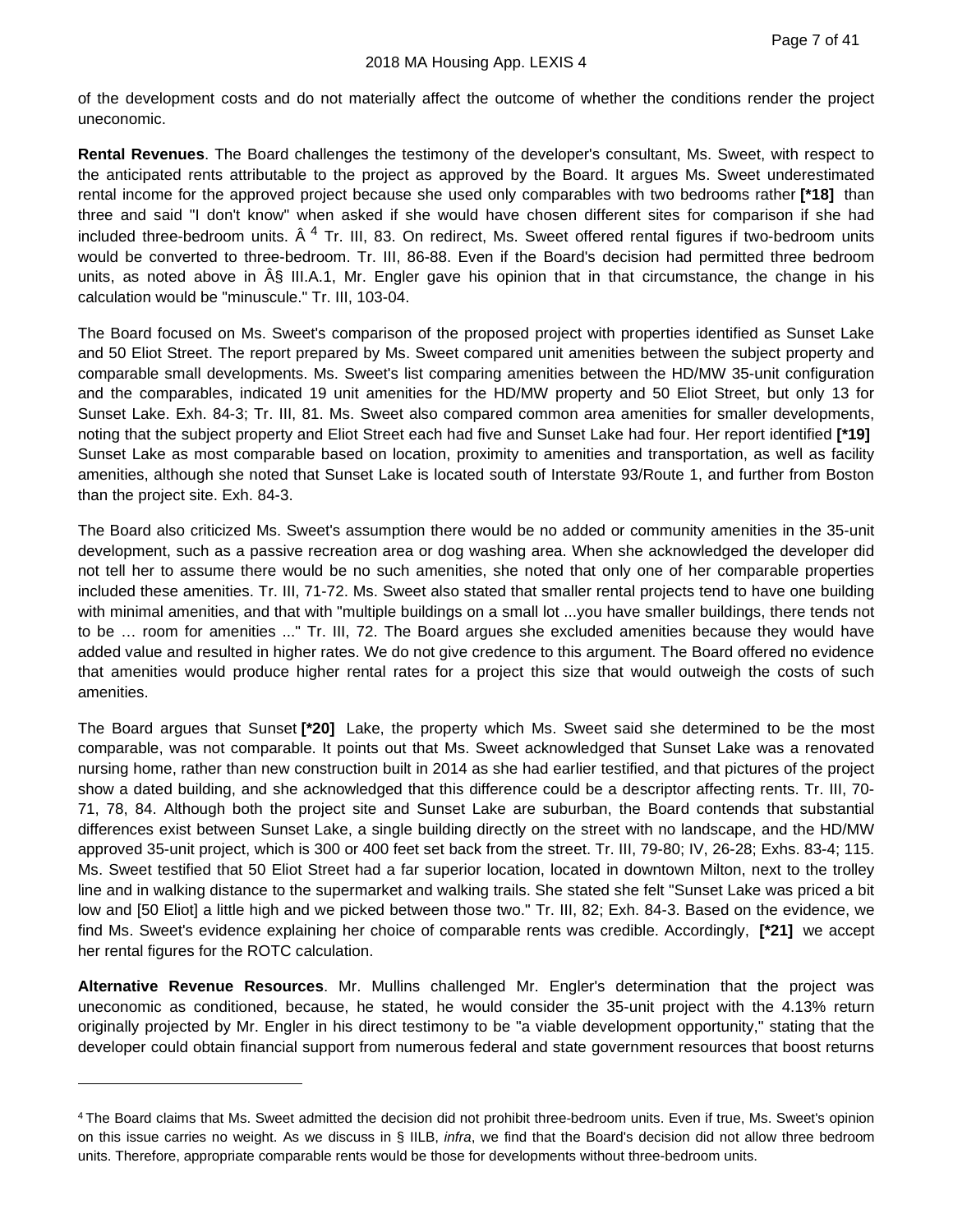of the development costs and do not materially affect the outcome of whether the conditions render the project uneconomic.

**Rental Revenues**. The Board challenges the testimony of the developer's consultant, Ms. Sweet, with respect to the anticipated rents attributable to the project as approved by the Board. It argues Ms. Sweet underestimated rental income for the approved project because she used only comparables with two bedrooms rather **[*18]** than three and said "I don't know" when asked if she would have chosen different sites for comparison if she had included three-bedroom units. Â [4] Tr. III, 83. On redirect, Ms. Sweet offered rental figures if two-bedroom units would be converted to three-bedroom. Tr. III, 86-88. Even if the Board's decision had permitted three bedroom units, as noted above in Â§ III.A.1, Mr. Engler gave his opinion that in that circumstance, the change in his calculation would be "minuscule." Tr. III, 103-04.

The Board focused on Ms. Sweet's comparison of the proposed project with properties identified as Sunset Lake and 50 Eliot Street. The report prepared by Ms. Sweet compared unit amenities between the subject property and comparable small developments. Ms. Sweet's list comparing amenities between the HD/MW 35-unit configuration and the comparables, indicated 19 unit amenities for the HD/MW property and 50 Eliot Street, but only 13 for Sunset Lake. Exh. 84-3; Tr. III, 81. Ms. Sweet also compared common area amenities for smaller developments, noting that the subject property and Eliot Street each had five and Sunset Lake had four. Her report identified **[*19]** Sunset Lake as most comparable based on location, proximity to amenities and transportation, as well as facility amenities, although she noted that Sunset Lake is located south of Interstate 93/Route 1, and further from Boston than the project site. Exh. 84-3.

The Board also criticized Ms. Sweet's assumption there would be no added or community amenities in the 35-unit development, such as a passive recreation area or dog washing area. When she acknowledged the developer did not tell her to assume there would be no such amenities, she noted that only one of her comparable properties included these amenities. Tr. III, 71-72. Ms. Sweet also stated that smaller rental projects tend to have one building with minimal amenities, and that with "multiple buildings on a small lot ...you have smaller buildings, there tends not to be … room for amenities ..." Tr. III, 72. The Board argues she excluded amenities because they would have added value and resulted in higher rates. We do not give credence to this argument. The Board offered no evidence that amenities would produce higher rental rates for a project this size that would outweigh the costs of such amenities.

The Board argues that Sunset **[*20]** Lake, the property which Ms. Sweet said she determined to be the most comparable, was not comparable. It points out that Ms. Sweet acknowledged that Sunset Lake was a renovated nursing home, rather than new construction built in 2014 as she had earlier testified, and that pictures of the project show a dated building, and she acknowledged that this difference could be a descriptor affecting rents. Tr. III, 70-71, 78, 84. Although both the project site and Sunset Lake are suburban, the Board contends that substantial differences exist between Sunset Lake, a single building directly on the street with no landscape, and the HD/MW approved 35-unit project, which is 300 or 400 feet set back from the street. Tr. III, 79-80; IV, 26-28; Exhs. 83-4; 115. Ms. Sweet testified that 50 Eliot Street had a far superior location, located in downtown Milton, next to the trolley line and in walking distance to the supermarket and walking trails. She stated she felt "Sunset Lake was priced a bit low and [50 Eliot] a little high and we picked between those two." Tr. III, 82; Exh. 84-3. Based on the evidence, we find Ms. Sweet's evidence explaining her choice of comparable rents was credible. Accordingly, **[*21]** we accept her rental figures for the ROTC calculation.

**Alternative Revenue Resources**. Mr. Mullins challenged Mr. Engler's determination that the project was uneconomic as conditioned, because, he stated, he would consider the 35-unit project with the 4.13% return originally projected by Mr. Engler in his direct testimony to be "a viable development opportunity," stating that the developer could obtain financial support from numerous federal and state government resources that boost returns

---

[4] The Board claims that Ms. Sweet admitted the decision did not prohibit three-bedroom units. Even if true, Ms. Sweet's opinion on this issue carries no weight. As we discuss in § IILB, *infra*, we find that the Board's decision did not allow three bedroom units. Therefore, appropriate comparable rents would be those for developments without three-bedroom units.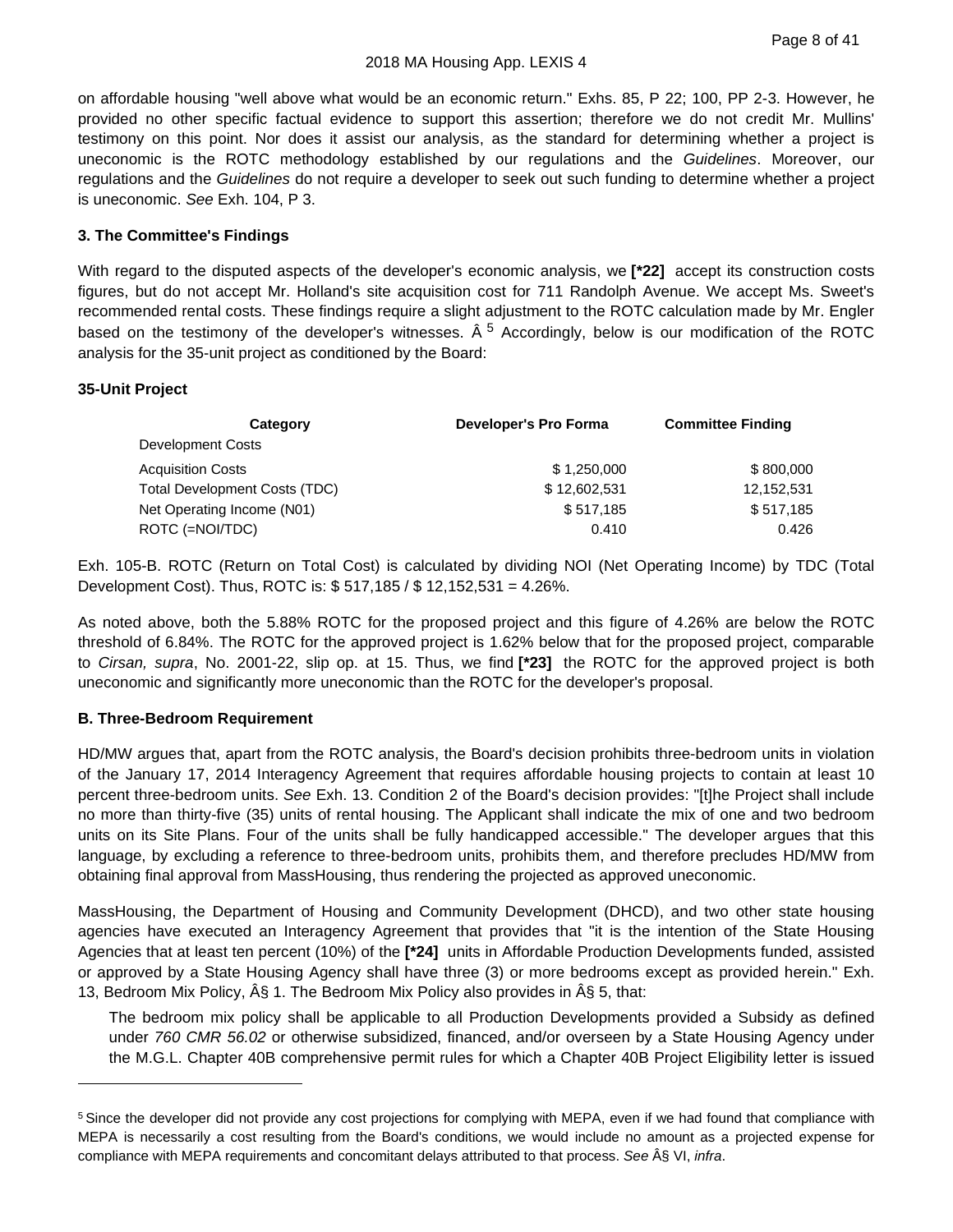on affordable housing "well above what would be an economic return." Exhs. 85, P 22; 100, PP 2-3. However, he provided no other specific factual evidence to support this assertion; therefore we do not credit Mr. Mullins' testimony on this point. Nor does it assist our analysis, as the standard for determining whether a project is uneconomic is the ROTC methodology established by our regulations and the *Guidelines*. Moreover, our regulations and the *Guidelines* do not require a developer to seek out such funding to determine whether a project is uneconomic. *See* Exh. 104, P 3.

### 3. The Committee's Findings

With regard to the disputed aspects of the developer's economic analysis, we **[*22]** accept its construction costs figures, but do not accept Mr. Holland's site acquisition cost for 711 Randolph Avenue. We accept Ms. Sweet's recommended rental costs. These findings require a slight adjustment to the ROTC calculation made by Mr. Engler based on the testimony of the developer's witnesses. Â [5] Accordingly, below is our modification of the ROTC analysis for the 35-unit project as conditioned by the Board:

### 35-Unit Project

| Category | Developer's Pro Forma | Committee Finding |
|---|---|---|
| Development Costs | | |
| Acquisition Costs | $ 1,250,000 | $ 800,000 |
| Total Development Costs (TDC) | $ 12,602,531 | 12,152,531 |
| Net Operating Income (N01) | $ 517,185 | $ 517,185 |
| ROTC (=NOI/TDC) | 0.410 | 0.426 |

Exh. 105-B. ROTC (Return on Total Cost) is calculated by dividing NOI (Net Operating Income) by TDC (Total Development Cost). Thus, ROTC is: $ 517,185 / $ 12,152,531 = 4.26%.

As noted above, both the 5.88% ROTC for the proposed project and this figure of 4.26% are below the ROTC threshold of 6.84%. The ROTC for the approved project is 1.62% below that for the proposed project, comparable to *Cirsan, supra*, No. 2001-22, slip op. at 15. Thus, we find **[*23]** the ROTC for the approved project is both uneconomic and significantly more uneconomic than the ROTC for the developer's proposal.

### B. Three-Bedroom Requirement

HD/MW argues that, apart from the ROTC analysis, the Board's decision prohibits three-bedroom units in violation of the January 17, 2014 Interagency Agreement that requires affordable housing projects to contain at least 10 percent three-bedroom units. *See* Exh. 13. Condition 2 of the Board's decision provides: "[t]he Project shall include no more than thirty-five (35) units of rental housing. The Applicant shall indicate the mix of one and two bedroom units on its Site Plans. Four of the units shall be fully handicapped accessible." The developer argues that this language, by excluding a reference to three-bedroom units, prohibits them, and therefore precludes HD/MW from obtaining final approval from MassHousing, thus rendering the projected as approved uneconomic.

MassHousing, the Department of Housing and Community Development (DHCD), and two other state housing agencies have executed an Interagency Agreement that provides that "it is the intention of the State Housing Agencies that at least ten percent (10%) of the **[*24]** units in Affordable Production Developments funded, assisted or approved by a State Housing Agency shall have three (3) or more bedrooms except as provided herein." Exh. 13, Bedroom Mix Policy, Â§ 1. The Bedroom Mix Policy also provides in Â§ 5, that:

> The bedroom mix policy shall be applicable to all Production Developments provided a Subsidy as defined under *760 CMR 56.02* or otherwise subsidized, financed, and/or overseen by a State Housing Agency under the M.G.L. Chapter 40B comprehensive permit rules for which a Chapter 40B Project Eligibility letter is issued

---

[5] Since the developer did not provide any cost projections for complying with MEPA, even if we had found that compliance with MEPA is necessarily a cost resulting from the Board's conditions, we would include no amount as a projected expense for compliance with MEPA requirements and concomitant delays attributed to that process. *See* Â§ VI, *infra*.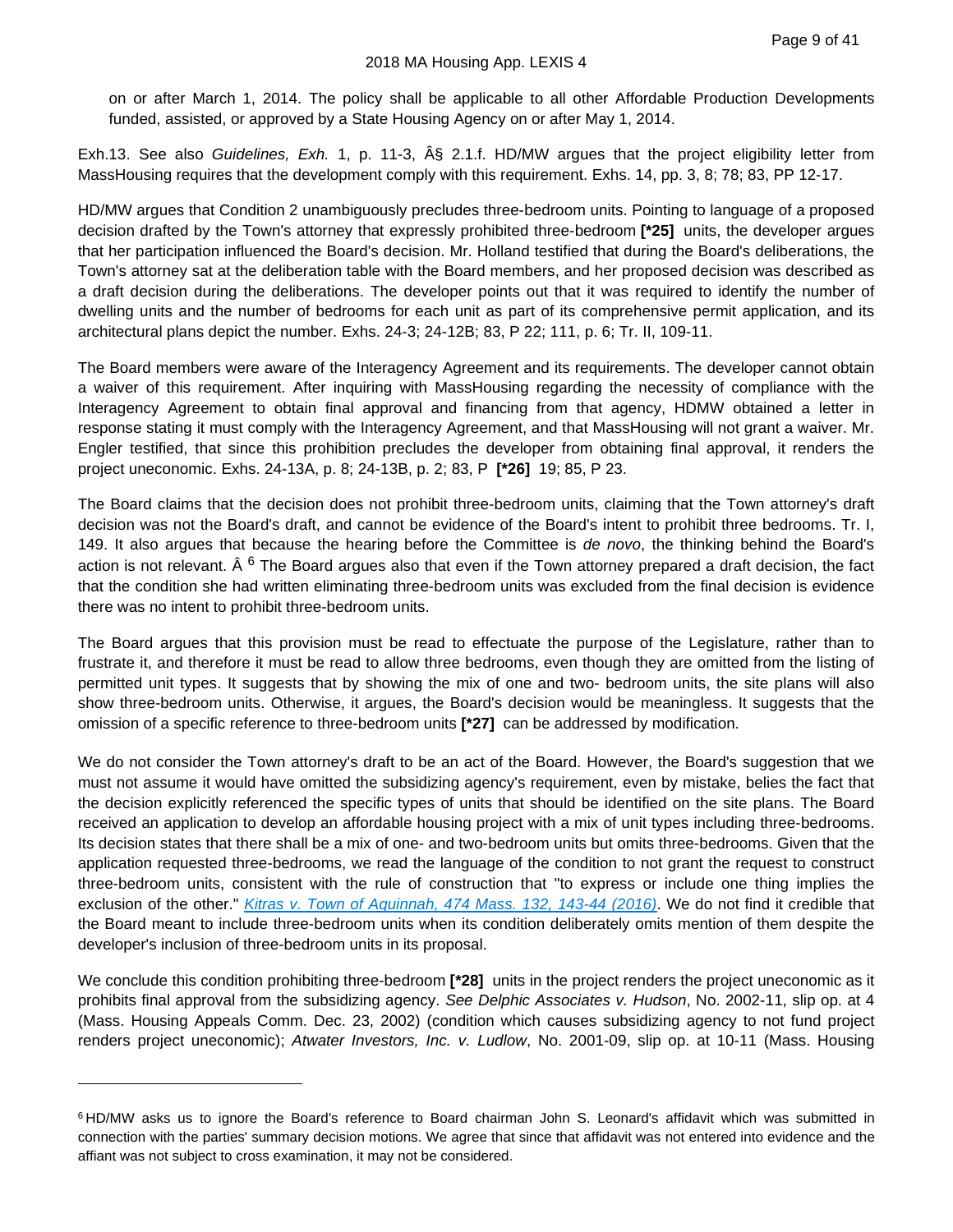on or after March 1, 2014. The policy shall be applicable to all other Affordable Production Developments funded, assisted, or approved by a State Housing Agency on or after May 1, 2014.

Exh.13. See also *Guidelines, Exh.* 1, p. 11-3, Â§ 2.1.f. HD/MW argues that the project eligibility letter from MassHousing requires that the development comply with this requirement. Exhs. 14, pp. 3, 8; 78; 83, PP 12-17.

HD/MW argues that Condition 2 unambiguously precludes three-bedroom units. Pointing to language of a proposed decision drafted by the Town's attorney that expressly prohibited three-bedroom **[*25]** units, the developer argues that her participation influenced the Board's decision. Mr. Holland testified that during the Board's deliberations, the Town's attorney sat at the deliberation table with the Board members, and her proposed decision was described as a draft decision during the deliberations. The developer points out that it was required to identify the number of dwelling units and the number of bedrooms for each unit as part of its comprehensive permit application, and its architectural plans depict the number. Exhs. 24-3; 24-12B; 83, P 22; 111, p. 6; Tr. II, 109-11.

The Board members were aware of the Interagency Agreement and its requirements. The developer cannot obtain a waiver of this requirement. After inquiring with MassHousing regarding the necessity of compliance with the Interagency Agreement to obtain final approval and financing from that agency, HDMW obtained a letter in response stating it must comply with the Interagency Agreement, and that MassHousing will not grant a waiver. Mr. Engler testified, that since this prohibition precludes the developer from obtaining final approval, it renders the project uneconomic. Exhs. 24-13A, p. 8; 24-13B, p. 2; 83, P **[*26]** 19; 85, P 23.

The Board claims that the decision does not prohibit three-bedroom units, claiming that the Town attorney's draft decision was not the Board's draft, and cannot be evidence of the Board's intent to prohibit three bedrooms. Tr. I, 149. It also argues that because the hearing before the Committee is *de novo*, the thinking behind the Board's action is not relevant. Â [6] The Board argues also that even if the Town attorney prepared a draft decision, the fact that the condition she had written eliminating three-bedroom units was excluded from the final decision is evidence there was no intent to prohibit three-bedroom units.

The Board argues that this provision must be read to effectuate the purpose of the Legislature, rather than to frustrate it, and therefore it must be read to allow three bedrooms, even though they are omitted from the listing of permitted unit types. It suggests that by showing the mix of one and two- bedroom units, the site plans will also show three-bedroom units. Otherwise, it argues, the Board's decision would be meaningless. It suggests that the omission of a specific reference to three-bedroom units **[*27]** can be addressed by modification.

We do not consider the Town attorney's draft to be an act of the Board. However, the Board's suggestion that we must not assume it would have omitted the subsidizing agency's requirement, even by mistake, belies the fact that the decision explicitly referenced the specific types of units that should be identified on the site plans. The Board received an application to develop an affordable housing project with a mix of unit types including three-bedrooms. Its decision states that there shall be a mix of one- and two-bedroom units but omits three-bedrooms. Given that the application requested three-bedrooms, we read the language of the condition to not grant the request to construct three-bedroom units, consistent with the rule of construction that "to express or include one thing implies the exclusion of the other." *Kitras v. Town of Aquinnah, 474 Mass. 132, 143-44 (2016)*. We do not find it credible that the Board meant to include three-bedroom units when its condition deliberately omits mention of them despite the developer's inclusion of three-bedroom units in its proposal.

We conclude this condition prohibiting three-bedroom **[*28]** units in the project renders the project uneconomic as it prohibits final approval from the subsidizing agency. *See Delphic Associates v. Hudson*, No. 2002-11, slip op. at 4 (Mass. Housing Appeals Comm. Dec. 23, 2002) (condition which causes subsidizing agency to not fund project renders project uneconomic); *Atwater Investors, Inc. v. Ludlow*, No. 2001-09, slip op. at 10-11 (Mass. Housing

---

[6] HD/MW asks us to ignore the Board's reference to Board chairman John S. Leonard's affidavit which was submitted in connection with the parties' summary decision motions. We agree that since that affidavit was not entered into evidence and the affiant was not subject to cross examination, it may not be considered.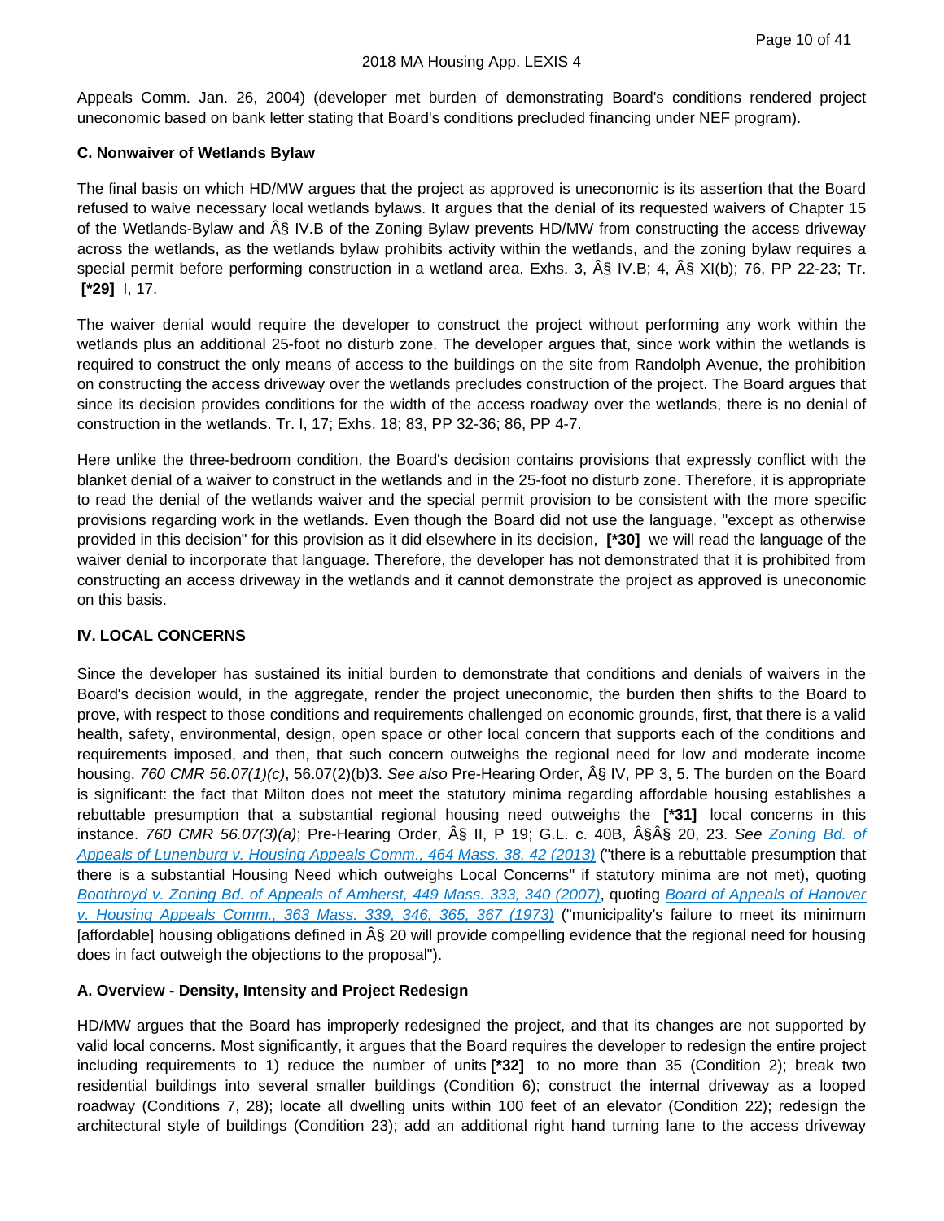Appeals Comm. Jan. 26, 2004) (developer met burden of demonstrating Board's conditions rendered project uneconomic based on bank letter stating that Board's conditions precluded financing under NEF program).

### C. Nonwaiver of Wetlands Bylaw

The final basis on which HD/MW argues that the project as approved is uneconomic is its assertion that the Board refused to waive necessary local wetlands bylaws. It argues that the denial of its requested waivers of Chapter 15 of the Wetlands-Bylaw and Â§ IV.B of the Zoning Bylaw prevents HD/MW from constructing the access driveway across the wetlands, as the wetlands bylaw prohibits activity within the wetlands, and the zoning bylaw requires a special permit before performing construction in a wetland area. Exhs. 3, Â§ IV.B; 4, Â§ XI(b); 76, PP 22-23; Tr. **[*29]** I, 17.

The waiver denial would require the developer to construct the project without performing any work within the wetlands plus an additional 25-foot no disturb zone. The developer argues that, since work within the wetlands is required to construct the only means of access to the buildings on the site from Randolph Avenue, the prohibition on constructing the access driveway over the wetlands precludes construction of the project. The Board argues that since its decision provides conditions for the width of the access roadway over the wetlands, there is no denial of construction in the wetlands. Tr. I, 17; Exhs. 18; 83, PP 32-36; 86, PP 4-7.

Here unlike the three-bedroom condition, the Board's decision contains provisions that expressly conflict with the blanket denial of a waiver to construct in the wetlands and in the 25-foot no disturb zone. Therefore, it is appropriate to read the denial of the wetlands waiver and the special permit provision to be consistent with the more specific provisions regarding work in the wetlands. Even though the Board did not use the language, "except as otherwise provided in this decision" for this provision as it did elsewhere in its decision, **[*30]** we will read the language of the waiver denial to incorporate that language. Therefore, the developer has not demonstrated that it is prohibited from constructing an access driveway in the wetlands and it cannot demonstrate the project as approved is uneconomic on this basis.

## IV. LOCAL CONCERNS

Since the developer has sustained its initial burden to demonstrate that conditions and denials of waivers in the Board's decision would, in the aggregate, render the project uneconomic, the burden then shifts to the Board to prove, with respect to those conditions and requirements challenged on economic grounds, first, that there is a valid health, safety, environmental, design, open space or other local concern that supports each of the conditions and requirements imposed, and then, that such concern outweighs the regional need for low and moderate income housing. *760 CMR 56.07(1)(c)*, 56.07(2)(b)3. *See also* Pre-Hearing Order, Â§ IV, PP 3, 5. The burden on the Board is significant: the fact that Milton does not meet the statutory minima regarding affordable housing establishes a rebuttable presumption that a substantial regional housing need outweighs the **[*31]** local concerns in this instance. *760 CMR 56.07(3)(a)*; Pre-Hearing Order, Â§ II, P 19; G.L. c. 40B, Â§Â§ 20, 23. *See* *Zoning Bd. of Appeals of Lunenburg v. Housing Appeals Comm., 464 Mass. 38, 42 (2013)* ("there is a rebuttable presumption that there is a substantial Housing Need which outweighs Local Concerns" if statutory minima are not met), quoting *Boothroyd v. Zoning Bd. of Appeals of Amherst, 449 Mass. 333, 340 (2007)*, quoting *Board of Appeals of Hanover v. Housing Appeals Comm., 363 Mass. 339, 346, 365, 367 (1973)* ("municipality's failure to meet its minimum [affordable] housing obligations defined in Â§ 20 will provide compelling evidence that the regional need for housing does in fact outweigh the objections to the proposal").

### A. Overview - Density, Intensity and Project Redesign

HD/MW argues that the Board has improperly redesigned the project, and that its changes are not supported by valid local concerns. Most significantly, it argues that the Board requires the developer to redesign the entire project including requirements to 1) reduce the number of units **[*32]** to no more than 35 (Condition 2); break two residential buildings into several smaller buildings (Condition 6); construct the internal driveway as a looped roadway (Conditions 7, 28); locate all dwelling units within 100 feet of an elevator (Condition 22); redesign the architectural style of buildings (Condition 23); add an additional right hand turning lane to the access driveway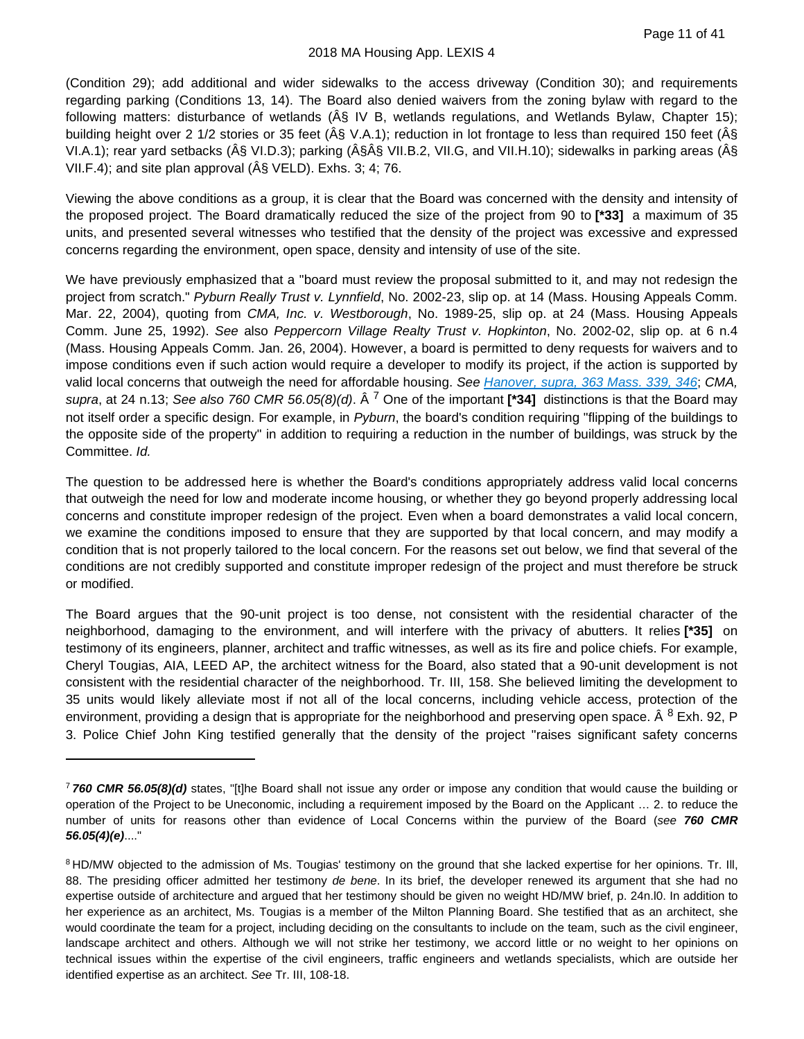(Condition 29); add additional and wider sidewalks to the access driveway (Condition 30); and requirements regarding parking (Conditions 13, 14). The Board also denied waivers from the zoning bylaw with regard to the following matters: disturbance of wetlands (Â§ IV B, wetlands regulations, and Wetlands Bylaw, Chapter 15); building height over 2 1/2 stories or 35 feet (Â§ V.A.1); reduction in lot frontage to less than required 150 feet (Â§ VI.A.1); rear yard setbacks (Â§ VI.D.3); parking (Â§Â§ VII.B.2, VII.G, and VII.H.10); sidewalks in parking areas (Â§ VII.F.4); and site plan approval (Â§ VELD). Exhs. 3; 4; 76.

Viewing the above conditions as a group, it is clear that the Board was concerned with the density and intensity of the proposed project. The Board dramatically reduced the size of the project from 90 to **[*33]** a maximum of 35 units, and presented several witnesses who testified that the density of the project was excessive and expressed concerns regarding the environment, open space, density and intensity of use of the site.

We have previously emphasized that a "board must review the proposal submitted to it, and may not redesign the project from scratch." *Pyburn Realty Trust v. Lynnfield*, No. 2002-23, slip op. at 14 (Mass. Housing Appeals Comm. Mar. 22, 2004), quoting from *CMA, Inc. v. Westborough*, No. 1989-25, slip op. at 24 (Mass. Housing Appeals Comm. June 25, 1992). *See* also *Peppercorn Village Realty Trust v. Hopkinton*, No. 2002-02, slip op. at 6 n.4 (Mass. Housing Appeals Comm. Jan. 26, 2004). However, a board is permitted to deny requests for waivers and to impose conditions even if such action would require a developer to modify its project, if the action is supported by valid local concerns that outweigh the need for affordable housing. *See Hanover, supra, 363 Mass. 339, 346*; *CMA, supra*, at 24 n.13; *See also 760 CMR 56.05(8)(d)*. Â [7] One of the important **[*34]** distinctions is that the Board may not itself order a specific design. For example, in *Pyburn*, the board's condition requiring "flipping of the buildings to the opposite side of the property" in addition to requiring a reduction in the number of buildings, was struck by the Committee. *Id.*

The question to be addressed here is whether the Board's conditions appropriately address valid local concerns that outweigh the need for low and moderate income housing, or whether they go beyond properly addressing local concerns and constitute improper redesign of the project. Even when a board demonstrates a valid local concern, we examine the conditions imposed to ensure that they are supported by that local concern, and may modify a condition that is not properly tailored to the local concern. For the reasons set out below, we find that several of the conditions are not credibly supported and constitute improper redesign of the project and must therefore be struck or modified.

The Board argues that the 90-unit project is too dense, not consistent with the residential character of the neighborhood, damaging to the environment, and will interfere with the privacy of abutters. It relies **[*35]** on testimony of its engineers, planner, architect and traffic witnesses, as well as its fire and police chiefs. For example, Cheryl Tougias, AIA, LEED AP, the architect witness for the Board, also stated that a 90-unit development is not consistent with the residential character of the neighborhood. Tr. III, 158. She believed limiting the development to 35 units would likely alleviate most if not all of the local concerns, including vehicle access, protection of the environment, providing a design that is appropriate for the neighborhood and preserving open space. Â [8] Exh. 92, P 3. Police Chief John King testified generally that the density of the project "raises significant safety concerns

---

[7] ***760 CMR 56.05(8)(d)*** states, "[t]he Board shall not issue any order or impose any condition that would cause the building or operation of the Project to be Uneconomic, including a requirement imposed by the Board on the Applicant … 2. to reduce the number of units for reasons other than evidence of Local Concerns within the purview of the Board (*see* ***760 CMR 56.05(4)(e)***...."

[8] HD/MW objected to the admission of Ms. Tougias' testimony on the ground that she lacked expertise for her opinions. Tr. Ill, 88. The presiding officer admitted her testimony *de bene*. In its brief, the developer renewed its argument that she had no expertise outside of architecture and argued that her testimony should be given no weight HD/MW brief, p. 24n.l0. In addition to her experience as an architect, Ms. Tougias is a member of the Milton Planning Board. She testified that as an architect, she would coordinate the team for a project, including deciding on the consultants to include on the team, such as the civil engineer, landscape architect and others. Although we will not strike her testimony, we accord little or no weight to her opinions on technical issues within the expertise of the civil engineers, traffic engineers and wetlands specialists, which are outside her identified expertise as an architect. *See* Tr. III, 108-18.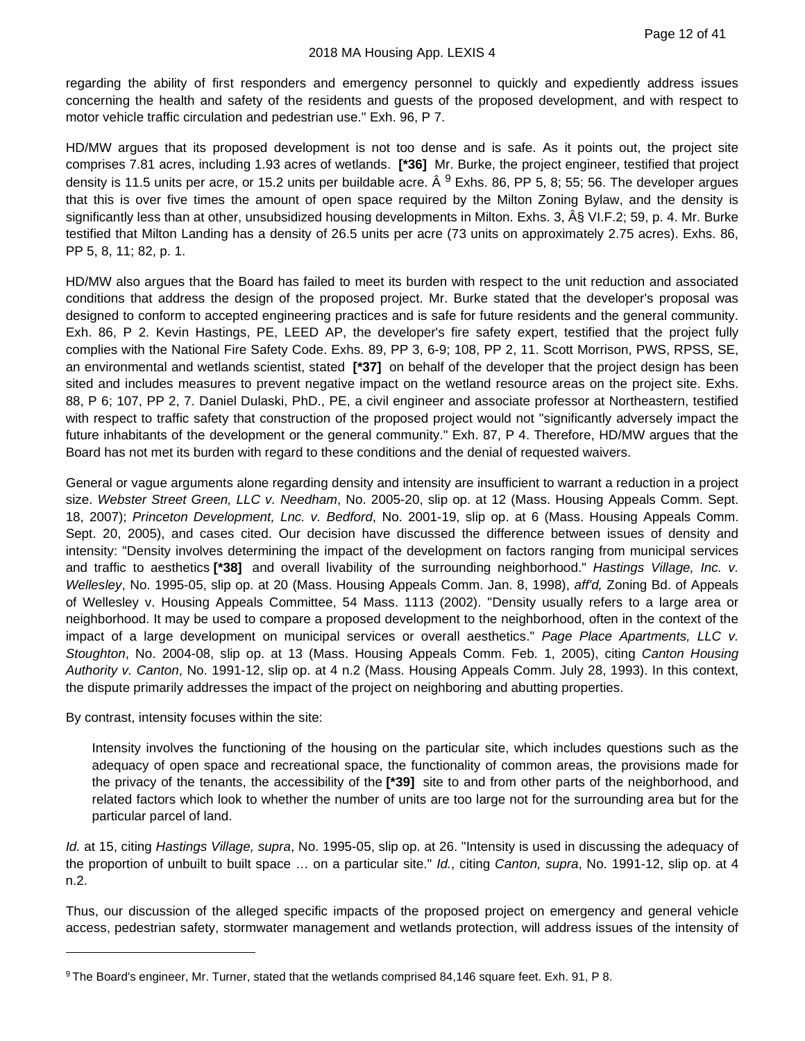regarding the ability of first responders and emergency personnel to quickly and expediently address issues concerning the health and safety of the residents and guests of the proposed development, and with respect to motor vehicle traffic circulation and pedestrian use." Exh. 96, P 7.

HD/MW argues that its proposed development is not too dense and is safe. As it points out, the project site comprises 7.81 acres, including 1.93 acres of wetlands. **[*36]** Mr. Burke, the project engineer, testified that project density is 11.5 units per acre, or 15.2 units per buildable acre. Â [9] Exhs. 86, PP 5, 8; 55; 56. The developer argues that this is over five times the amount of open space required by the Milton Zoning Bylaw, and the density is significantly less than at other, unsubsidized housing developments in Milton. Exhs. 3, Â§ VI.F.2; 59, p. 4. Mr. Burke testified that Milton Landing has a density of 26.5 units per acre (73 units on approximately 2.75 acres). Exhs. 86, PP 5, 8, 11; 82, p. 1.

HD/MW also argues that the Board has failed to meet its burden with respect to the unit reduction and associated conditions that address the design of the proposed project. Mr. Burke stated that the developer's proposal was designed to conform to accepted engineering practices and is safe for future residents and the general community. Exh. 86, P 2. Kevin Hastings, PE, LEED AP, the developer's fire safety expert, testified that the project fully complies with the National Fire Safety Code. Exhs. 89, PP 3, 6-9; 108, PP 2, 11. Scott Morrison, PWS, RPSS, SE, an environmental and wetlands scientist, stated **[*37]** on behalf of the developer that the project design has been sited and includes measures to prevent negative impact on the wetland resource areas on the project site. Exhs. 88, P 6; 107, PP 2, 7. Daniel Dulaski, PhD., PE, a civil engineer and associate professor at Northeastern, testified with respect to traffic safety that construction of the proposed project would not "significantly adversely impact the future inhabitants of the development or the general community." Exh. 87, P 4. Therefore, HD/MW argues that the Board has not met its burden with regard to these conditions and the denial of requested waivers.

General or vague arguments alone regarding density and intensity are insufficient to warrant a reduction in a project size. *Webster Street Green, LLC v. Needham*, No. 2005-20, slip op. at 12 (Mass. Housing Appeals Comm. Sept. 18, 2007); *Princeton Development, Lnc. v. Bedford*, No. 2001-19, slip op. at 6 (Mass. Housing Appeals Comm. Sept. 20, 2005), and cases cited. Our decision have discussed the difference between issues of density and intensity: "Density involves determining the impact of the development on factors ranging from municipal services and traffic to aesthetics **[*38]** and overall livability of the surrounding neighborhood." *Hastings Village, Inc. v. Wellesley*, No. 1995-05, slip op. at 20 (Mass. Housing Appeals Comm. Jan. 8, 1998), *aff'd,* Zoning Bd. of Appeals of Wellesley v. Housing Appeals Committee, 54 Mass. 1113 (2002). "Density usually refers to a large area or neighborhood. It may be used to compare a proposed development to the neighborhood, often in the context of the impact of a large development on municipal services or overall aesthetics." *Page Place Apartments, LLC v. Stoughton*, No. 2004-08, slip op. at 13 (Mass. Housing Appeals Comm. Feb. 1, 2005), citing *Canton Housing Authority v. Canton*, No. 1991-12, slip op. at 4 n.2 (Mass. Housing Appeals Comm. July 28, 1993). In this context, the dispute primarily addresses the impact of the project on neighboring and abutting properties.

By contrast, intensity focuses within the site:

> Intensity involves the functioning of the housing on the particular site, which includes questions such as the adequacy of open space and recreational space, the functionality of common areas, the provisions made for the privacy of the tenants, the accessibility of the **[*39]** site to and from other parts of the neighborhood, and related factors which look to whether the number of units are too large not for the surrounding area but for the particular parcel of land.

*Id.* at 15, citing *Hastings Village, supra*, No. 1995-05, slip op. at 26. "Intensity is used in discussing the adequacy of the proportion of unbuilt to built space … on a particular site." *Id.*, citing *Canton, supra*, No. 1991-12, slip op. at 4 n.2.

Thus, our discussion of the alleged specific impacts of the proposed project on emergency and general vehicle access, pedestrian safety, stormwater management and wetlands protection, will address issues of the intensity of

[9] The Board's engineer, Mr. Turner, stated that the wetlands comprised 84,146 square feet. Exh. 91, P 8.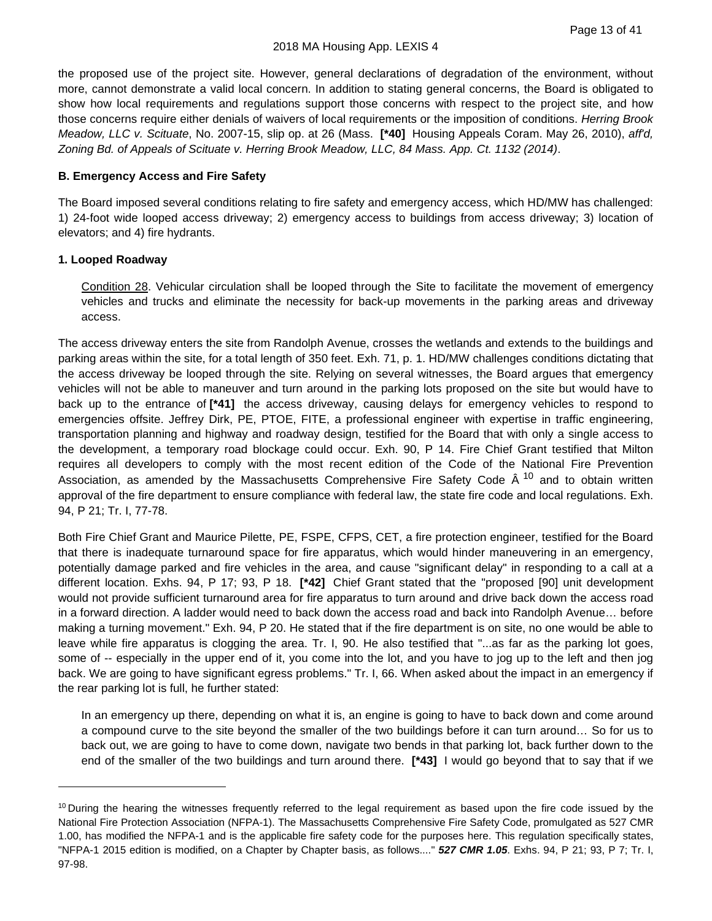the proposed use of the project site. However, general declarations of degradation of the environment, without more, cannot demonstrate a valid local concern. In addition to stating general concerns, the Board is obligated to show how local requirements and regulations support those concerns with respect to the project site, and how those concerns require either denials of waivers of local requirements or the imposition of conditions. *Herring Brook Meadow, LLC v. Scituate*, No. 2007-15, slip op. at 26 (Mass. **[*40]** Housing Appeals Coram. May 26, 2010), *aff'd, Zoning Bd. of Appeals of Scituate v. Herring Brook Meadow, LLC, 84 Mass. App. Ct. 1132 (2014)*.

### B. Emergency Access and Fire Safety

The Board imposed several conditions relating to fire safety and emergency access, which HD/MW has challenged: 1) 24-foot wide looped access driveway; 2) emergency access to buildings from access driveway; 3) location of elevators; and 4) fire hydrants.

#### 1. Looped Roadway

> Condition 28. Vehicular circulation shall be looped through the Site to facilitate the movement of emergency vehicles and trucks and eliminate the necessity for back-up movements in the parking areas and driveway access.

The access driveway enters the site from Randolph Avenue, crosses the wetlands and extends to the buildings and parking areas within the site, for a total length of 350 feet. Exh. 71, p. 1. HD/MW challenges conditions dictating that the access driveway be looped through the site. Relying on several witnesses, the Board argues that emergency vehicles will not be able to maneuver and turn around in the parking lots proposed on the site but would have to back up to the entrance of **[*41]** the access driveway, causing delays for emergency vehicles to respond to emergencies offsite. Jeffrey Dirk, PE, PTOE, FITE, a professional engineer with expertise in traffic engineering, transportation planning and highway and roadway design, testified for the Board that with only a single access to the development, a temporary road blockage could occur. Exh. 90, P 14. Fire Chief Grant testified that Milton requires all developers to comply with the most recent edition of the Code of the National Fire Prevention Association, as amended by the Massachusetts Comprehensive Fire Safety Code Â [10] and to obtain written approval of the fire department to ensure compliance with federal law, the state fire code and local regulations. Exh. 94, P 21; Tr. I, 77-78.

Both Fire Chief Grant and Maurice Pilette, PE, FSPE, CFPS, CET, a fire protection engineer, testified for the Board that there is inadequate turnaround space for fire apparatus, which would hinder maneuvering in an emergency, potentially damage parked and fire vehicles in the area, and cause "significant delay" in responding to a call at a different location. Exhs. 94, P 17; 93, P 18. **[*42]** Chief Grant stated that the "proposed [90] unit development would not provide sufficient turnaround area for fire apparatus to turn around and drive back down the access road in a forward direction. A ladder would need to back down the access road and back into Randolph Avenue… before making a turning movement." Exh. 94, P 20. He stated that if the fire department is on site, no one would be able to leave while fire apparatus is clogging the area. Tr. I, 90. He also testified that "...as far as the parking lot goes, some of -- especially in the upper end of it, you come into the lot, and you have to jog up to the left and then jog back. We are going to have significant egress problems." Tr. I, 66. When asked about the impact in an emergency if the rear parking lot is full, he further stated:

> In an emergency up there, depending on what it is, an engine is going to have to back down and come around a compound curve to the site beyond the smaller of the two buildings before it can turn around… So for us to back out, we are going to have to come down, navigate two bends in that parking lot, back further down to the end of the smaller of the two buildings and turn around there. **[*43]** I would go beyond that to say that if we

---

[10] During the hearing the witnesses frequently referred to the legal requirement as based upon the fire code issued by the National Fire Protection Association (NFPA-1). The Massachusetts Comprehensive Fire Safety Code, promulgated as 527 CMR 1.00, has modified the NFPA-1 and is the applicable fire safety code for the purposes here. This regulation specifically states, "NFPA-1 2015 edition is modified, on a Chapter by Chapter basis, as follows...." ***527 CMR 1.05***. Exhs. 94, P 21; 93, P 7; Tr. I, 97-98.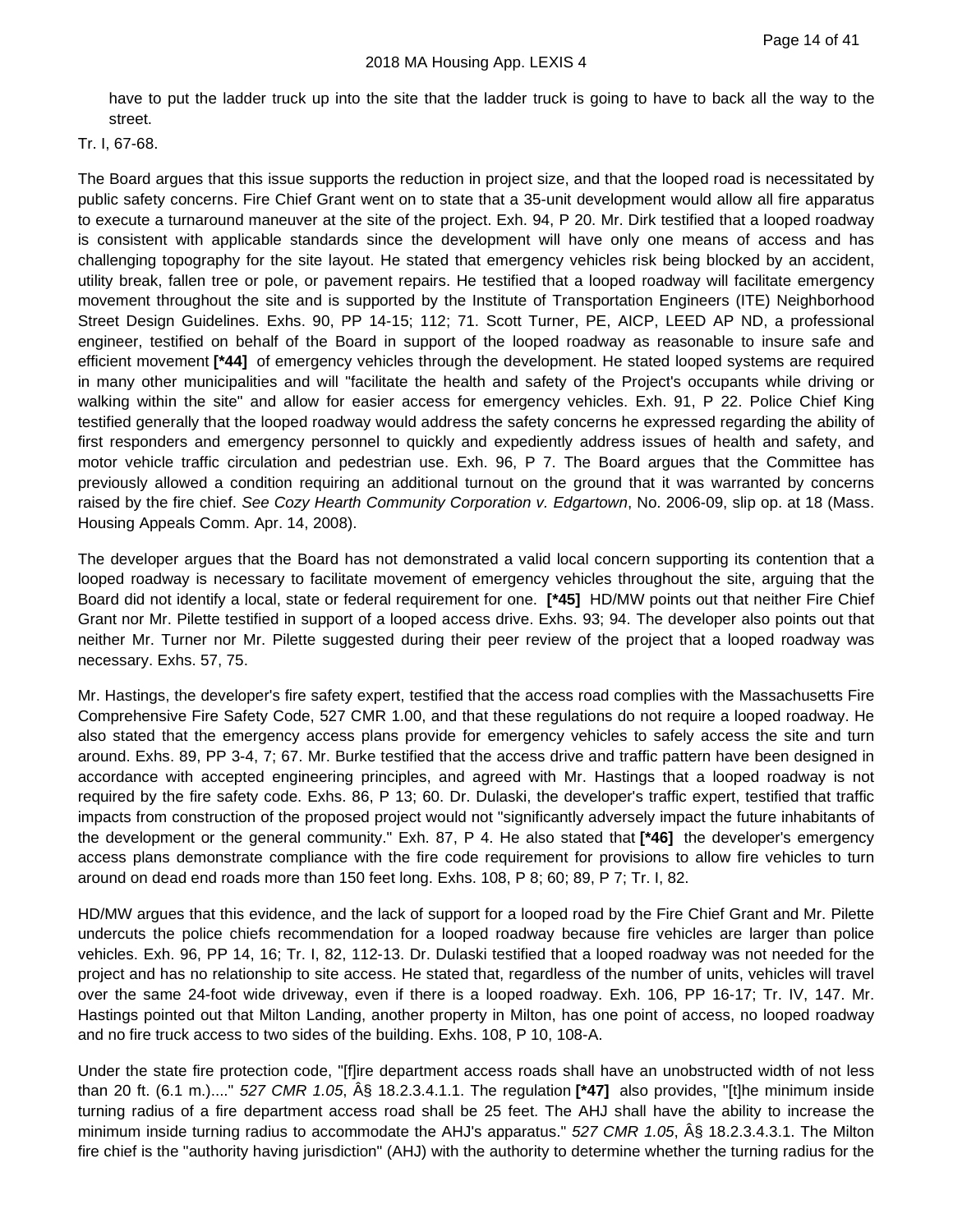have to put the ladder truck up into the site that the ladder truck is going to have to back all the way to the street.

Tr. I, 67-68.

The Board argues that this issue supports the reduction in project size, and that the looped road is necessitated by public safety concerns. Fire Chief Grant went on to state that a 35-unit development would allow all fire apparatus to execute a turnaround maneuver at the site of the project. Exh. 94, P 20. Mr. Dirk testified that a looped roadway is consistent with applicable standards since the development will have only one means of access and has challenging topography for the site layout. He stated that emergency vehicles risk being blocked by an accident, utility break, fallen tree or pole, or pavement repairs. He testified that a looped roadway will facilitate emergency movement throughout the site and is supported by the Institute of Transportation Engineers (ITE) Neighborhood Street Design Guidelines. Exhs. 90, PP 14-15; 112; 71. Scott Turner, PE, AICP, LEED AP ND, a professional engineer, testified on behalf of the Board in support of the looped roadway as reasonable to insure safe and efficient movement **[*44]** of emergency vehicles through the development. He stated looped systems are required in many other municipalities and will "facilitate the health and safety of the Project's occupants while driving or walking within the site" and allow for easier access for emergency vehicles. Exh. 91, P 22. Police Chief King testified generally that the looped roadway would address the safety concerns he expressed regarding the ability of first responders and emergency personnel to quickly and expediently address issues of health and safety, and motor vehicle traffic circulation and pedestrian use. Exh. 96, P 7. The Board argues that the Committee has previously allowed a condition requiring an additional turnout on the ground that it was warranted by concerns raised by the fire chief. *See Cozy Hearth Community Corporation v. Edgartown*, No. 2006-09, slip op. at 18 (Mass. Housing Appeals Comm. Apr. 14, 2008).

The developer argues that the Board has not demonstrated a valid local concern supporting its contention that a looped roadway is necessary to facilitate movement of emergency vehicles throughout the site, arguing that the Board did not identify a local, state or federal requirement for one. **[*45]** HD/MW points out that neither Fire Chief Grant nor Mr. Pilette testified in support of a looped access drive. Exhs. 93; 94. The developer also points out that neither Mr. Turner nor Mr. Pilette suggested during their peer review of the project that a looped roadway was necessary. Exhs. 57, 75.

Mr. Hastings, the developer's fire safety expert, testified that the access road complies with the Massachusetts Fire Comprehensive Fire Safety Code, 527 CMR 1.00, and that these regulations do not require a looped roadway. He also stated that the emergency access plans provide for emergency vehicles to safely access the site and turn around. Exhs. 89, PP 3-4, 7; 67. Mr. Burke testified that the access drive and traffic pattern have been designed in accordance with accepted engineering principles, and agreed with Mr. Hastings that a looped roadway is not required by the fire safety code. Exhs. 86, P 13; 60. Dr. Dulaski, the developer's traffic expert, testified that traffic impacts from construction of the proposed project would not "significantly adversely impact the future inhabitants of the development or the general community." Exh. 87, P 4. He also stated that **[*46]** the developer's emergency access plans demonstrate compliance with the fire code requirement for provisions to allow fire vehicles to turn around on dead end roads more than 150 feet long. Exhs. 108, P 8; 60; 89, P 7; Tr. I, 82.

HD/MW argues that this evidence, and the lack of support for a looped road by the Fire Chief Grant and Mr. Pilette undercuts the police chiefs recommendation for a looped roadway because fire vehicles are larger than police vehicles. Exh. 96, PP 14, 16; Tr. I, 82, 112-13. Dr. Dulaski testified that a looped roadway was not needed for the project and has no relationship to site access. He stated that, regardless of the number of units, vehicles will travel over the same 24-foot wide driveway, even if there is a looped roadway. Exh. 106, PP 16-17; Tr. IV, 147. Mr. Hastings pointed out that Milton Landing, another property in Milton, has one point of access, no looped roadway and no fire truck access to two sides of the building. Exhs. 108, P 10, 108-A.

Under the state fire protection code, "[f]ire department access roads shall have an unobstructed width of not less than 20 ft. (6.1 m.)...." *527 CMR 1.05*, Â§ 18.2.3.4.1.1. The regulation **[*47]** also provides, "[t]he minimum inside turning radius of a fire department access road shall be 25 feet. The AHJ shall have the ability to increase the minimum inside turning radius to accommodate the AHJ's apparatus." *527 CMR 1.05*, Â§ 18.2.3.4.3.1. The Milton fire chief is the "authority having jurisdiction" (AHJ) with the authority to determine whether the turning radius for the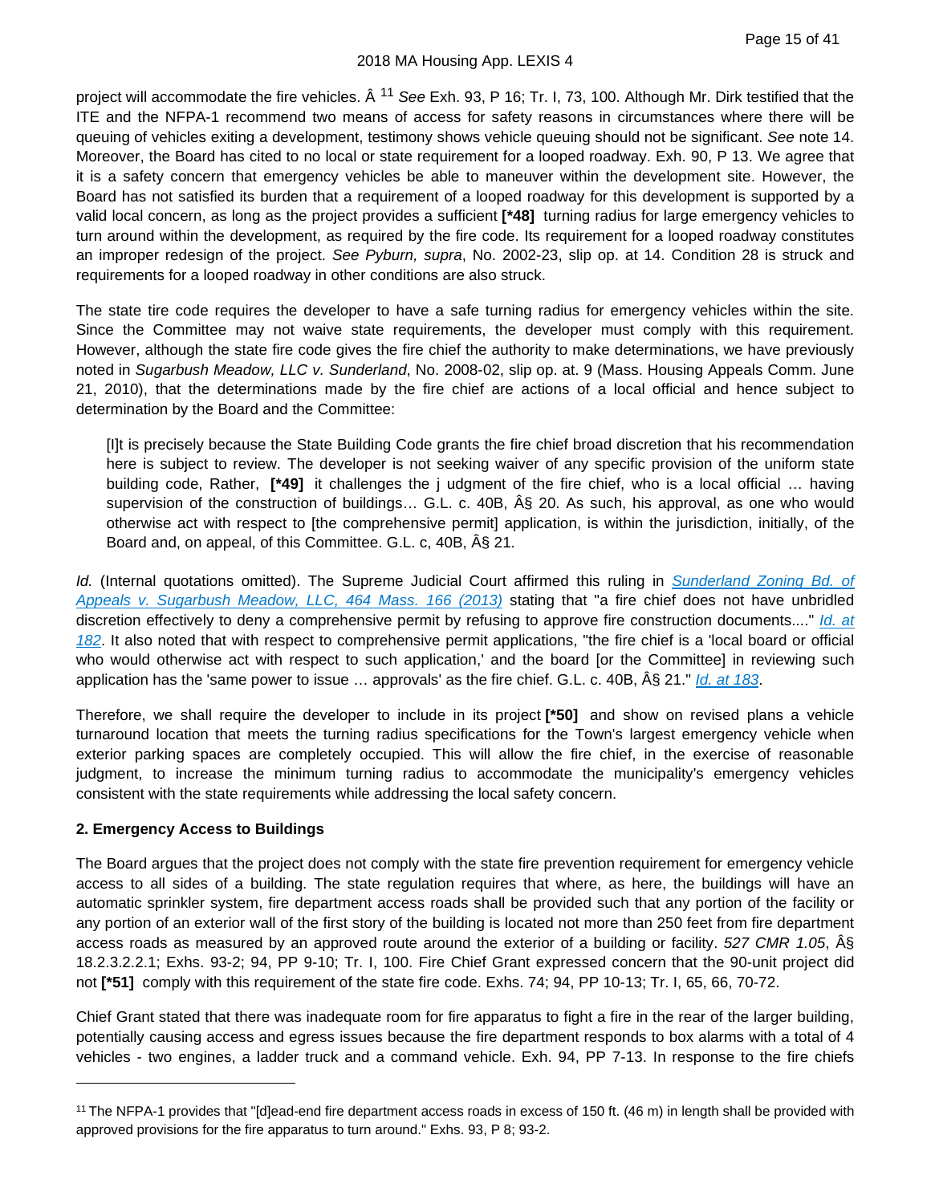project will accommodate the fire vehicles. Â [11] *See* Exh. 93, P 16; Tr. I, 73, 100. Although Mr. Dirk testified that the ITE and the NFPA-1 recommend two means of access for safety reasons in circumstances where there will be queuing of vehicles exiting a development, testimony shows vehicle queuing should not be significant. *See* note 14. Moreover, the Board has cited to no local or state requirement for a looped roadway. Exh. 90, P 13. We agree that it is a safety concern that emergency vehicles be able to maneuver within the development site. However, the Board has not satisfied its burden that a requirement of a looped roadway for this development is supported by a valid local concern, as long as the project provides a sufficient **[*48]** turning radius for large emergency vehicles to turn around within the development, as required by the fire code. Its requirement for a looped roadway constitutes an improper redesign of the project. *See Pyburn, supra*, No. 2002-23, slip op. at 14. Condition 28 is struck and requirements for a looped roadway in other conditions are also struck.

The state tire code requires the developer to have a safe turning radius for emergency vehicles within the site. Since the Committee may not waive state requirements, the developer must comply with this requirement. However, although the state fire code gives the fire chief the authority to make determinations, we have previously noted in *Sugarbush Meadow, LLC v. Sunderland*, No. 2008-02, slip op. at. 9 (Mass. Housing Appeals Comm. June 21, 2010), that the determinations made by the fire chief are actions of a local official and hence subject to determination by the Board and the Committee:

> [I]t is precisely because the State Building Code grants the fire chief broad discretion that his recommendation here is subject to review. The developer is not seeking waiver of any specific provision of the uniform state building code, Rather, **[*49]** it challenges the j udgment of the fire chief, who is a local official … having supervision of the construction of buildings… G.L. c. 40B, Â§ 20. As such, his approval, as one who would otherwise act with respect to [the comprehensive permit] application, is within the jurisdiction, initially, of the Board and, on appeal, of this Committee. G.L. c, 40B, Â§ 21.

*Id.* (Internal quotations omitted). The Supreme Judicial Court affirmed this ruling in *Sunderland Zoning Bd. of Appeals v. Sugarbush Meadow, LLC, 464 Mass. 166 (2013)* stating that "a fire chief does not have unbridled discretion effectively to deny a comprehensive permit by refusing to approve fire construction documents...." *Id. at 182*. It also noted that with respect to comprehensive permit applications, "the fire chief is a 'local board or official who would otherwise act with respect to such application,' and the board [or the Committee] in reviewing such application has the 'same power to issue … approvals' as the fire chief. G.L. c. 40B, Â§ 21." *Id. at 183*.

Therefore, we shall require the developer to include in its project **[*50]** and show on revised plans a vehicle turnaround location that meets the turning radius specifications for the Town's largest emergency vehicle when exterior parking spaces are completely occupied. This will allow the fire chief, in the exercise of reasonable judgment, to increase the minimum turning radius to accommodate the municipality's emergency vehicles consistent with the state requirements while addressing the local safety concern.

**2. Emergency Access to Buildings**

The Board argues that the project does not comply with the state fire prevention requirement for emergency vehicle access to all sides of a building. The state regulation requires that where, as here, the buildings will have an automatic sprinkler system, fire department access roads shall be provided such that any portion of the facility or any portion of an exterior wall of the first story of the building is located not more than 250 feet from fire department access roads as measured by an approved route around the exterior of a building or facility. *527 CMR 1.05*, Â§ 18.2.3.2.2.1; Exhs. 93-2; 94, PP 9-10; Tr. I, 100. Fire Chief Grant expressed concern that the 90-unit project did not **[*51]** comply with this requirement of the state fire code. Exhs. 74; 94, PP 10-13; Tr. I, 65, 66, 70-72.

Chief Grant stated that there was inadequate room for fire apparatus to fight a fire in the rear of the larger building, potentially causing access and egress issues because the fire department responds to box alarms with a total of 4 vehicles - two engines, a ladder truck and a command vehicle. Exh. 94, PP 7-13. In response to the fire chiefs

[11] The NFPA-1 provides that "[d]ead-end fire department access roads in excess of 150 ft. (46 m) in length shall be provided with approved provisions for the fire apparatus to turn around." Exhs. 93, P 8; 93-2.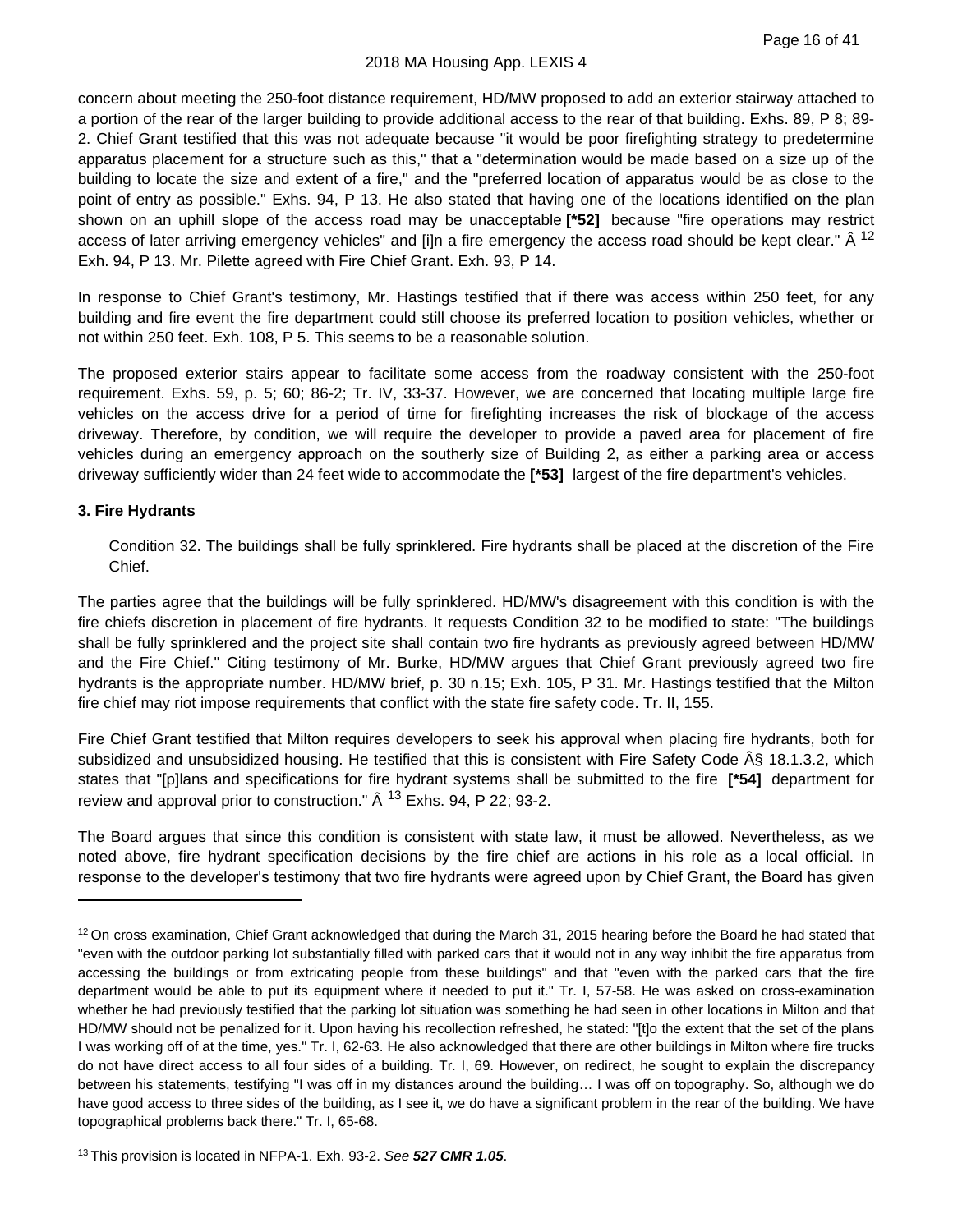concern about meeting the 250-foot distance requirement, HD/MW proposed to add an exterior stairway attached to a portion of the rear of the larger building to provide additional access to the rear of that building. Exhs. 89, P 8; 89-2. Chief Grant testified that this was not adequate because "it would be poor firefighting strategy to predetermine apparatus placement for a structure such as this," that a "determination would be made based on a size up of the building to locate the size and extent of a fire," and the "preferred location of apparatus would be as close to the point of entry as possible." Exhs. 94, P 13. He also stated that having one of the locations identified on the plan shown on an uphill slope of the access road may be unacceptable **[*52]** because "fire operations may restrict access of later arriving emergency vehicles" and [i]n a fire emergency the access road should be kept clear." Â [12] Exh. 94, P 13. Mr. Pilette agreed with Fire Chief Grant. Exh. 93, P 14.

In response to Chief Grant's testimony, Mr. Hastings testified that if there was access within 250 feet, for any building and fire event the fire department could still choose its preferred location to position vehicles, whether or not within 250 feet. Exh. 108, P 5. This seems to be a reasonable solution.

The proposed exterior stairs appear to facilitate some access from the roadway consistent with the 250-foot requirement. Exhs. 59, p. 5; 60; 86-2; Tr. IV, 33-37. However, we are concerned that locating multiple large fire vehicles on the access drive for a period of time for firefighting increases the risk of blockage of the access driveway. Therefore, by condition, we will require the developer to provide a paved area for placement of fire vehicles during an emergency approach on the southerly size of Building 2, as either a parking area or access driveway sufficiently wider than 24 feet wide to accommodate the **[*53]** largest of the fire department's vehicles.

### 3. Fire Hydrants

> Condition 32. The buildings shall be fully sprinklered. Fire hydrants shall be placed at the discretion of the Fire Chief.

The parties agree that the buildings will be fully sprinklered. HD/MW's disagreement with this condition is with the fire chiefs discretion in placement of fire hydrants. It requests Condition 32 to be modified to state: "The buildings shall be fully sprinklered and the project site shall contain two fire hydrants as previously agreed between HD/MW and the Fire Chief." Citing testimony of Mr. Burke, HD/MW argues that Chief Grant previously agreed two fire hydrants is the appropriate number. HD/MW brief, p. 30 n.15; Exh. 105, P 31. Mr. Hastings testified that the Milton fire chief may riot impose requirements that conflict with the state fire safety code. Tr. II, 155.

Fire Chief Grant testified that Milton requires developers to seek his approval when placing fire hydrants, both for subsidized and unsubsidized housing. He testified that this is consistent with Fire Safety Code Â§ 18.1.3.2, which states that "[p]lans and specifications for fire hydrant systems shall be submitted to the fire **[*54]** department for review and approval prior to construction." Â [13] Exhs. 94, P 22; 93-2.

The Board argues that since this condition is consistent with state law, it must be allowed. Nevertheless, as we noted above, fire hydrant specification decisions by the fire chief are actions in his role as a local official. In response to the developer's testimony that two fire hydrants were agreed upon by Chief Grant, the Board has given

---

[12] On cross examination, Chief Grant acknowledged that during the March 31, 2015 hearing before the Board he had stated that "even with the outdoor parking lot substantially filled with parked cars that it would not in any way inhibit the fire apparatus from accessing the buildings or from extricating people from these buildings" and that "even with the parked cars that the fire department would be able to put its equipment where it needed to put it." Tr. I, 57-58. He was asked on cross-examination whether he had previously testified that the parking lot situation was something he had seen in other locations in Milton and that HD/MW should not be penalized for it. Upon having his recollection refreshed, he stated: "[t]o the extent that the set of the plans I was working off of at the time, yes." Tr. I, 62-63. He also acknowledged that there are other buildings in Milton where fire trucks do not have direct access to all four sides of a building. Tr. I, 69. However, on redirect, he sought to explain the discrepancy between his statements, testifying "I was off in my distances around the building… I was off on topography. So, although we do have good access to three sides of the building, as I see it, we do have a significant problem in the rear of the building. We have topographical problems back there." Tr. I, 65-68.

[13] This provision is located in NFPA-1. Exh. 93-2. *See* ***527 CMR 1.05***.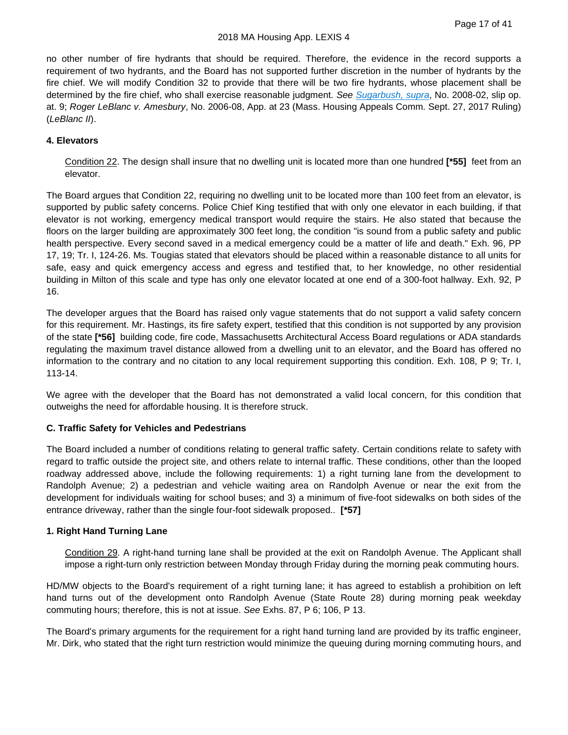no other number of fire hydrants that should be required. Therefore, the evidence in the record supports a requirement of two hydrants, and the Board has not supported further discretion in the number of hydrants by the fire chief. We will modify Condition 32 to provide that there will be two fire hydrants, whose placement shall be determined by the fire chief, who shall exercise reasonable judgment. *See* *Sugarbush, supra*, No. 2008-02, slip op. at. 9; *Roger LeBlanc v. Amesbury*, No. 2006-08, App. at 23 (Mass. Housing Appeals Comm. Sept. 27, 2017 Ruling) (*LeBlanc II*).

**4. Elevators**

> Condition 22. The design shall insure that no dwelling unit is located more than one hundred **[*55]** feet from an elevator.

The Board argues that Condition 22, requiring no dwelling unit to be located more than 100 feet from an elevator, is supported by public safety concerns. Police Chief King testified that with only one elevator in each building, if that elevator is not working, emergency medical transport would require the stairs. He also stated that because the floors on the larger building are approximately 300 feet long, the condition "is sound from a public safety and public health perspective. Every second saved in a medical emergency could be a matter of life and death." Exh. 96, PP 17, 19; Tr. I, 124-26. Ms. Tougias stated that elevators should be placed within a reasonable distance to all units for safe, easy and quick emergency access and egress and testified that, to her knowledge, no other residential building in Milton of this scale and type has only one elevator located at one end of a 300-foot hallway. Exh. 92, P 16.

The developer argues that the Board has raised only vague statements that do not support a valid safety concern for this requirement. Mr. Hastings, its fire safety expert, testified that this condition is not supported by any provision of the state **[*56]** building code, fire code, Massachusetts Architectural Access Board regulations or ADA standards regulating the maximum travel distance allowed from a dwelling unit to an elevator, and the Board has offered no information to the contrary and no citation to any local requirement supporting this condition. Exh. 108, P 9; Tr. I, 113-14.

We agree with the developer that the Board has not demonstrated a valid local concern, for this condition that outweighs the need for affordable housing. It is therefore struck.

**C. Traffic Safety for Vehicles and Pedestrians**

The Board included a number of conditions relating to general traffic safety. Certain conditions relate to safety with regard to traffic outside the project site, and others relate to internal traffic. These conditions, other than the looped roadway addressed above, include the following requirements: 1) a right turning lane from the development to Randolph Avenue; 2) a pedestrian and vehicle waiting area on Randolph Avenue or near the exit from the development for individuals waiting for school buses; and 3) a minimum of five-foot sidewalks on both sides of the entrance driveway, rather than the single four-foot sidewalk proposed.. **[*57]**

**1. Right Hand Turning Lane**

> Condition 29. A right-hand turning lane shall be provided at the exit on Randolph Avenue. The Applicant shall impose a right-turn only restriction between Monday through Friday during the morning peak commuting hours.

HD/MW objects to the Board's requirement of a right turning lane; it has agreed to establish a prohibition on left hand turns out of the development onto Randolph Avenue (State Route 28) during morning peak weekday commuting hours; therefore, this is not at issue. *See* Exhs. 87, P 6; 106, P 13.

The Board's primary arguments for the requirement for a right hand turning land are provided by its traffic engineer, Mr. Dirk, who stated that the right turn restriction would minimize the queuing during morning commuting hours, and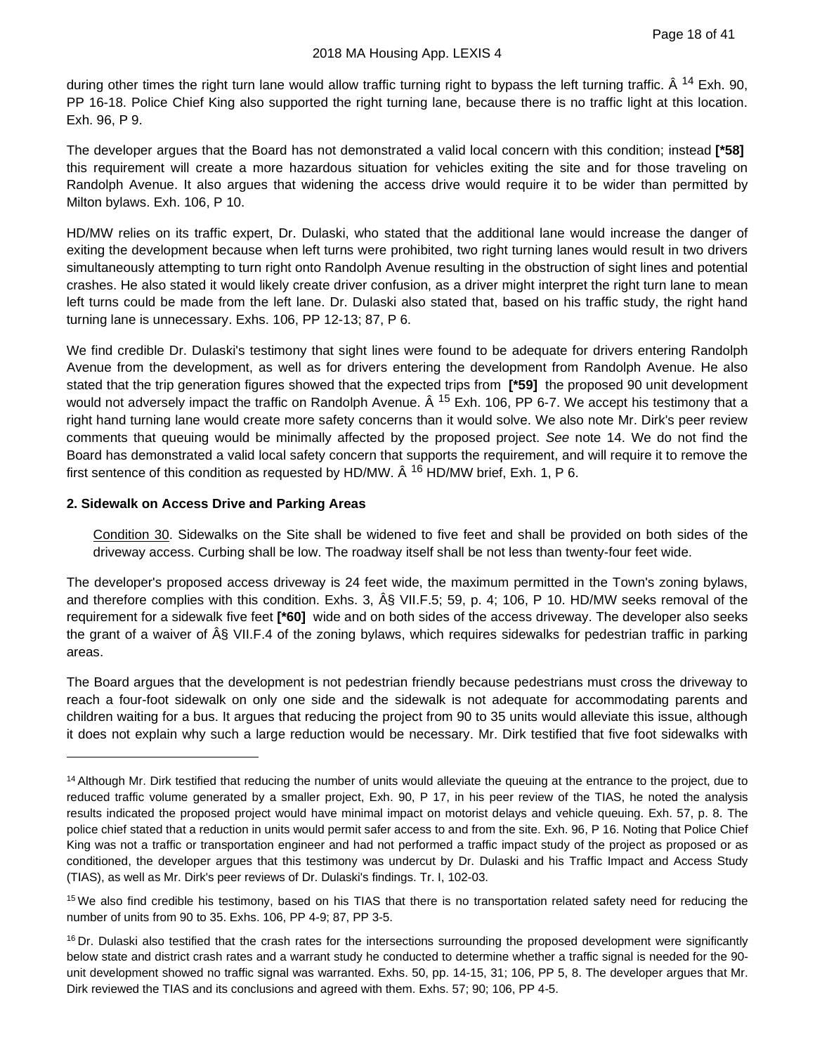during other times the right turn lane would allow traffic turning right to bypass the left turning traffic. Â [14] Exh. 90, PP 16-18. Police Chief King also supported the right turning lane, because there is no traffic light at this location. Exh. 96, P 9.

The developer argues that the Board has not demonstrated a valid local concern with this condition; instead **[*58]** this requirement will create a more hazardous situation for vehicles exiting the site and for those traveling on Randolph Avenue. It also argues that widening the access drive would require it to be wider than permitted by Milton bylaws. Exh. 106, P 10.

HD/MW relies on its traffic expert, Dr. Dulaski, who stated that the additional lane would increase the danger of exiting the development because when left turns were prohibited, two right turning lanes would result in two drivers simultaneously attempting to turn right onto Randolph Avenue resulting in the obstruction of sight lines and potential crashes. He also stated it would likely create driver confusion, as a driver might interpret the right turn lane to mean left turns could be made from the left lane. Dr. Dulaski also stated that, based on his traffic study, the right hand turning lane is unnecessary. Exhs. 106, PP 12-13; 87, P 6.

We find credible Dr. Dulaski's testimony that sight lines were found to be adequate for drivers entering Randolph Avenue from the development, as well as for drivers entering the development from Randolph Avenue. He also stated that the trip generation figures showed that the expected trips from **[*59]** the proposed 90 unit development would not adversely impact the traffic on Randolph Avenue. Â [15] Exh. 106, PP 6-7. We accept his testimony that a right hand turning lane would create more safety concerns than it would solve. We also note Mr. Dirk's peer review comments that queuing would be minimally affected by the proposed project. *See* note 14. We do not find the Board has demonstrated a valid local safety concern that supports the requirement, and will require it to remove the first sentence of this condition as requested by HD/MW. Â [16] HD/MW brief, Exh. 1, P 6.

### 2. Sidewalk on Access Drive and Parking Areas

> Condition 30. Sidewalks on the Site shall be widened to five feet and shall be provided on both sides of the driveway access. Curbing shall be low. The roadway itself shall be not less than twenty-four feet wide.

The developer's proposed access driveway is 24 feet wide, the maximum permitted in the Town's zoning bylaws, and therefore complies with this condition. Exhs. 3, Â§ VII.F.5; 59, p. 4; 106, P 10. HD/MW seeks removal of the requirement for a sidewalk five feet **[*60]** wide and on both sides of the access driveway. The developer also seeks the grant of a waiver of Â§ VII.F.4 of the zoning bylaws, which requires sidewalks for pedestrian traffic in parking areas.

The Board argues that the development is not pedestrian friendly because pedestrians must cross the driveway to reach a four-foot sidewalk on only one side and the sidewalk is not adequate for accommodating parents and children waiting for a bus. It argues that reducing the project from 90 to 35 units would alleviate this issue, although it does not explain why such a large reduction would be necessary. Mr. Dirk testified that five foot sidewalks with

---

[14] Although Mr. Dirk testified that reducing the number of units would alleviate the queuing at the entrance to the project, due to reduced traffic volume generated by a smaller project, Exh. 90, P 17, in his peer review of the TIAS, he noted the analysis results indicated the proposed project would have minimal impact on motorist delays and vehicle queuing. Exh. 57, p. 8. The police chief stated that a reduction in units would permit safer access to and from the site. Exh. 96, P 16. Noting that Police Chief King was not a traffic or transportation engineer and had not performed a traffic impact study of the project as proposed or as conditioned, the developer argues that this testimony was undercut by Dr. Dulaski and his Traffic Impact and Access Study (TIAS), as well as Mr. Dirk's peer reviews of Dr. Dulaski's findings. Tr. I, 102-03.

[15] We also find credible his testimony, based on his TIAS that there is no transportation related safety need for reducing the number of units from 90 to 35. Exhs. 106, PP 4-9; 87, PP 3-5.

[16] Dr. Dulaski also testified that the crash rates for the intersections surrounding the proposed development were significantly below state and district crash rates and a warrant study he conducted to determine whether a traffic signal is needed for the 90-unit development showed no traffic signal was warranted. Exhs. 50, pp. 14-15, 31; 106, PP 5, 8. The developer argues that Mr. Dirk reviewed the TIAS and its conclusions and agreed with them. Exhs. 57; 90; 106, PP 4-5.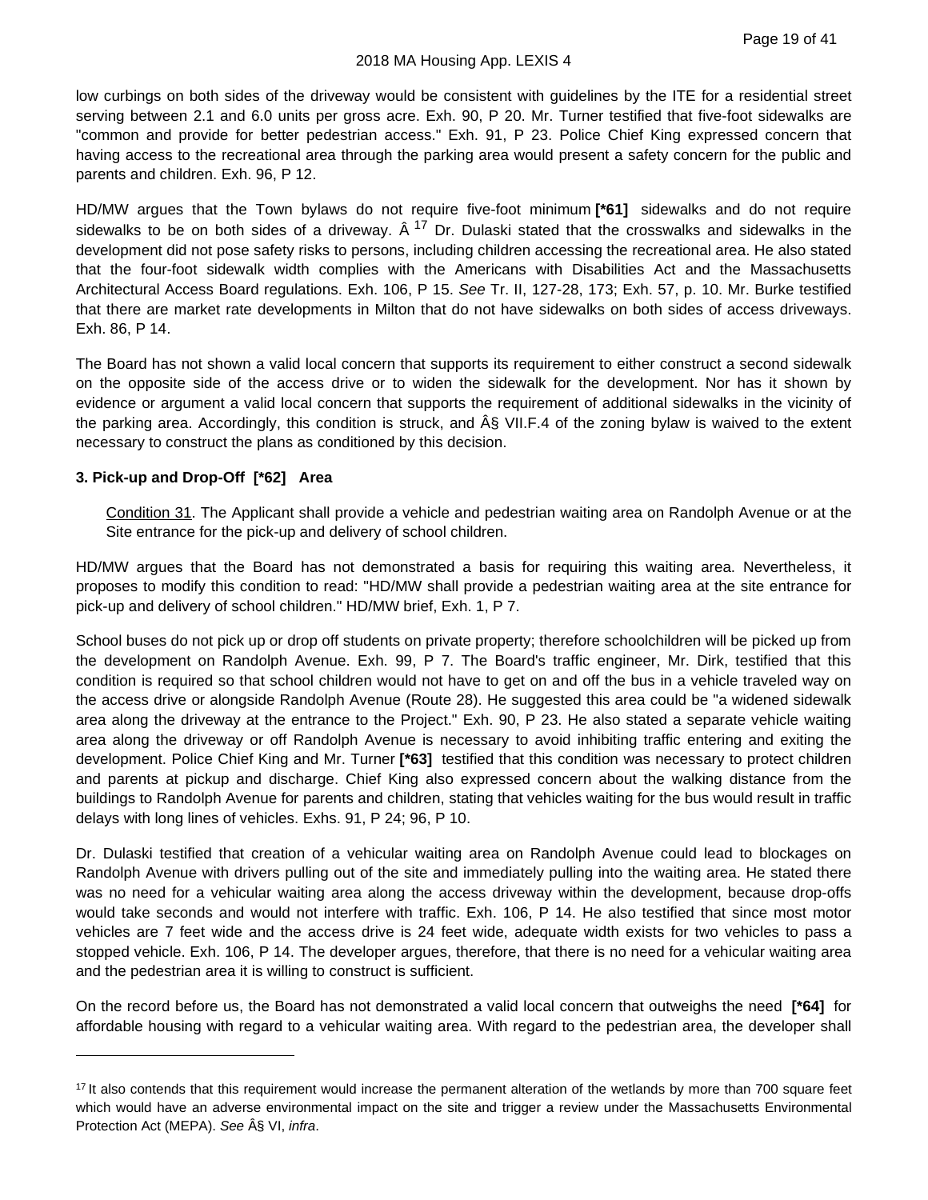low curbings on both sides of the driveway would be consistent with guidelines by the ITE for a residential street serving between 2.1 and 6.0 units per gross acre. Exh. 90, P 20. Mr. Turner testified that five-foot sidewalks are "common and provide for better pedestrian access." Exh. 91, P 23. Police Chief King expressed concern that having access to the recreational area through the parking area would present a safety concern for the public and parents and children. Exh. 96, P 12.

HD/MW argues that the Town bylaws do not require five-foot minimum **[*61]** sidewalks and do not require sidewalks to be on both sides of a driveway. Â [17] Dr. Dulaski stated that the crosswalks and sidewalks in the development did not pose safety risks to persons, including children accessing the recreational area. He also stated that the four-foot sidewalk width complies with the Americans with Disabilities Act and the Massachusetts Architectural Access Board regulations. Exh. 106, P 15. *See* Tr. II, 127-28, 173; Exh. 57, p. 10. Mr. Burke testified that there are market rate developments in Milton that do not have sidewalks on both sides of access driveways. Exh. 86, P 14.

The Board has not shown a valid local concern that supports its requirement to either construct a second sidewalk on the opposite side of the access drive or to widen the sidewalk for the development. Nor has it shown by evidence or argument a valid local concern that supports the requirement of additional sidewalks in the vicinity of the parking area. Accordingly, this condition is struck, and Â§ VII.F.4 of the zoning bylaw is waived to the extent necessary to construct the plans as conditioned by this decision.

### 3. Pick-up and Drop-Off [*62] Area

> Condition 31. The Applicant shall provide a vehicle and pedestrian waiting area on Randolph Avenue or at the Site entrance for the pick-up and delivery of school children.

HD/MW argues that the Board has not demonstrated a basis for requiring this waiting area. Nevertheless, it proposes to modify this condition to read: "HD/MW shall provide a pedestrian waiting area at the site entrance for pick-up and delivery of school children." HD/MW brief, Exh. 1, P 7.

School buses do not pick up or drop off students on private property; therefore schoolchildren will be picked up from the development on Randolph Avenue. Exh. 99, P 7. The Board's traffic engineer, Mr. Dirk, testified that this condition is required so that school children would not have to get on and off the bus in a vehicle traveled way on the access drive or alongside Randolph Avenue (Route 28). He suggested this area could be "a widened sidewalk area along the driveway at the entrance to the Project." Exh. 90, P 23. He also stated a separate vehicle waiting area along the driveway or off Randolph Avenue is necessary to avoid inhibiting traffic entering and exiting the development. Police Chief King and Mr. Turner **[*63]** testified that this condition was necessary to protect children and parents at pickup and discharge. Chief King also expressed concern about the walking distance from the buildings to Randolph Avenue for parents and children, stating that vehicles waiting for the bus would result in traffic delays with long lines of vehicles. Exhs. 91, P 24; 96, P 10.

Dr. Dulaski testified that creation of a vehicular waiting area on Randolph Avenue could lead to blockages on Randolph Avenue with drivers pulling out of the site and immediately pulling into the waiting area. He stated there was no need for a vehicular waiting area along the access driveway within the development, because drop-offs would take seconds and would not interfere with traffic. Exh. 106, P 14. He also testified that since most motor vehicles are 7 feet wide and the access drive is 24 feet wide, adequate width exists for two vehicles to pass a stopped vehicle. Exh. 106, P 14. The developer argues, therefore, that there is no need for a vehicular waiting area and the pedestrian area it is willing to construct is sufficient.

On the record before us, the Board has not demonstrated a valid local concern that outweighs the need **[*64]** for affordable housing with regard to a vehicular waiting area. With regard to the pedestrian area, the developer shall

---

[17] It also contends that this requirement would increase the permanent alteration of the wetlands by more than 700 square feet which would have an adverse environmental impact on the site and trigger a review under the Massachusetts Environmental Protection Act (MEPA). *See* Â§ VI, *infra*.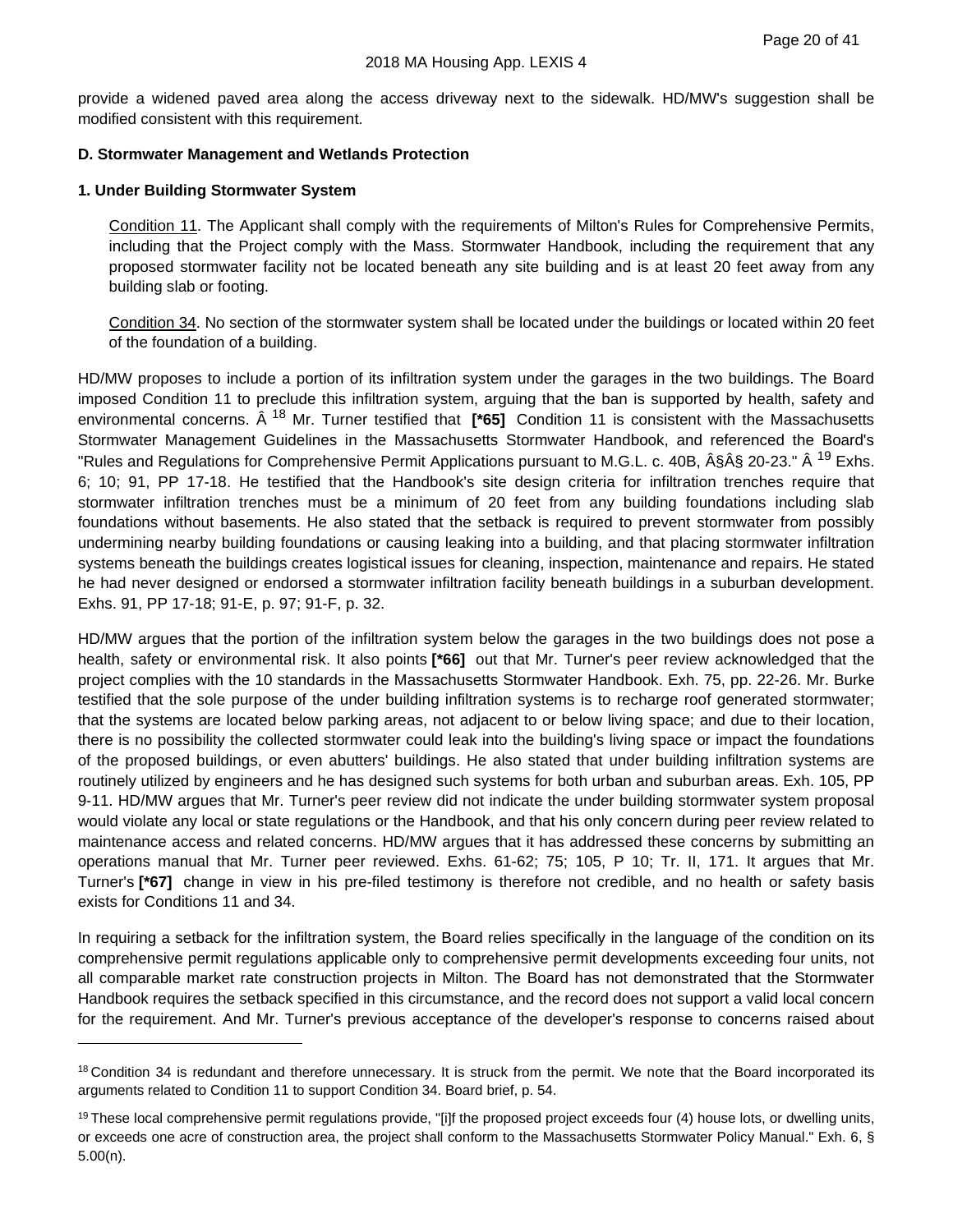provide a widened paved area along the access driveway next to the sidewalk. HD/MW's suggestion shall be modified consistent with this requirement.

**D. Stormwater Management and Wetlands Protection**

**1. Under Building Stormwater System**

> Condition 11. The Applicant shall comply with the requirements of Milton's Rules for Comprehensive Permits, including that the Project comply with the Mass. Stormwater Handbook, including the requirement that any proposed stormwater facility not be located beneath any site building and is at least 20 feet away from any building slab or footing.
>
> Condition 34. No section of the stormwater system shall be located under the buildings or located within 20 feet of the foundation of a building.

HD/MW proposes to include a portion of its infiltration system under the garages in the two buildings. The Board imposed Condition 11 to preclude this infiltration system, arguing that the ban is supported by health, safety and environmental concerns. Â [18] Mr. Turner testified that **[*65]** Condition 11 is consistent with the Massachusetts Stormwater Management Guidelines in the Massachusetts Stormwater Handbook, and referenced the Board's "Rules and Regulations for Comprehensive Permit Applications pursuant to M.G.L. c. 40B, Â§Â§ 20-23." Â [19] Exhs. 6; 10; 91, PP 17-18. He testified that the Handbook's site design criteria for infiltration trenches require that stormwater infiltration trenches must be a minimum of 20 feet from any building foundations including slab foundations without basements. He also stated that the setback is required to prevent stormwater from possibly undermining nearby building foundations or causing leaking into a building, and that placing stormwater infiltration systems beneath the buildings creates logistical issues for cleaning, inspection, maintenance and repairs. He stated he had never designed or endorsed a stormwater infiltration facility beneath buildings in a suburban development. Exhs. 91, PP 17-18; 91-E, p. 97; 91-F, p. 32.

HD/MW argues that the portion of the infiltration system below the garages in the two buildings does not pose a health, safety or environmental risk. It also points **[*66]** out that Mr. Turner's peer review acknowledged that the project complies with the 10 standards in the Massachusetts Stormwater Handbook. Exh. 75, pp. 22-26. Mr. Burke testified that the sole purpose of the under building infiltration systems is to recharge roof generated stormwater; that the systems are located below parking areas, not adjacent to or below living space; and due to their location, there is no possibility the collected stormwater could leak into the building's living space or impact the foundations of the proposed buildings, or even abutters' buildings. He also stated that under building infiltration systems are routinely utilized by engineers and he has designed such systems for both urban and suburban areas. Exh. 105, PP 9-11. HD/MW argues that Mr. Turner's peer review did not indicate the under building stormwater system proposal would violate any local or state regulations or the Handbook, and that his only concern during peer review related to maintenance access and related concerns. HD/MW argues that it has addressed these concerns by submitting an operations manual that Mr. Turner peer reviewed. Exhs. 61-62; 75; 105, P 10; Tr. II, 171. It argues that Mr. Turner's **[*67]** change in view in his pre-filed testimony is therefore not credible, and no health or safety basis exists for Conditions 11 and 34.

In requiring a setback for the infiltration system, the Board relies specifically in the language of the condition on its comprehensive permit regulations applicable only to comprehensive permit developments exceeding four units, not all comparable market rate construction projects in Milton. The Board has not demonstrated that the Stormwater Handbook requires the setback specified in this circumstance, and the record does not support a valid local concern for the requirement. And Mr. Turner's previous acceptance of the developer's response to concerns raised about

---

[18] Condition 34 is redundant and therefore unnecessary. It is struck from the permit. We note that the Board incorporated its arguments related to Condition 11 to support Condition 34. Board brief, p. 54.

[19] These local comprehensive permit regulations provide, "[i]f the proposed project exceeds four (4) house lots, or dwelling units, or exceeds one acre of construction area, the project shall conform to the Massachusetts Stormwater Policy Manual." Exh. 6, § 5.00(n).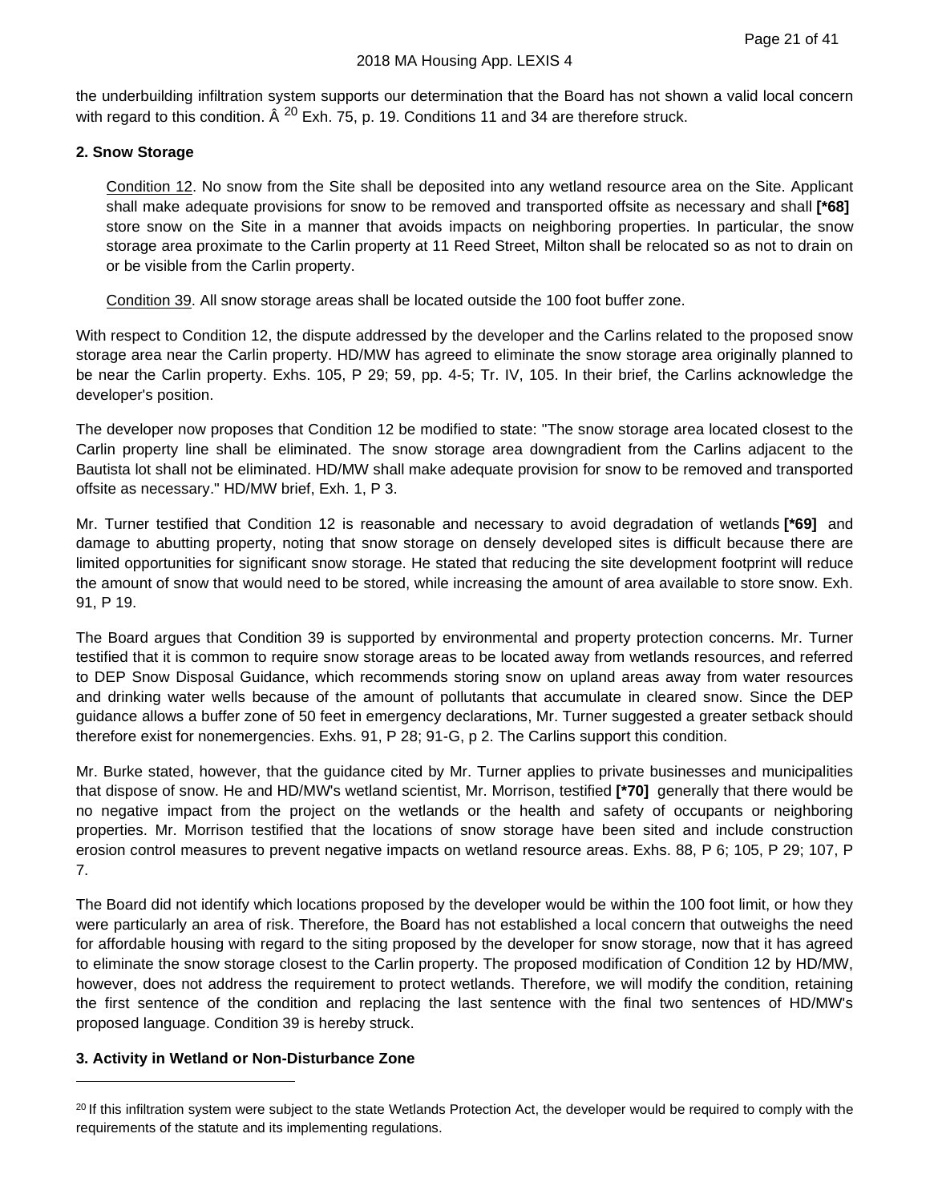the underbuilding infiltration system supports our determination that the Board has not shown a valid local concern with regard to this condition. Â [20] Exh. 75, p. 19. Conditions 11 and 34 are therefore struck.

### 2. Snow Storage

> Condition 12. No snow from the Site shall be deposited into any wetland resource area on the Site. Applicant shall make adequate provisions for snow to be removed and transported offsite as necessary and shall **[*68]** store snow on the Site in a manner that avoids impacts on neighboring properties. In particular, the snow storage area proximate to the Carlin property at 11 Reed Street, Milton shall be relocated so as not to drain on or be visible from the Carlin property.
>
> Condition 39. All snow storage areas shall be located outside the 100 foot buffer zone.

With respect to Condition 12, the dispute addressed by the developer and the Carlins related to the proposed snow storage area near the Carlin property. HD/MW has agreed to eliminate the snow storage area originally planned to be near the Carlin property. Exhs. 105, P 29; 59, pp. 4-5; Tr. IV, 105. In their brief, the Carlins acknowledge the developer's position.

The developer now proposes that Condition 12 be modified to state: "The snow storage area located closest to the Carlin property line shall be eliminated. The snow storage area downgradient from the Carlins adjacent to the Bautista lot shall not be eliminated. HD/MW shall make adequate provision for snow to be removed and transported offsite as necessary." HD/MW brief, Exh. 1, P 3.

Mr. Turner testified that Condition 12 is reasonable and necessary to avoid degradation of wetlands **[*69]** and damage to abutting property, noting that snow storage on densely developed sites is difficult because there are limited opportunities for significant snow storage. He stated that reducing the site development footprint will reduce the amount of snow that would need to be stored, while increasing the amount of area available to store snow. Exh. 91, P 19.

The Board argues that Condition 39 is supported by environmental and property protection concerns. Mr. Turner testified that it is common to require snow storage areas to be located away from wetlands resources, and referred to DEP Snow Disposal Guidance, which recommends storing snow on upland areas away from water resources and drinking water wells because of the amount of pollutants that accumulate in cleared snow. Since the DEP guidance allows a buffer zone of 50 feet in emergency declarations, Mr. Turner suggested a greater setback should therefore exist for nonemergencies. Exhs. 91, P 28; 91-G, p 2. The Carlins support this condition.

Mr. Burke stated, however, that the guidance cited by Mr. Turner applies to private businesses and municipalities that dispose of snow. He and HD/MW's wetland scientist, Mr. Morrison, testified **[*70]** generally that there would be no negative impact from the project on the wetlands or the health and safety of occupants or neighboring properties. Mr. Morrison testified that the locations of snow storage have been sited and include construction erosion control measures to prevent negative impacts on wetland resource areas. Exhs. 88, P 6; 105, P 29; 107, P 7.

The Board did not identify which locations proposed by the developer would be within the 100 foot limit, or how they were particularly an area of risk. Therefore, the Board has not established a local concern that outweighs the need for affordable housing with regard to the siting proposed by the developer for snow storage, now that it has agreed to eliminate the snow storage closest to the Carlin property. The proposed modification of Condition 12 by HD/MW, however, does not address the requirement to protect wetlands. Therefore, we will modify the condition, retaining the first sentence of the condition and replacing the last sentence with the final two sentences of HD/MW's proposed language. Condition 39 is hereby struck.

### 3. Activity in Wetland or Non-Disturbance Zone

---

[20] If this infiltration system were subject to the state Wetlands Protection Act, the developer would be required to comply with the requirements of the statute and its implementing regulations.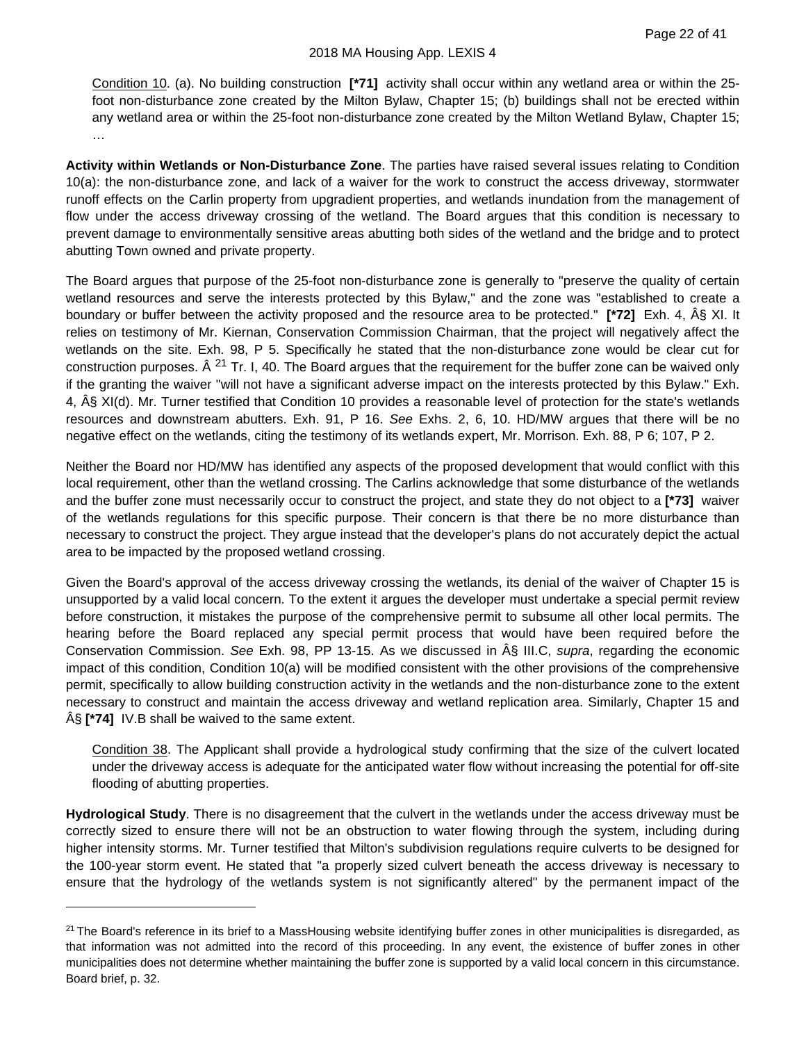Condition 10. (a). No building construction **[*71]** activity shall occur within any wetland area or within the 25-foot non-disturbance zone created by the Milton Bylaw, Chapter 15; (b) buildings shall not be erected within any wetland area or within the 25-foot non-disturbance zone created by the Milton Wetland Bylaw, Chapter 15; …

**Activity within Wetlands or Non-Disturbance Zone**. The parties have raised several issues relating to Condition 10(a): the non-disturbance zone, and lack of a waiver for the work to construct the access driveway, stormwater runoff effects on the Carlin property from upgradient properties, and wetlands inundation from the management of flow under the access driveway crossing of the wetland. The Board argues that this condition is necessary to prevent damage to environmentally sensitive areas abutting both sides of the wetland and the bridge and to protect abutting Town owned and private property.

The Board argues that purpose of the 25-foot non-disturbance zone is generally to "preserve the quality of certain wetland resources and serve the interests protected by this Bylaw," and the zone was "established to create a boundary or buffer between the activity proposed and the resource area to be protected." **[*72]** Exh. 4, Â§ XI. It relies on testimony of Mr. Kiernan, Conservation Commission Chairman, that the project will negatively affect the wetlands on the site. Exh. 98, P 5. Specifically he stated that the non-disturbance zone would be clear cut for construction purposes. Â [21] Tr. I, 40. The Board argues that the requirement for the buffer zone can be waived only if the granting the waiver "will not have a significant adverse impact on the interests protected by this Bylaw." Exh. 4, Â§ XI(d). Mr. Turner testified that Condition 10 provides a reasonable level of protection for the state's wetlands resources and downstream abutters. Exh. 91, P 16. *See* Exhs. 2, 6, 10. HD/MW argues that there will be no negative effect on the wetlands, citing the testimony of its wetlands expert, Mr. Morrison. Exh. 88, P 6; 107, P 2.

Neither the Board nor HD/MW has identified any aspects of the proposed development that would conflict with this local requirement, other than the wetland crossing. The Carlins acknowledge that some disturbance of the wetlands and the buffer zone must necessarily occur to construct the project, and state they do not object to a **[*73]** waiver of the wetlands regulations for this specific purpose. Their concern is that there be no more disturbance than necessary to construct the project. They argue instead that the developer's plans do not accurately depict the actual area to be impacted by the proposed wetland crossing.

Given the Board's approval of the access driveway crossing the wetlands, its denial of the waiver of Chapter 15 is unsupported by a valid local concern. To the extent it argues the developer must undertake a special permit review before construction, it mistakes the purpose of the comprehensive permit to subsume all other local permits. The hearing before the Board replaced any special permit process that would have been required before the Conservation Commission. *See* Exh. 98, PP 13-15. As we discussed in Â§ III.C, *supra*, regarding the economic impact of this condition, Condition 10(a) will be modified consistent with the other provisions of the comprehensive permit, specifically to allow building construction activity in the wetlands and the non-disturbance zone to the extent necessary to construct and maintain the access driveway and wetland replication area. Similarly, Chapter 15 and Â§ **[*74]** IV.B shall be waived to the same extent.

Condition 38. The Applicant shall provide a hydrological study confirming that the size of the culvert located under the driveway access is adequate for the anticipated water flow without increasing the potential for off-site flooding of abutting properties.

**Hydrological Study**. There is no disagreement that the culvert in the wetlands under the access driveway must be correctly sized to ensure there will not be an obstruction to water flowing through the system, including during higher intensity storms. Mr. Turner testified that Milton's subdivision regulations require culverts to be designed for the 100-year storm event. He stated that "a properly sized culvert beneath the access driveway is necessary to ensure that the hydrology of the wetlands system is not significantly altered" by the permanent impact of the

---

[21] The Board's reference in its brief to a MassHousing website identifying buffer zones in other municipalities is disregarded, as that information was not admitted into the record of this proceeding. In any event, the existence of buffer zones in other municipalities does not determine whether maintaining the buffer zone is supported by a valid local concern in this circumstance. Board brief, p. 32.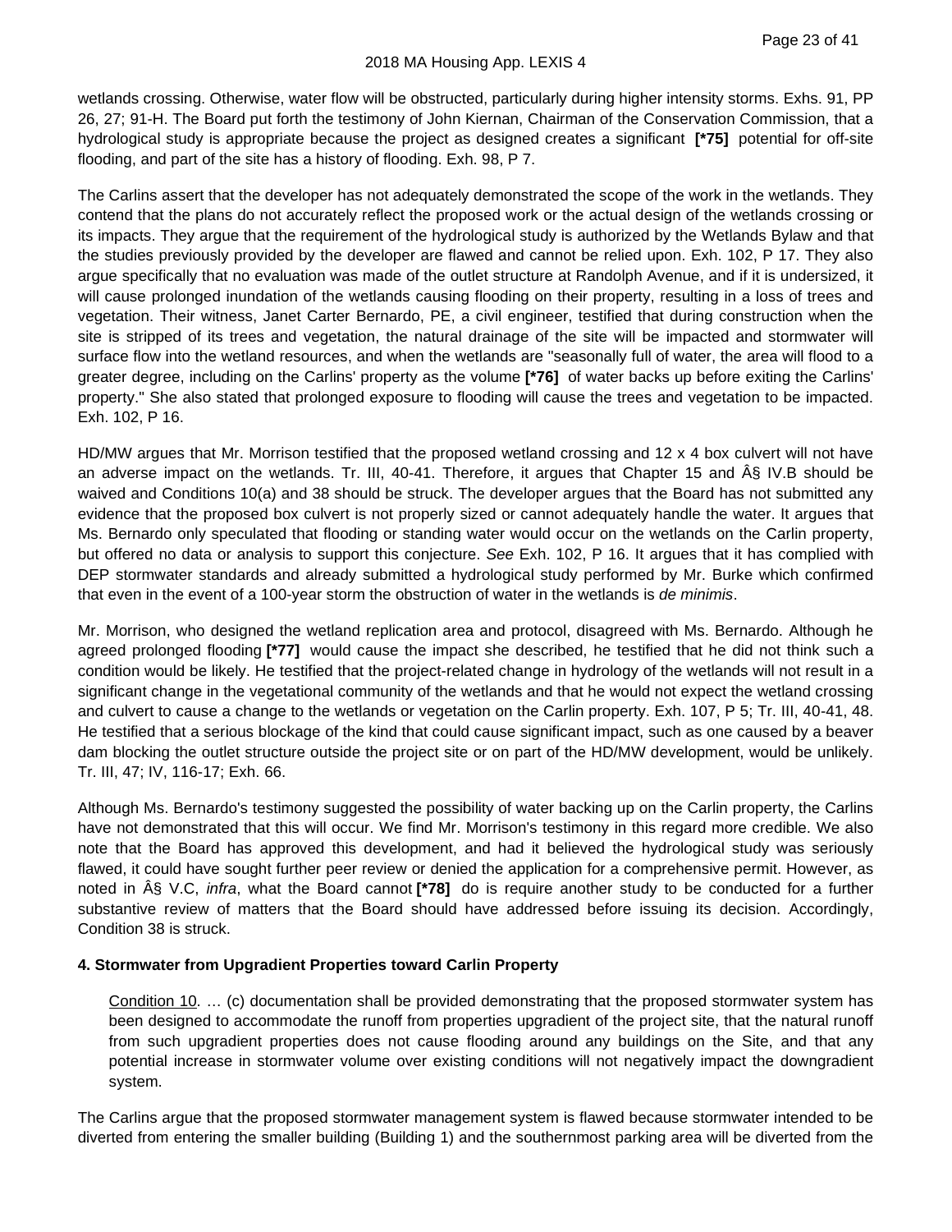wetlands crossing. Otherwise, water flow will be obstructed, particularly during higher intensity storms. Exhs. 91, PP 26, 27; 91-H. The Board put forth the testimony of John Kiernan, Chairman of the Conservation Commission, that a hydrological study is appropriate because the project as designed creates a significant **[*75]** potential for off-site flooding, and part of the site has a history of flooding. Exh. 98, P 7.

The Carlins assert that the developer has not adequately demonstrated the scope of the work in the wetlands. They contend that the plans do not accurately reflect the proposed work or the actual design of the wetlands crossing or its impacts. They argue that the requirement of the hydrological study is authorized by the Wetlands Bylaw and that the studies previously provided by the developer are flawed and cannot be relied upon. Exh. 102, P 17. They also argue specifically that no evaluation was made of the outlet structure at Randolph Avenue, and if it is undersized, it will cause prolonged inundation of the wetlands causing flooding on their property, resulting in a loss of trees and vegetation. Their witness, Janet Carter Bernardo, PE, a civil engineer, testified that during construction when the site is stripped of its trees and vegetation, the natural drainage of the site will be impacted and stormwater will surface flow into the wetland resources, and when the wetlands are "seasonally full of water, the area will flood to a greater degree, including on the Carlins' property as the volume **[*76]** of water backs up before exiting the Carlins' property." She also stated that prolonged exposure to flooding will cause the trees and vegetation to be impacted. Exh. 102, P 16.

HD/MW argues that Mr. Morrison testified that the proposed wetland crossing and 12 x 4 box culvert will not have an adverse impact on the wetlands. Tr. III, 40-41. Therefore, it argues that Chapter 15 and Â§ IV.B should be waived and Conditions 10(a) and 38 should be struck. The developer argues that the Board has not submitted any evidence that the proposed box culvert is not properly sized or cannot adequately handle the water. It argues that Ms. Bernardo only speculated that flooding or standing water would occur on the wetlands on the Carlin property, but offered no data or analysis to support this conjecture. *See* Exh. 102, P 16. It argues that it has complied with DEP stormwater standards and already submitted a hydrological study performed by Mr. Burke which confirmed that even in the event of a 100-year storm the obstruction of water in the wetlands is *de minimis*.

Mr. Morrison, who designed the wetland replication area and protocol, disagreed with Ms. Bernardo. Although he agreed prolonged flooding **[*77]** would cause the impact she described, he testified that he did not think such a condition would be likely. He testified that the project-related change in hydrology of the wetlands will not result in a significant change in the vegetational community of the wetlands and that he would not expect the wetland crossing and culvert to cause a change to the wetlands or vegetation on the Carlin property. Exh. 107, P 5; Tr. III, 40-41, 48. He testified that a serious blockage of the kind that could cause significant impact, such as one caused by a beaver dam blocking the outlet structure outside the project site or on part of the HD/MW development, would be unlikely. Tr. III, 47; IV, 116-17; Exh. 66.

Although Ms. Bernardo's testimony suggested the possibility of water backing up on the Carlin property, the Carlins have not demonstrated that this will occur. We find Mr. Morrison's testimony in this regard more credible. We also note that the Board has approved this development, and had it believed the hydrological study was seriously flawed, it could have sought further peer review or denied the application for a comprehensive permit. However, as noted in Â§ V.C, *infra*, what the Board cannot **[*78]** do is require another study to be conducted for a further substantive review of matters that the Board should have addressed before issuing its decision. Accordingly, Condition 38 is struck.

#### 4. Stormwater from Upgradient Properties toward Carlin Property

> Condition 10. … (c) documentation shall be provided demonstrating that the proposed stormwater system has been designed to accommodate the runoff from properties upgradient of the project site, that the natural runoff from such upgradient properties does not cause flooding around any buildings on the Site, and that any potential increase in stormwater volume over existing conditions will not negatively impact the downgradient system.

The Carlins argue that the proposed stormwater management system is flawed because stormwater intended to be diverted from entering the smaller building (Building 1) and the southernmost parking area will be diverted from the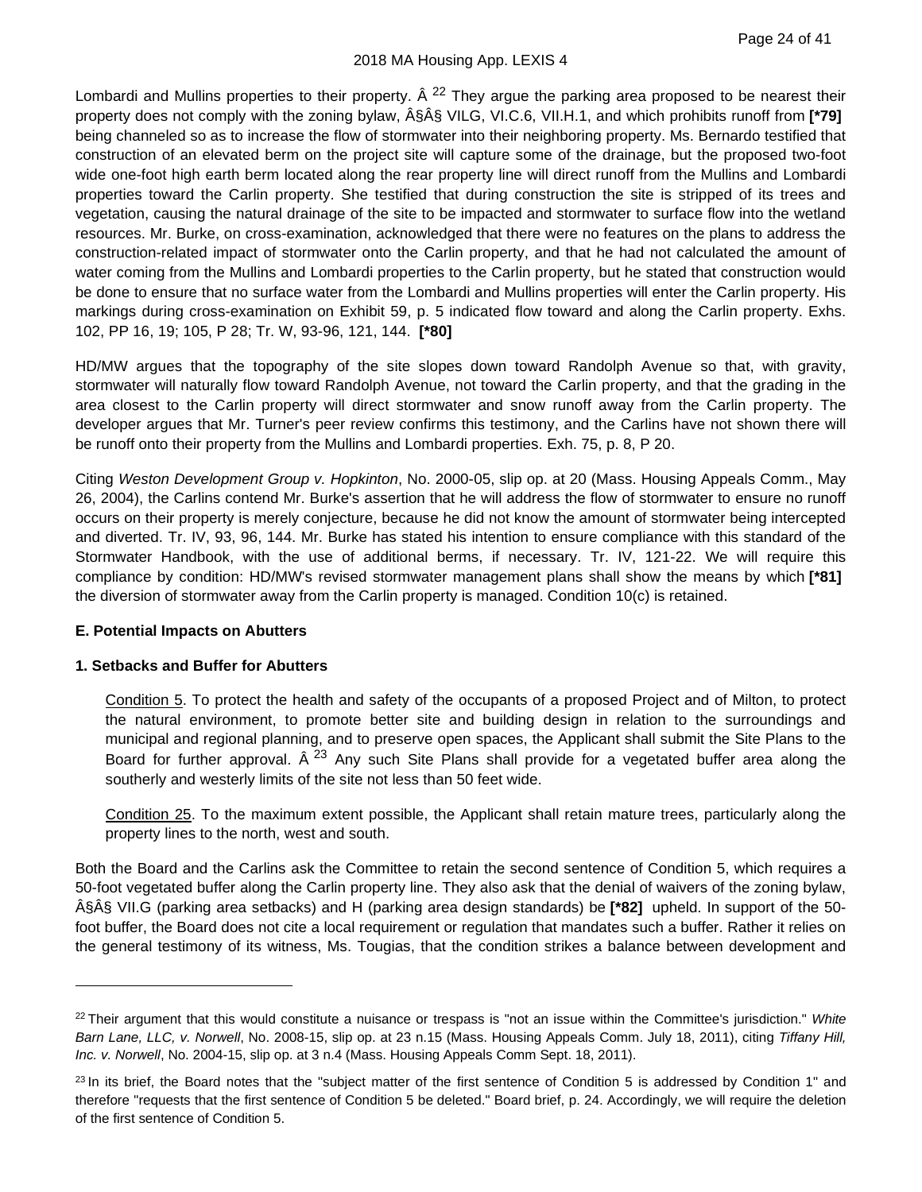Lombardi and Mullins properties to their property. Â [22] They argue the parking area proposed to be nearest their property does not comply with the zoning bylaw, Â§Â§ VILG, VI.C.6, VII.H.1, and which prohibits runoff from **[*79]** being channeled so as to increase the flow of stormwater into their neighboring property. Ms. Bernardo testified that construction of an elevated berm on the project site will capture some of the drainage, but the proposed two-foot wide one-foot high earth berm located along the rear property line will direct runoff from the Mullins and Lombardi properties toward the Carlin property. She testified that during construction the site is stripped of its trees and vegetation, causing the natural drainage of the site to be impacted and stormwater to surface flow into the wetland resources. Mr. Burke, on cross-examination, acknowledged that there were no features on the plans to address the construction-related impact of stormwater onto the Carlin property, and that he had not calculated the amount of water coming from the Mullins and Lombardi properties to the Carlin property, but he stated that construction would be done to ensure that no surface water from the Lombardi and Mullins properties will enter the Carlin property. His markings during cross-examination on Exhibit 59, p. 5 indicated flow toward and along the Carlin property. Exhs. 102, PP 16, 19; 105, P 28; Tr. W, 93-96, 121, 144. **[*80]**

HD/MW argues that the topography of the site slopes down toward Randolph Avenue so that, with gravity, stormwater will naturally flow toward Randolph Avenue, not toward the Carlin property, and that the grading in the area closest to the Carlin property will direct stormwater and snow runoff away from the Carlin property. The developer argues that Mr. Turner's peer review confirms this testimony, and the Carlins have not shown there will be runoff onto their property from the Mullins and Lombardi properties. Exh. 75, p. 8, P 20.

Citing *Weston Development Group v. Hopkinton*, No. 2000-05, slip op. at 20 (Mass. Housing Appeals Comm., May 26, 2004), the Carlins contend Mr. Burke's assertion that he will address the flow of stormwater to ensure no runoff occurs on their property is merely conjecture, because he did not know the amount of stormwater being intercepted and diverted. Tr. IV, 93, 96, 144. Mr. Burke has stated his intention to ensure compliance with this standard of the Stormwater Handbook, with the use of additional berms, if necessary. Tr. IV, 121-22. We will require this compliance by condition: HD/MW's revised stormwater management plans shall show the means by which **[*81]** the diversion of stormwater away from the Carlin property is managed. Condition 10(c) is retained.

### E. Potential Impacts on Abutters

#### 1. Setbacks and Buffer for Abutters

> Condition 5. To protect the health and safety of the occupants of a proposed Project and of Milton, to protect the natural environment, to promote better site and building design in relation to the surroundings and municipal and regional planning, and to preserve open spaces, the Applicant shall submit the Site Plans to the Board for further approval. Â [23] Any such Site Plans shall provide for a vegetated buffer area along the southerly and westerly limits of the site not less than 50 feet wide.
>
> Condition 25. To the maximum extent possible, the Applicant shall retain mature trees, particularly along the property lines to the north, west and south.

Both the Board and the Carlins ask the Committee to retain the second sentence of Condition 5, which requires a 50-foot vegetated buffer along the Carlin property line. They also ask that the denial of waivers of the zoning bylaw, Â§Â§ VII.G (parking area setbacks) and H (parking area design standards) be **[*82]** upheld. In support of the 50-foot buffer, the Board does not cite a local requirement or regulation that mandates such a buffer. Rather it relies on the general testimony of its witness, Ms. Tougias, that the condition strikes a balance between development and

---

[22] Their argument that this would constitute a nuisance or trespass is "not an issue within the Committee's jurisdiction." *White Barn Lane, LLC, v. Norwell*, No. 2008-15, slip op. at 23 n.15 (Mass. Housing Appeals Comm. July 18, 2011), citing *Tiffany Hill, Inc. v. Norwell*, No. 2004-15, slip op. at 3 n.4 (Mass. Housing Appeals Comm Sept. 18, 2011).

[23] In its brief, the Board notes that the "subject matter of the first sentence of Condition 5 is addressed by Condition 1" and therefore "requests that the first sentence of Condition 5 be deleted." Board brief, p. 24. Accordingly, we will require the deletion of the first sentence of Condition 5.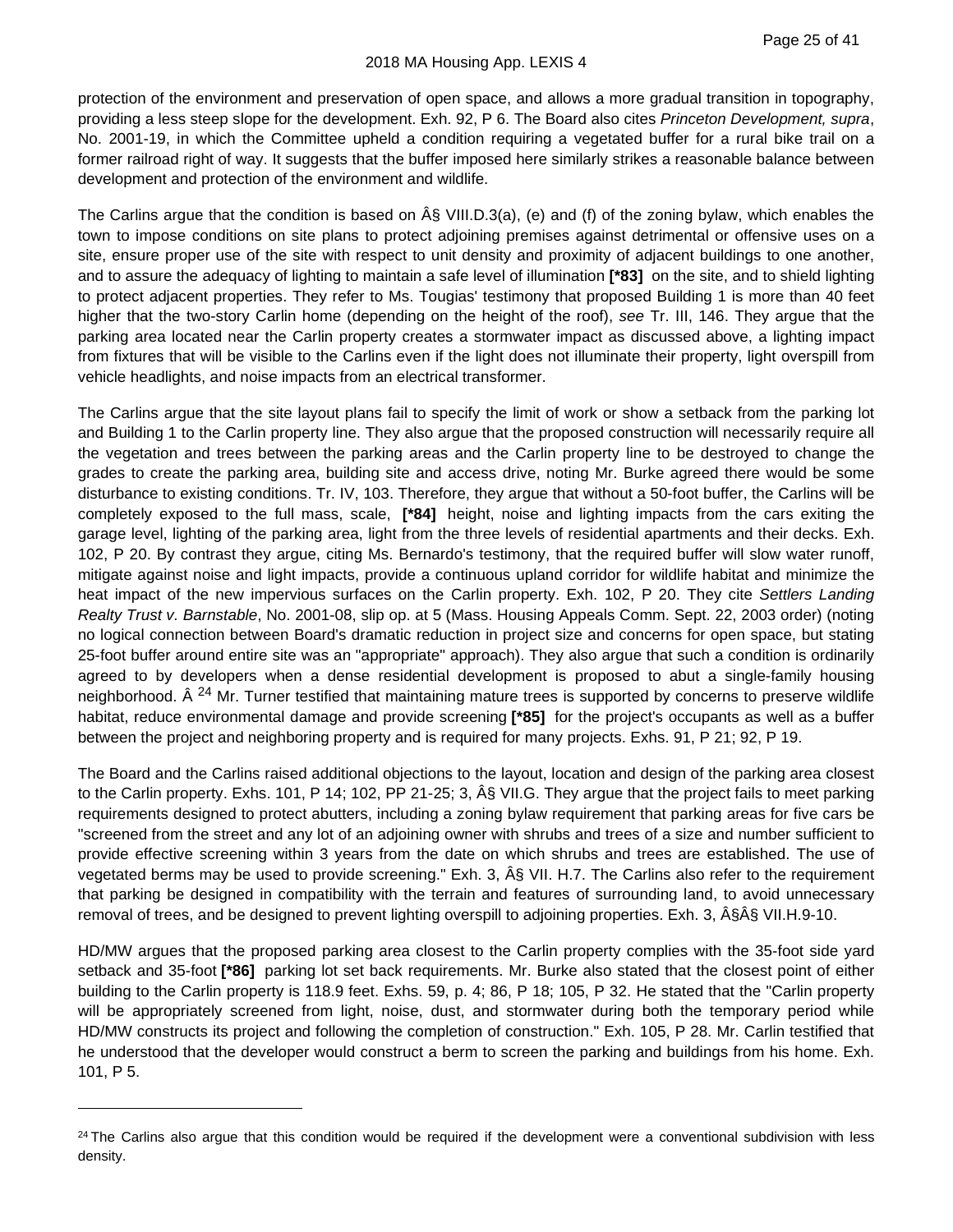protection of the environment and preservation of open space, and allows a more gradual transition in topography, providing a less steep slope for the development. Exh. 92, P 6. The Board also cites *Princeton Development, supra*, No. 2001-19, in which the Committee upheld a condition requiring a vegetated buffer for a rural bike trail on a former railroad right of way. It suggests that the buffer imposed here similarly strikes a reasonable balance between development and protection of the environment and wildlife.

The Carlins argue that the condition is based on Â§ VIII.D.3(a), (e) and (f) of the zoning bylaw, which enables the town to impose conditions on site plans to protect adjoining premises against detrimental or offensive uses on a site, ensure proper use of the site with respect to unit density and proximity of adjacent buildings to one another, and to assure the adequacy of lighting to maintain a safe level of illumination **[*83]** on the site, and to shield lighting to protect adjacent properties. They refer to Ms. Tougias' testimony that proposed Building 1 is more than 40 feet higher that the two-story Carlin home (depending on the height of the roof), *see* Tr. III, 146. They argue that the parking area located near the Carlin property creates a stormwater impact as discussed above, a lighting impact from fixtures that will be visible to the Carlins even if the light does not illuminate their property, light overspill from vehicle headlights, and noise impacts from an electrical transformer.

The Carlins argue that the site layout plans fail to specify the limit of work or show a setback from the parking lot and Building 1 to the Carlin property line. They also argue that the proposed construction will necessarily require all the vegetation and trees between the parking areas and the Carlin property line to be destroyed to change the grades to create the parking area, building site and access drive, noting Mr. Burke agreed there would be some disturbance to existing conditions. Tr. IV, 103. Therefore, they argue that without a 50-foot buffer, the Carlins will be completely exposed to the full mass, scale, **[*84]** height, noise and lighting impacts from the cars exiting the garage level, lighting of the parking area, light from the three levels of residential apartments and their decks. Exh. 102, P 20. By contrast they argue, citing Ms. Bernardo's testimony, that the required buffer will slow water runoff, mitigate against noise and light impacts, provide a continuous upland corridor for wildlife habitat and minimize the heat impact of the new impervious surfaces on the Carlin property. Exh. 102, P 20. They cite *Settlers Landing Realty Trust v. Barnstable*, No. 2001-08, slip op. at 5 (Mass. Housing Appeals Comm. Sept. 22, 2003 order) (noting no logical connection between Board's dramatic reduction in project size and concerns for open space, but stating 25-foot buffer around entire site was an "appropriate" approach). They also argue that such a condition is ordinarily agreed to by developers when a dense residential development is proposed to abut a single-family housing neighborhood. Â [24] Mr. Turner testified that maintaining mature trees is supported by concerns to preserve wildlife habitat, reduce environmental damage and provide screening **[*85]** for the project's occupants as well as a buffer between the project and neighboring property and is required for many projects. Exhs. 91, P 21; 92, P 19.

The Board and the Carlins raised additional objections to the layout, location and design of the parking area closest to the Carlin property. Exhs. 101, P 14; 102, PP 21-25; 3, Â§ VII.G. They argue that the project fails to meet parking requirements designed to protect abutters, including a zoning bylaw requirement that parking areas for five cars be "screened from the street and any lot of an adjoining owner with shrubs and trees of a size and number sufficient to provide effective screening within 3 years from the date on which shrubs and trees are established. The use of vegetated berms may be used to provide screening." Exh. 3, Â§ VII. H.7. The Carlins also refer to the requirement that parking be designed in compatibility with the terrain and features of surrounding land, to avoid unnecessary removal of trees, and be designed to prevent lighting overspill to adjoining properties. Exh. 3, Â§Â§ VII.H.9-10.

HD/MW argues that the proposed parking area closest to the Carlin property complies with the 35-foot side yard setback and 35-foot **[*86]** parking lot set back requirements. Mr. Burke also stated that the closest point of either building to the Carlin property is 118.9 feet. Exhs. 59, p. 4; 86, P 18; 105, P 32. He stated that the "Carlin property will be appropriately screened from light, noise, dust, and stormwater during both the temporary period while HD/MW constructs its project and following the completion of construction." Exh. 105, P 28. Mr. Carlin testified that he understood that the developer would construct a berm to screen the parking and buildings from his home. Exh. 101, P 5.

---

[24] The Carlins also argue that this condition would be required if the development were a conventional subdivision with less density.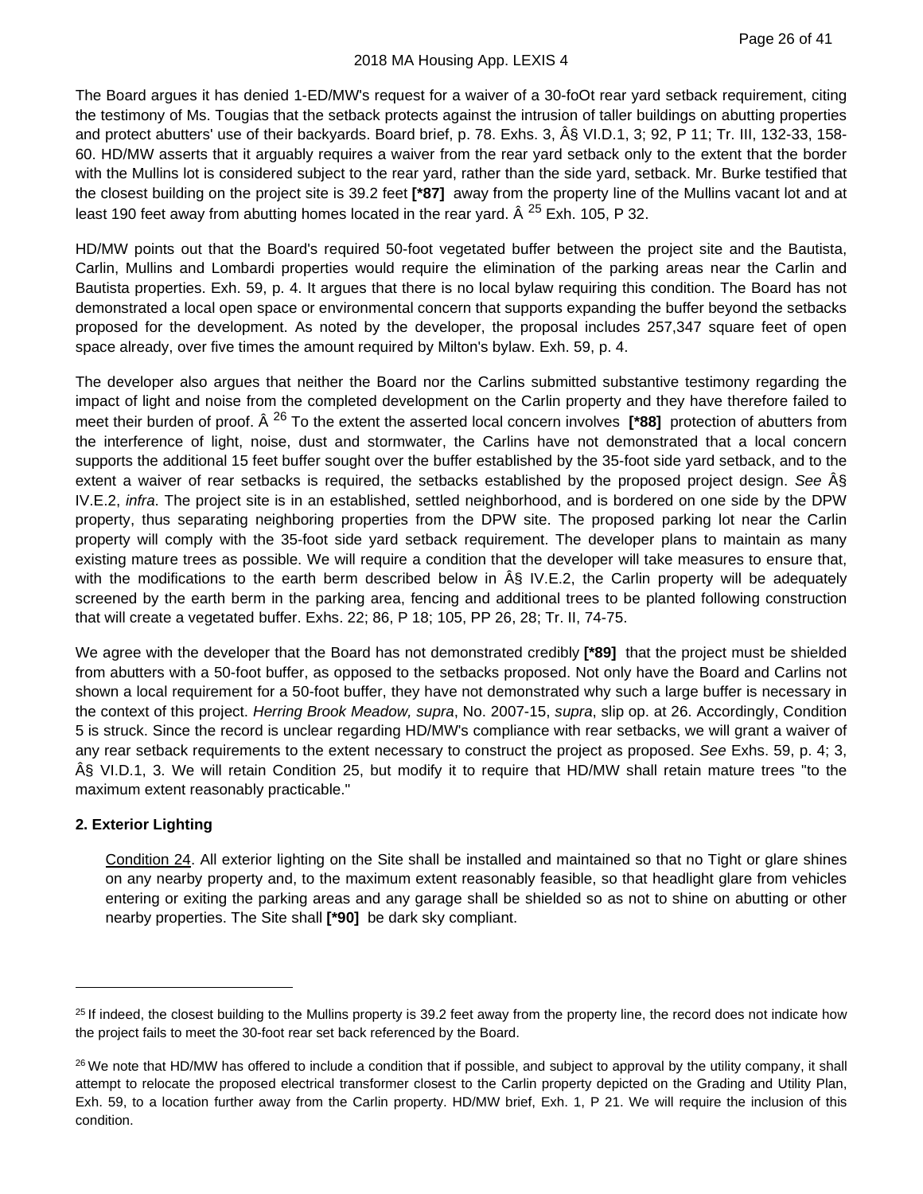The Board argues it has denied 1-ED/MW's request for a waiver of a 30-foOt rear yard setback requirement, citing the testimony of Ms. Tougias that the setback protects against the intrusion of taller buildings on abutting properties and protect abutters' use of their backyards. Board brief, p. 78. Exhs. 3, Â§ VI.D.1, 3; 92, P 11; Tr. III, 132-33, 158-60. HD/MW asserts that it arguably requires a waiver from the rear yard setback only to the extent that the border with the Mullins lot is considered subject to the rear yard, rather than the side yard, setback. Mr. Burke testified that the closest building on the project site is 39.2 feet **[*87]** away from the property line of the Mullins vacant lot and at least 190 feet away from abutting homes located in the rear yard. Â [25] Exh. 105, P 32.

HD/MW points out that the Board's required 50-foot vegetated buffer between the project site and the Bautista, Carlin, Mullins and Lombardi properties would require the elimination of the parking areas near the Carlin and Bautista properties. Exh. 59, p. 4. It argues that there is no local bylaw requiring this condition. The Board has not demonstrated a local open space or environmental concern that supports expanding the buffer beyond the setbacks proposed for the development. As noted by the developer, the proposal includes 257,347 square feet of open space already, over five times the amount required by Milton's bylaw. Exh. 59, p. 4.

The developer also argues that neither the Board nor the Carlins submitted substantive testimony regarding the impact of light and noise from the completed development on the Carlin property and they have therefore failed to meet their burden of proof. Â [26] To the extent the asserted local concern involves **[*88]** protection of abutters from the interference of light, noise, dust and stormwater, the Carlins have not demonstrated that a local concern supports the additional 15 feet buffer sought over the buffer established by the 35-foot side yard setback, and to the extent a waiver of rear setbacks is required, the setbacks established by the proposed project design. *See* Â§ IV.E.2, *infra*. The project site is in an established, settled neighborhood, and is bordered on one side by the DPW property, thus separating neighboring properties from the DPW site. The proposed parking lot near the Carlin property will comply with the 35-foot side yard setback requirement. The developer plans to maintain as many existing mature trees as possible. We will require a condition that the developer will take measures to ensure that, with the modifications to the earth berm described below in Â§ IV.E.2, the Carlin property will be adequately screened by the earth berm in the parking area, fencing and additional trees to be planted following construction that will create a vegetated buffer. Exhs. 22; 86, P 18; 105, PP 26, 28; Tr. II, 74-75.

We agree with the developer that the Board has not demonstrated credibly **[*89]** that the project must be shielded from abutters with a 50-foot buffer, as opposed to the setbacks proposed. Not only have the Board and Carlins not shown a local requirement for a 50-foot buffer, they have not demonstrated why such a large buffer is necessary in the context of this project. *Herring Brook Meadow, supra*, No. 2007-15, *supra*, slip op. at 26. Accordingly, Condition 5 is struck. Since the record is unclear regarding HD/MW's compliance with rear setbacks, we will grant a waiver of any rear setback requirements to the extent necessary to construct the project as proposed. *See* Exhs. 59, p. 4; 3, Â§ VI.D.1, 3. We will retain Condition 25, but modify it to require that HD/MW shall retain mature trees "to the maximum extent reasonably practicable."

**2. Exterior Lighting**

> Condition 24. All exterior lighting on the Site shall be installed and maintained so that no Tight or glare shines on any nearby property and, to the maximum extent reasonably feasible, so that headlight glare from vehicles entering or exiting the parking areas and any garage shall be shielded so as not to shine on abutting or other nearby properties. The Site shall **[*90]** be dark sky compliant.

---

[25] If indeed, the closest building to the Mullins property is 39.2 feet away from the property line, the record does not indicate how the project fails to meet the 30-foot rear set back referenced by the Board.

[26] We note that HD/MW has offered to include a condition that if possible, and subject to approval by the utility company, it shall attempt to relocate the proposed electrical transformer closest to the Carlin property depicted on the Grading and Utility Plan, Exh. 59, to a location further away from the Carlin property. HD/MW brief, Exh. 1, P 21. We will require the inclusion of this condition.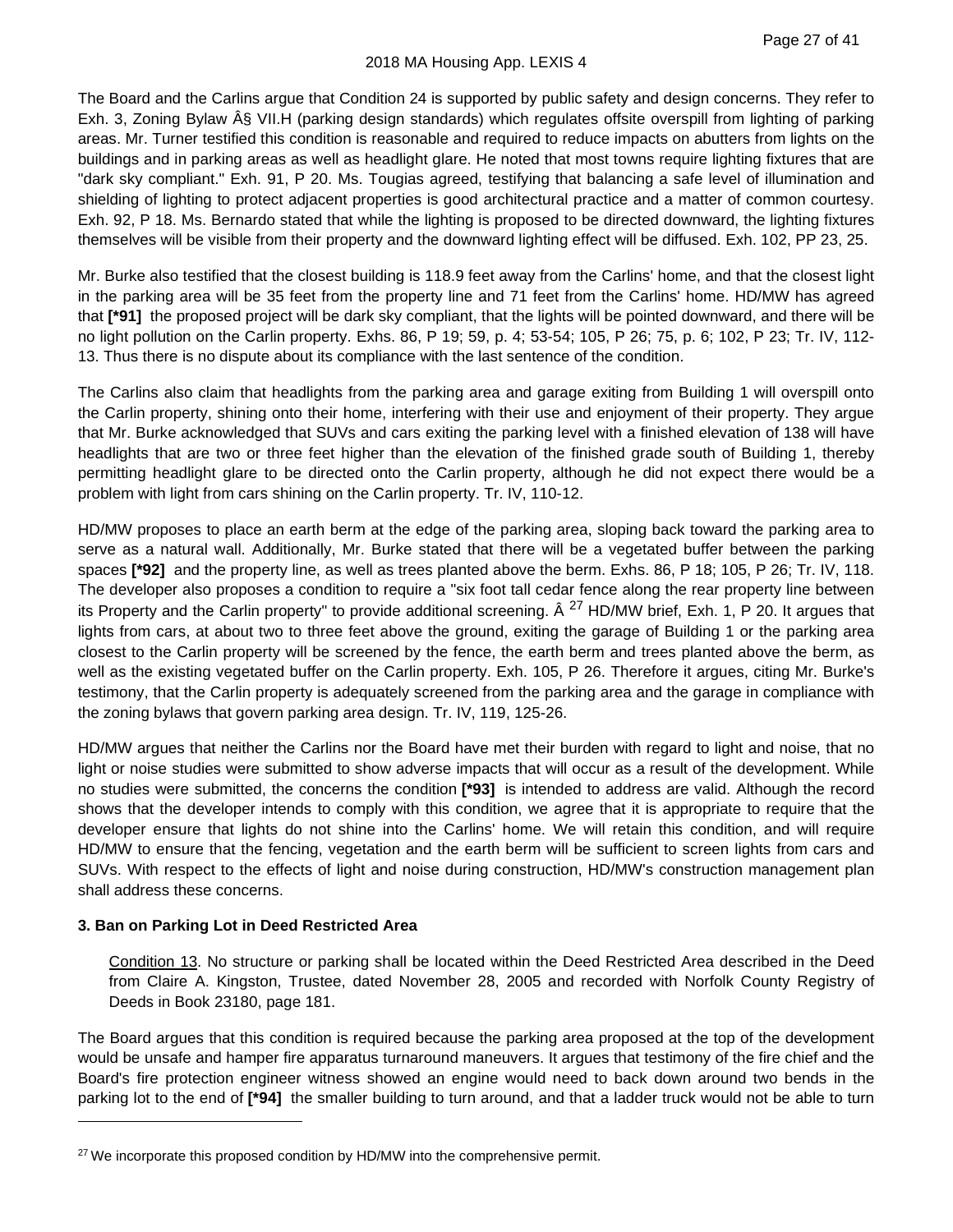The Board and the Carlins argue that Condition 24 is supported by public safety and design concerns. They refer to Exh. 3, Zoning Bylaw Â§ VII.H (parking design standards) which regulates offsite overspill from lighting of parking areas. Mr. Turner testified this condition is reasonable and required to reduce impacts on abutters from lights on the buildings and in parking areas as well as headlight glare. He noted that most towns require lighting fixtures that are "dark sky compliant." Exh. 91, P 20. Ms. Tougias agreed, testifying that balancing a safe level of illumination and shielding of lighting to protect adjacent properties is good architectural practice and a matter of common courtesy. Exh. 92, P 18. Ms. Bernardo stated that while the lighting is proposed to be directed downward, the lighting fixtures themselves will be visible from their property and the downward lighting effect will be diffused. Exh. 102, PP 23, 25.

Mr. Burke also testified that the closest building is 118.9 feet away from the Carlins' home, and that the closest light in the parking area will be 35 feet from the property line and 71 feet from the Carlins' home. HD/MW has agreed that **[*91]** the proposed project will be dark sky compliant, that the lights will be pointed downward, and there will be no light pollution on the Carlin property. Exhs. 86, P 19; 59, p. 4; 53-54; 105, P 26; 75, p. 6; 102, P 23; Tr. IV, 112-13. Thus there is no dispute about its compliance with the last sentence of the condition.

The Carlins also claim that headlights from the parking area and garage exiting from Building 1 will overspill onto the Carlin property, shining onto their home, interfering with their use and enjoyment of their property. They argue that Mr. Burke acknowledged that SUVs and cars exiting the parking level with a finished elevation of 138 will have headlights that are two or three feet higher than the elevation of the finished grade south of Building 1, thereby permitting headlight glare to be directed onto the Carlin property, although he did not expect there would be a problem with light from cars shining on the Carlin property. Tr. IV, 110-12.

HD/MW proposes to place an earth berm at the edge of the parking area, sloping back toward the parking area to serve as a natural wall. Additionally, Mr. Burke stated that there will be a vegetated buffer between the parking spaces **[*92]** and the property line, as well as trees planted above the berm. Exhs. 86, P 18; 105, P 26; Tr. IV, 118. The developer also proposes a condition to require a "six foot tall cedar fence along the rear property line between its Property and the Carlin property" to provide additional screening. Â [27] HD/MW brief, Exh. 1, P 20. It argues that lights from cars, at about two to three feet above the ground, exiting the garage of Building 1 or the parking area closest to the Carlin property will be screened by the fence, the earth berm and trees planted above the berm, as well as the existing vegetated buffer on the Carlin property. Exh. 105, P 26. Therefore it argues, citing Mr. Burke's testimony, that the Carlin property is adequately screened from the parking area and the garage in compliance with the zoning bylaws that govern parking area design. Tr. IV, 119, 125-26.

HD/MW argues that neither the Carlins nor the Board have met their burden with regard to light and noise, that no light or noise studies were submitted to show adverse impacts that will occur as a result of the development. While no studies were submitted, the concerns the condition **[*93]** is intended to address are valid. Although the record shows that the developer intends to comply with this condition, we agree that it is appropriate to require that the developer ensure that lights do not shine into the Carlins' home. We will retain this condition, and will require HD/MW to ensure that the fencing, vegetation and the earth berm will be sufficient to screen lights from cars and SUVs. With respect to the effects of light and noise during construction, HD/MW's construction management plan shall address these concerns.

### 3. Ban on Parking Lot in Deed Restricted Area

> Condition 13. No structure or parking shall be located within the Deed Restricted Area described in the Deed from Claire A. Kingston, Trustee, dated November 28, 2005 and recorded with Norfolk County Registry of Deeds in Book 23180, page 181.

The Board argues that this condition is required because the parking area proposed at the top of the development would be unsafe and hamper fire apparatus turnaround maneuvers. It argues that testimony of the fire chief and the Board's fire protection engineer witness showed an engine would need to back down around two bends in the parking lot to the end of **[*94]** the smaller building to turn around, and that a ladder truck would not be able to turn

---

[27] We incorporate this proposed condition by HD/MW into the comprehensive permit.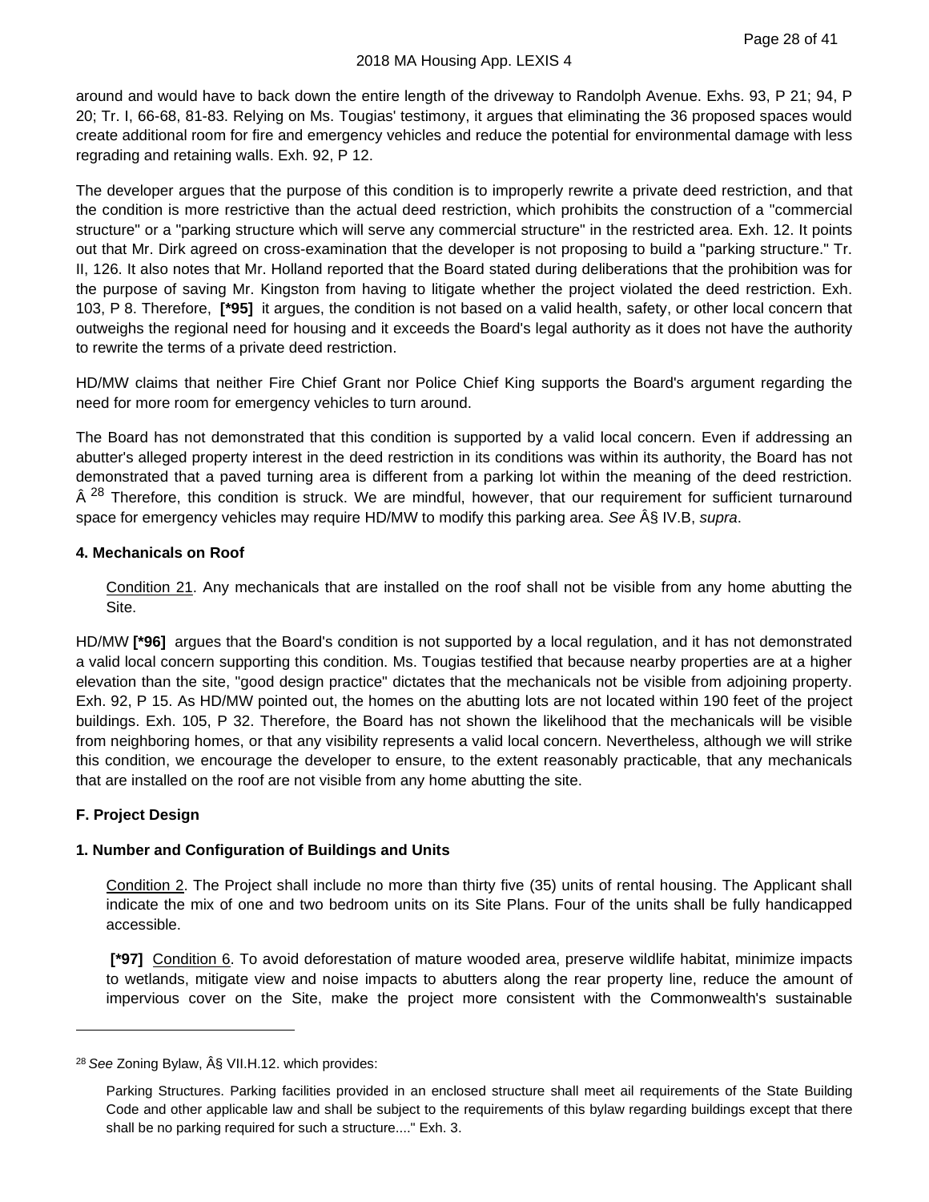around and would have to back down the entire length of the driveway to Randolph Avenue. Exhs. 93, P 21; 94, P 20; Tr. I, 66-68, 81-83. Relying on Ms. Tougias' testimony, it argues that eliminating the 36 proposed spaces would create additional room for fire and emergency vehicles and reduce the potential for environmental damage with less regrading and retaining walls. Exh. 92, P 12.

The developer argues that the purpose of this condition is to improperly rewrite a private deed restriction, and that the condition is more restrictive than the actual deed restriction, which prohibits the construction of a "commercial structure" or a "parking structure which will serve any commercial structure" in the restricted area. Exh. 12. It points out that Mr. Dirk agreed on cross-examination that the developer is not proposing to build a "parking structure." Tr. II, 126. It also notes that Mr. Holland reported that the Board stated during deliberations that the prohibition was for the purpose of saving Mr. Kingston from having to litigate whether the project violated the deed restriction. Exh. 103, P 8. Therefore, **[\*95]** it argues, the condition is not based on a valid health, safety, or other local concern that outweighs the regional need for housing and it exceeds the Board's legal authority as it does not have the authority to rewrite the terms of a private deed restriction.

HD/MW claims that neither Fire Chief Grant nor Police Chief King supports the Board's argument regarding the need for more room for emergency vehicles to turn around.

The Board has not demonstrated that this condition is supported by a valid local concern. Even if addressing an abutter's alleged property interest in the deed restriction in its conditions was within its authority, the Board has not demonstrated that a paved turning area is different from a parking lot within the meaning of the deed restriction. Â [28] Therefore, this condition is struck. We are mindful, however, that our requirement for sufficient turnaround space for emergency vehicles may require HD/MW to modify this parking area. *See* Â§ IV.B, *supra*.

#### 4. Mechanicals on Roof

> Condition 21. Any mechanicals that are installed on the roof shall not be visible from any home abutting the Site.

HD/MW **[\*96]** argues that the Board's condition is not supported by a local regulation, and it has not demonstrated a valid local concern supporting this condition. Ms. Tougias testified that because nearby properties are at a higher elevation than the site, "good design practice" dictates that the mechanicals not be visible from adjoining property. Exh. 92, P 15. As HD/MW pointed out, the homes on the abutting lots are not located within 190 feet of the project buildings. Exh. 105, P 32. Therefore, the Board has not shown the likelihood that the mechanicals will be visible from neighboring homes, or that any visibility represents a valid local concern. Nevertheless, although we will strike this condition, we encourage the developer to ensure, to the extent reasonably practicable, that any mechanicals that are installed on the roof are not visible from any home abutting the site.

### F. Project Design

#### 1. Number and Configuration of Buildings and Units

> Condition 2. The Project shall include no more than thirty five (35) units of rental housing. The Applicant shall indicate the mix of one and two bedroom units on its Site Plans. Four of the units shall be fully handicapped accessible.
>
> **[\*97]** Condition 6. To avoid deforestation of mature wooded area, preserve wildlife habitat, minimize impacts to wetlands, mitigate view and noise impacts to abutters along the rear property line, reduce the amount of impervious cover on the Site, make the project more consistent with the Commonwealth's sustainable

---

[28] *See* Zoning Bylaw, Â§ VII.H.12. which provides:

> Parking Structures. Parking facilities provided in an enclosed structure shall meet ail requirements of the State Building Code and other applicable law and shall be subject to the requirements of this bylaw regarding buildings except that there shall be no parking required for such a structure...." Exh. 3.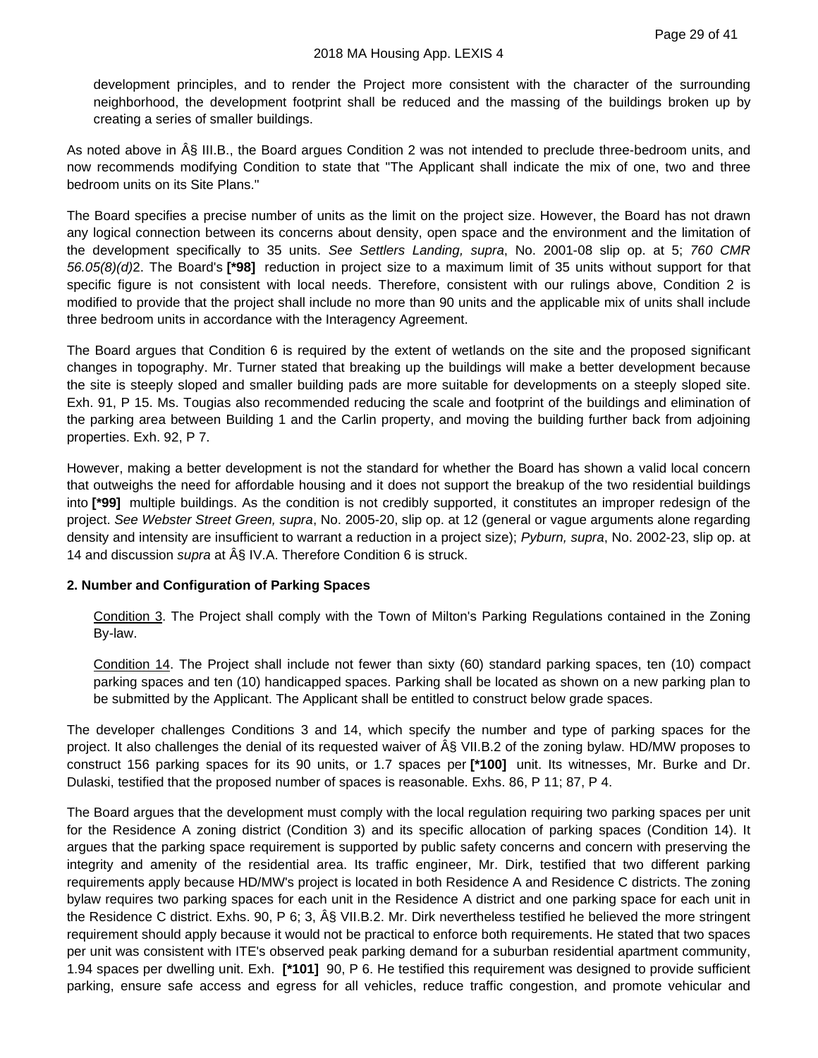development principles, and to render the Project more consistent with the character of the surrounding neighborhood, the development footprint shall be reduced and the massing of the buildings broken up by creating a series of smaller buildings.

As noted above in Â§ III.B., the Board argues Condition 2 was not intended to preclude three-bedroom units, and now recommends modifying Condition to state that "The Applicant shall indicate the mix of one, two and three bedroom units on its Site Plans."

The Board specifies a precise number of units as the limit on the project size. However, the Board has not drawn any logical connection between its concerns about density, open space and the environment and the limitation of the development specifically to 35 units. *See Settlers Landing, supra*, No. 2001-08 slip op. at 5; *760 CMR 56.05(8)(d)*2. The Board's **[*98]** reduction in project size to a maximum limit of 35 units without support for that specific figure is not consistent with local needs. Therefore, consistent with our rulings above, Condition 2 is modified to provide that the project shall include no more than 90 units and the applicable mix of units shall include three bedroom units in accordance with the Interagency Agreement.

The Board argues that Condition 6 is required by the extent of wetlands on the site and the proposed significant changes in topography. Mr. Turner stated that breaking up the buildings will make a better development because the site is steeply sloped and smaller building pads are more suitable for developments on a steeply sloped site. Exh. 91, P 15. Ms. Tougias also recommended reducing the scale and footprint of the buildings and elimination of the parking area between Building 1 and the Carlin property, and moving the building further back from adjoining properties. Exh. 92, P 7.

However, making a better development is not the standard for whether the Board has shown a valid local concern that outweighs the need for affordable housing and it does not support the breakup of the two residential buildings into **[*99]** multiple buildings. As the condition is not credibly supported, it constitutes an improper redesign of the project. *See Webster Street Green, supra*, No. 2005-20, slip op. at 12 (general or vague arguments alone regarding density and intensity are insufficient to warrant a reduction in a project size); *Pyburn, supra*, No. 2002-23, slip op. at 14 and discussion *supra* at Â§ IV.A. Therefore Condition 6 is struck.

**2. Number and Configuration of Parking Spaces**

Condition 3. The Project shall comply with the Town of Milton's Parking Regulations contained in the Zoning By-law.

Condition 14. The Project shall include not fewer than sixty (60) standard parking spaces, ten (10) compact parking spaces and ten (10) handicapped spaces. Parking shall be located as shown on a new parking plan to be submitted by the Applicant. The Applicant shall be entitled to construct below grade spaces.

The developer challenges Conditions 3 and 14, which specify the number and type of parking spaces for the project. It also challenges the denial of its requested waiver of Â§ VII.B.2 of the zoning bylaw. HD/MW proposes to construct 156 parking spaces for its 90 units, or 1.7 spaces per **[*100]** unit. Its witnesses, Mr. Burke and Dr. Dulaski, testified that the proposed number of spaces is reasonable. Exhs. 86, P 11; 87, P 4.

The Board argues that the development must comply with the local regulation requiring two parking spaces per unit for the Residence A zoning district (Condition 3) and its specific allocation of parking spaces (Condition 14). It argues that the parking space requirement is supported by public safety concerns and concern with preserving the integrity and amenity of the residential area. Its traffic engineer, Mr. Dirk, testified that two different parking requirements apply because HD/MW's project is located in both Residence A and Residence C districts. The zoning bylaw requires two parking spaces for each unit in the Residence A district and one parking space for each unit in the Residence C district. Exhs. 90, P 6; 3, Â§ VII.B.2. Mr. Dirk nevertheless testified he believed the more stringent requirement should apply because it would not be practical to enforce both requirements. He stated that two spaces per unit was consistent with ITE's observed peak parking demand for a suburban residential apartment community, 1.94 spaces per dwelling unit. Exh. **[*101]** 90, P 6. He testified this requirement was designed to provide sufficient parking, ensure safe access and egress for all vehicles, reduce traffic congestion, and promote vehicular and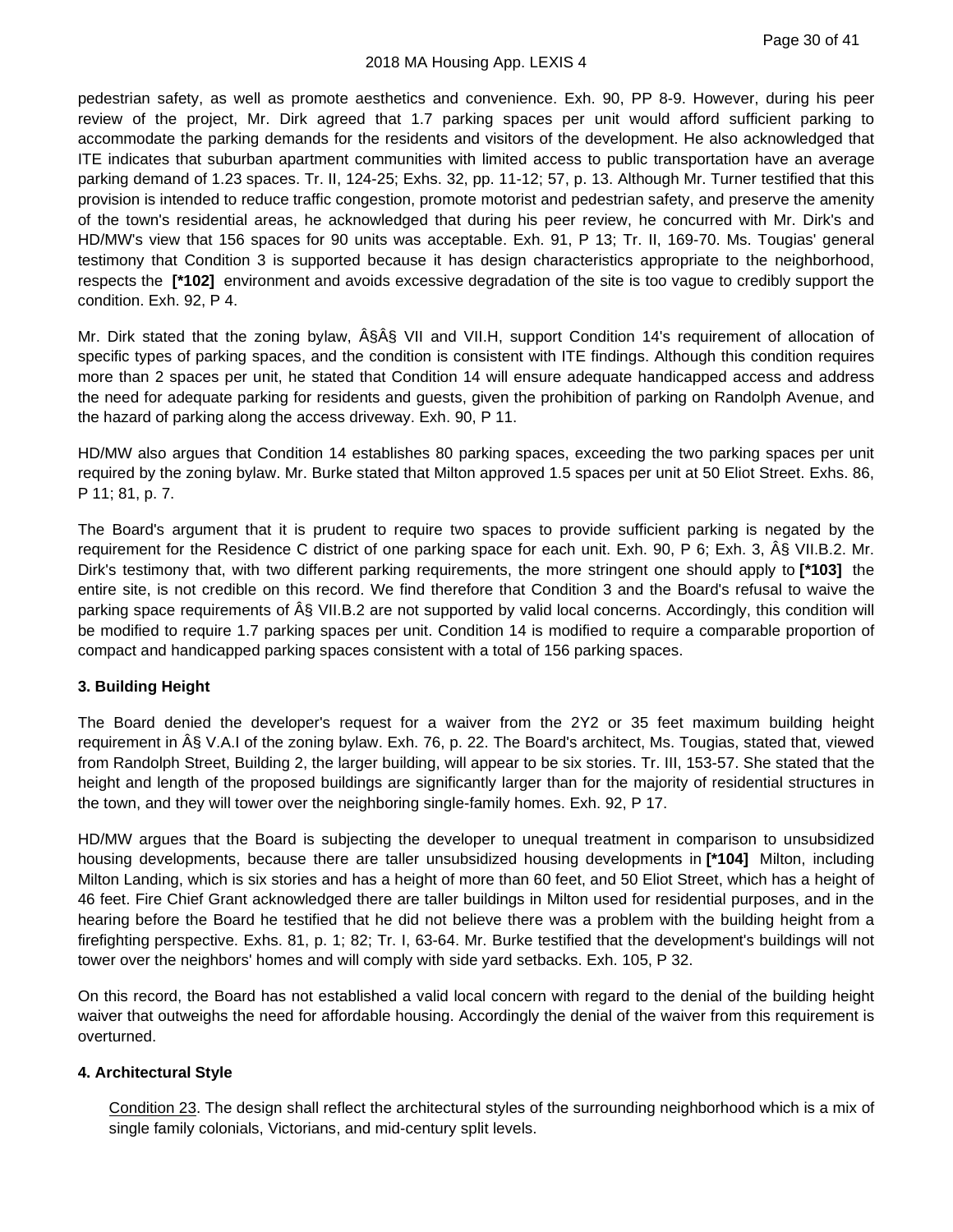pedestrian safety, as well as promote aesthetics and convenience. Exh. 90, PP 8-9. However, during his peer review of the project, Mr. Dirk agreed that 1.7 parking spaces per unit would afford sufficient parking to accommodate the parking demands for the residents and visitors of the development. He also acknowledged that ITE indicates that suburban apartment communities with limited access to public transportation have an average parking demand of 1.23 spaces. Tr. II, 124-25; Exhs. 32, pp. 11-12; 57, p. 13. Although Mr. Turner testified that this provision is intended to reduce traffic congestion, promote motorist and pedestrian safety, and preserve the amenity of the town's residential areas, he acknowledged that during his peer review, he concurred with Mr. Dirk's and HD/MW's view that 156 spaces for 90 units was acceptable. Exh. 91, P 13; Tr. II, 169-70. Ms. Tougias' general testimony that Condition 3 is supported because it has design characteristics appropriate to the neighborhood, respects the **[*102]** environment and avoids excessive degradation of the site is too vague to credibly support the condition. Exh. 92, P 4.

Mr. Dirk stated that the zoning bylaw, Â§Â§ VII and VII.H, support Condition 14's requirement of allocation of specific types of parking spaces, and the condition is consistent with ITE findings. Although this condition requires more than 2 spaces per unit, he stated that Condition 14 will ensure adequate handicapped access and address the need for adequate parking for residents and guests, given the prohibition of parking on Randolph Avenue, and the hazard of parking along the access driveway. Exh. 90, P 11.

HD/MW also argues that Condition 14 establishes 80 parking spaces, exceeding the two parking spaces per unit required by the zoning bylaw. Mr. Burke stated that Milton approved 1.5 spaces per unit at 50 Eliot Street. Exhs. 86, P 11; 81, p. 7.

The Board's argument that it is prudent to require two spaces to provide sufficient parking is negated by the requirement for the Residence C district of one parking space for each unit. Exh. 90, P 6; Exh. 3, Â§ VII.B.2. Mr. Dirk's testimony that, with two different parking requirements, the more stringent one should apply to **[*103]** the entire site, is not credible on this record. We find therefore that Condition 3 and the Board's refusal to waive the parking space requirements of Â§ VII.B.2 are not supported by valid local concerns. Accordingly, this condition will be modified to require 1.7 parking spaces per unit. Condition 14 is modified to require a comparable proportion of compact and handicapped parking spaces consistent with a total of 156 parking spaces.

**3. Building Height**

The Board denied the developer's request for a waiver from the 2Y2 or 35 feet maximum building height requirement in Â§ V.A.I of the zoning bylaw. Exh. 76, p. 22. The Board's architect, Ms. Tougias, stated that, viewed from Randolph Street, Building 2, the larger building, will appear to be six stories. Tr. III, 153-57. She stated that the height and length of the proposed buildings are significantly larger than for the majority of residential structures in the town, and they will tower over the neighboring single-family homes. Exh. 92, P 17.

HD/MW argues that the Board is subjecting the developer to unequal treatment in comparison to unsubsidized housing developments, because there are taller unsubsidized housing developments in **[*104]** Milton, including Milton Landing, which is six stories and has a height of more than 60 feet, and 50 Eliot Street, which has a height of 46 feet. Fire Chief Grant acknowledged there are taller buildings in Milton used for residential purposes, and in the hearing before the Board he testified that he did not believe there was a problem with the building height from a firefighting perspective. Exhs. 81, p. 1; 82; Tr. I, 63-64. Mr. Burke testified that the development's buildings will not tower over the neighbors' homes and will comply with side yard setbacks. Exh. 105, P 32.

On this record, the Board has not established a valid local concern with regard to the denial of the building height waiver that outweighs the need for affordable housing. Accordingly the denial of the waiver from this requirement is overturned.

**4. Architectural Style**

> Condition 23. The design shall reflect the architectural styles of the surrounding neighborhood which is a mix of single family colonials, Victorians, and mid-century split levels.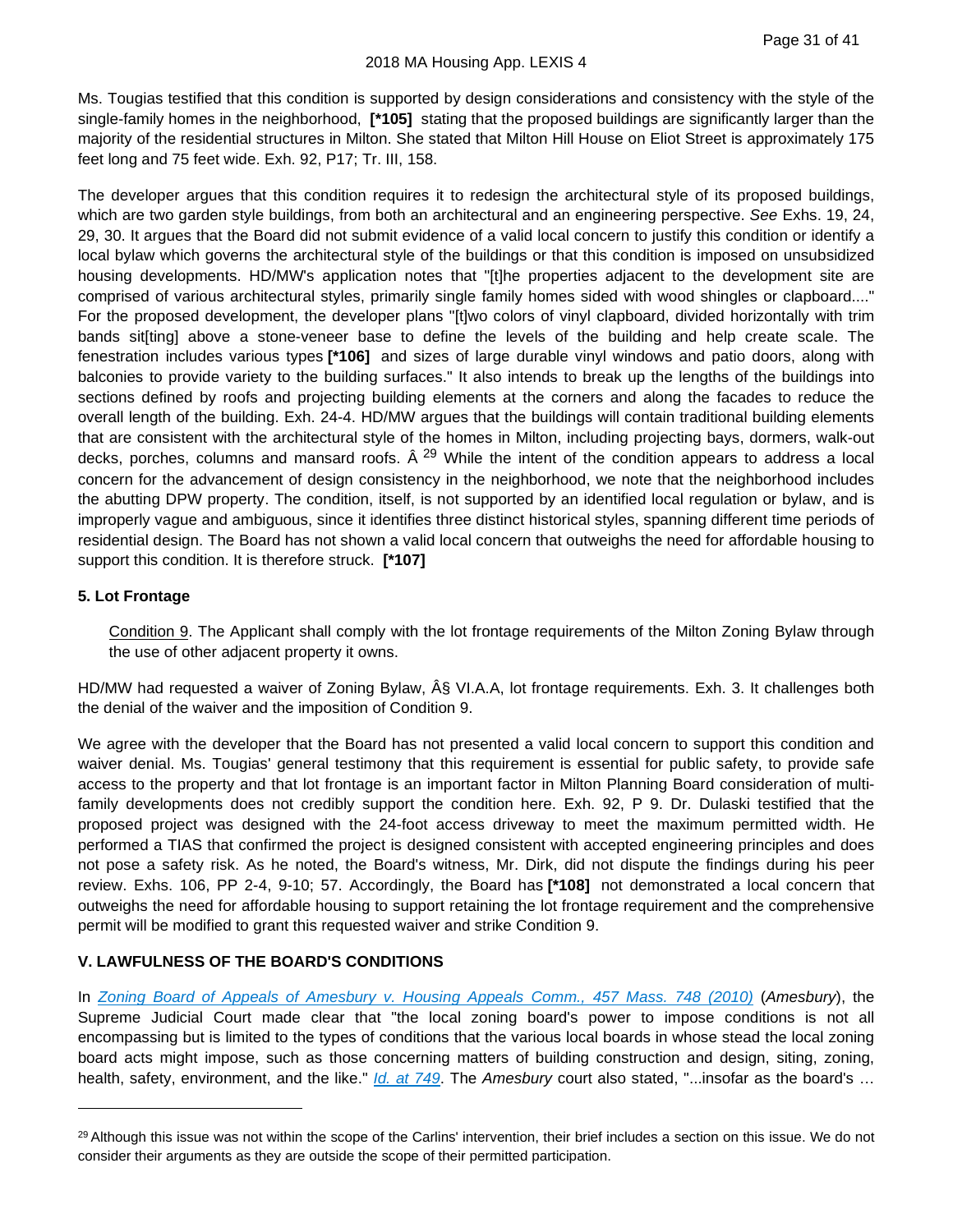Ms. Tougias testified that this condition is supported by design considerations and consistency with the style of the single-family homes in the neighborhood, **[*105]** stating that the proposed buildings are significantly larger than the majority of the residential structures in Milton. She stated that Milton Hill House on Eliot Street is approximately 175 feet long and 75 feet wide. Exh. 92, P17; Tr. III, 158.

The developer argues that this condition requires it to redesign the architectural style of its proposed buildings, which are two garden style buildings, from both an architectural and an engineering perspective. *See* Exhs. 19, 24, 29, 30. It argues that the Board did not submit evidence of a valid local concern to justify this condition or identify a local bylaw which governs the architectural style of the buildings or that this condition is imposed on unsubsidized housing developments. HD/MW's application notes that "[t]he properties adjacent to the development site are comprised of various architectural styles, primarily single family homes sided with wood shingles or clapboard...." For the proposed development, the developer plans "[t]wo colors of vinyl clapboard, divided horizontally with trim bands sit[ting] above a stone-veneer base to define the levels of the building and help create scale. The fenestration includes various types **[*106]** and sizes of large durable vinyl windows and patio doors, along with balconies to provide variety to the building surfaces." It also intends to break up the lengths of the buildings into sections defined by roofs and projecting building elements at the corners and along the facades to reduce the overall length of the building. Exh. 24-4. HD/MW argues that the buildings will contain traditional building elements that are consistent with the architectural style of the homes in Milton, including projecting bays, dormers, walk-out decks, porches, columns and mansard roofs. Â [29] While the intent of the condition appears to address a local concern for the advancement of design consistency in the neighborhood, we note that the neighborhood includes the abutting DPW property. The condition, itself, is not supported by an identified local regulation or bylaw, and is improperly vague and ambiguous, since it identifies three distinct historical styles, spanning different time periods of residential design. The Board has not shown a valid local concern that outweighs the need for affordable housing to support this condition. It is therefore struck. **[*107]**

### 5. Lot Frontage

> Condition 9. The Applicant shall comply with the lot frontage requirements of the Milton Zoning Bylaw through the use of other adjacent property it owns.

HD/MW had requested a waiver of Zoning Bylaw, Â§ VI.A.A, lot frontage requirements. Exh. 3. It challenges both the denial of the waiver and the imposition of Condition 9.

We agree with the developer that the Board has not presented a valid local concern to support this condition and waiver denial. Ms. Tougias' general testimony that this requirement is essential for public safety, to provide safe access to the property and that lot frontage is an important factor in Milton Planning Board consideration of multi-family developments does not credibly support the condition here. Exh. 92, P 9. Dr. Dulaski testified that the proposed project was designed with the 24-foot access driveway to meet the maximum permitted width. He performed a TIAS that confirmed the project is designed consistent with accepted engineering principles and does not pose a safety risk. As he noted, the Board's witness, Mr. Dirk, did not dispute the findings during his peer review. Exhs. 106, PP 2-4, 9-10; 57. Accordingly, the Board has **[*108]** not demonstrated a local concern that outweighs the need for affordable housing to support retaining the lot frontage requirement and the comprehensive permit will be modified to grant this requested waiver and strike Condition 9.

## V. LAWFULNESS OF THE BOARD'S CONDITIONS

In *Zoning Board of Appeals of Amesbury v. Housing Appeals Comm., 457 Mass. 748 (2010)* (*Amesbury*), the Supreme Judicial Court made clear that "the local zoning board's power to impose conditions is not all encompassing but is limited to the types of conditions that the various local boards in whose stead the local zoning board acts might impose, such as those concerning matters of building construction and design, siting, zoning, health, safety, environment, and the like." *Id. at 749*. The *Amesbury* court also stated, "...insofar as the board's ...

---

[29] Although this issue was not within the scope of the Carlins' intervention, their brief includes a section on this issue. We do not consider their arguments as they are outside the scope of their permitted participation.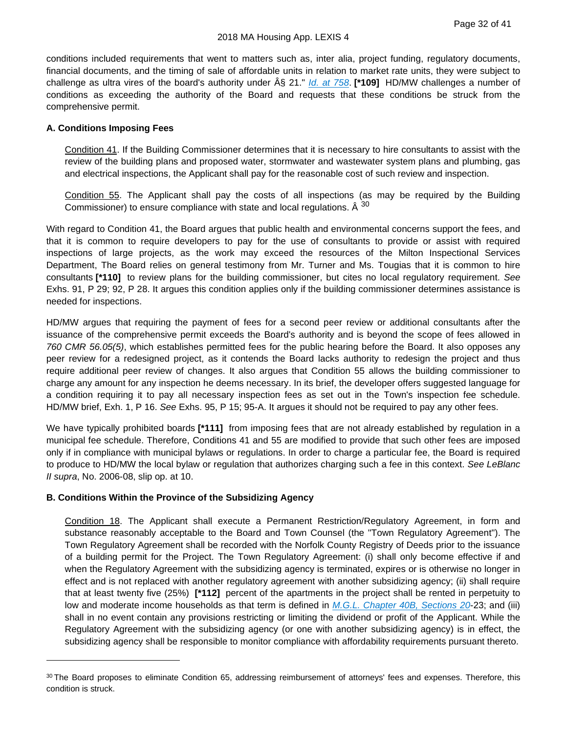conditions included requirements that went to matters such as, inter alia, project funding, regulatory documents, financial documents, and the timing of sale of affordable units in relation to market rate units, they were subject to challenge as ultra vires of the board's authority under Â§ 21." *Id. at 758*. **[*109]** HD/MW challenges a number of conditions as exceeding the authority of the Board and requests that these conditions be struck from the comprehensive permit.

### A. Conditions Imposing Fees

> Condition 41. If the Building Commissioner determines that it is necessary to hire consultants to assist with the review of the building plans and proposed water, stormwater and wastewater system plans and plumbing, gas and electrical inspections, the Applicant shall pay for the reasonable cost of such review and inspection.
>
> Condition 55. The Applicant shall pay the costs of all inspections (as may be required by the Building Commissioner) to ensure compliance with state and local regulations. Â [30]

With regard to Condition 41, the Board argues that public health and environmental concerns support the fees, and that it is common to require developers to pay for the use of consultants to provide or assist with required inspections of large projects, as the work may exceed the resources of the Milton Inspectional Services Department, The Board relies on general testimony from Mr. Turner and Ms. Tougias that it is common to hire consultants **[*110]** to review plans for the building commissioner, but cites no local regulatory requirement. *See* Exhs. 91, P 29; 92, P 28. It argues this condition applies only if the building commissioner determines assistance is needed for inspections.

HD/MW argues that requiring the payment of fees for a second peer review or additional consultants after the issuance of the comprehensive permit exceeds the Board's authority and is beyond the scope of fees allowed in *760 CMR 56.05(5)*, which establishes permitted fees for the public hearing before the Board. It also opposes any peer review for a redesigned project, as it contends the Board lacks authority to redesign the project and thus require additional peer review of changes. It also argues that Condition 55 allows the building commissioner to charge any amount for any inspection he deems necessary. In its brief, the developer offers suggested language for a condition requiring it to pay all necessary inspection fees as set out in the Town's inspection fee schedule. HD/MW brief, Exh. 1, P 16. *See* Exhs. 95, P 15; 95-A. It argues it should not be required to pay any other fees.

We have typically prohibited boards **[*111]** from imposing fees that are not already established by regulation in a municipal fee schedule. Therefore, Conditions 41 and 55 are modified to provide that such other fees are imposed only if in compliance with municipal bylaws or regulations. In order to charge a particular fee, the Board is required to produce to HD/MW the local bylaw or regulation that authorizes charging such a fee in this context. *See LeBlanc II supra*, No. 2006-08, slip op. at 10.

### B. Conditions Within the Province of the Subsidizing Agency

> Condition 18. The Applicant shall execute a Permanent Restriction/Regulatory Agreement, in form and substance reasonably acceptable to the Board and Town Counsel (the "Town Regulatory Agreement"). The Town Regulatory Agreement shall be recorded with the Norfolk County Registry of Deeds prior to the issuance of a building permit for the Project. The Town Regulatory Agreement: (i) shall only become effective if and when the Regulatory Agreement with the subsidizing agency is terminated, expires or is otherwise no longer in effect and is not replaced with another regulatory agreement with another subsidizing agency; (ii) shall require that at least twenty five (25%) **[*112]** percent of the apartments in the project shall be rented in perpetuity to low and moderate income households as that term is defined in *M.G.L. Chapter 40B, Sections 20*-23; and (iii) shall in no event contain any provisions restricting or limiting the dividend or profit of the Applicant. While the Regulatory Agreement with the subsidizing agency (or one with another subsidizing agency) is in effect, the subsidizing agency shall be responsible to monitor compliance with affordability requirements pursuant thereto.

---

[30] The Board proposes to eliminate Condition 65, addressing reimbursement of attorneys' fees and expenses. Therefore, this condition is struck.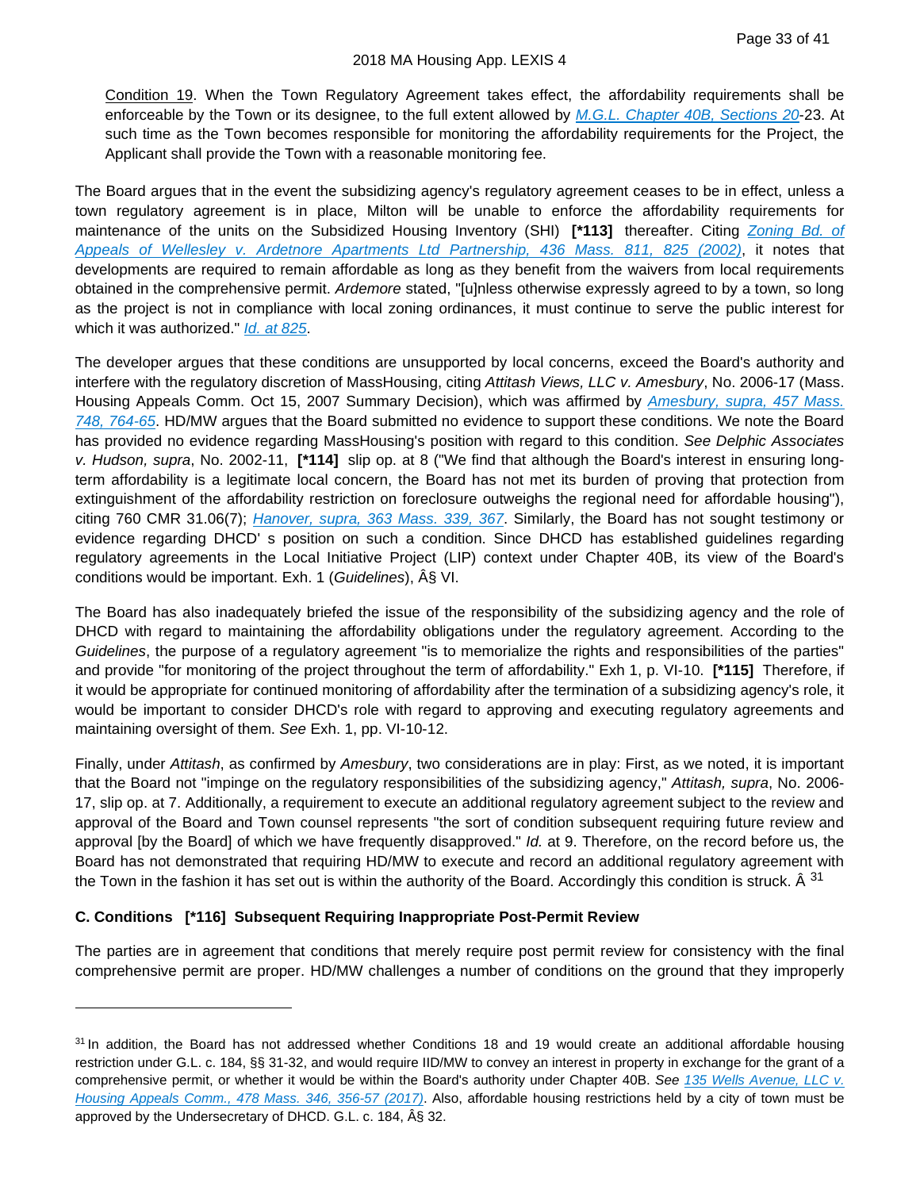Condition 19. When the Town Regulatory Agreement takes effect, the affordability requirements shall be enforceable by the Town or its designee, to the full extent allowed by M.G.L. Chapter 40B, Sections 20-23. At such time as the Town becomes responsible for monitoring the affordability requirements for the Project, the Applicant shall provide the Town with a reasonable monitoring fee.

The Board argues that in the event the subsidizing agency's regulatory agreement ceases to be in effect, unless a town regulatory agreement is in place, Milton will be unable to enforce the affordability requirements for maintenance of the units on the Subsidized Housing Inventory (SHI) **[*113]** thereafter. Citing Zoning Bd. of Appeals of Wellesley v. Ardetnore Apartments Ltd Partnership, 436 Mass. 811, 825 (2002), it notes that developments are required to remain affordable as long as they benefit from the waivers from local requirements obtained in the comprehensive permit. *Ardemore* stated, "[u]nless otherwise expressly agreed to by a town, so long as the project is not in compliance with local zoning ordinances, it must continue to serve the public interest for which it was authorized." Id. at 825.

The developer argues that these conditions are unsupported by local concerns, exceed the Board's authority and interfere with the regulatory discretion of MassHousing, citing *Attitash Views, LLC v. Amesbury*, No. 2006-17 (Mass. Housing Appeals Comm. Oct 15, 2007 Summary Decision), which was affirmed by Amesbury, supra, 457 Mass. 748, 764-65. HD/MW argues that the Board submitted no evidence to support these conditions. We note the Board has provided no evidence regarding MassHousing's position with regard to this condition. *See Delphic Associates v. Hudson, supra*, No. 2002-11, **[*114]** slip op. at 8 ("We find that although the Board's interest in ensuring long-term affordability is a legitimate local concern, the Board has not met its burden of proving that protection from extinguishment of the affordability restriction on foreclosure outweighs the regional need for affordable housing"), citing 760 CMR 31.06(7); Hanover, supra, 363 Mass. 339, 367. Similarly, the Board has not sought testimony or evidence regarding DHCD' s position on such a condition. Since DHCD has established guidelines regarding regulatory agreements in the Local Initiative Project (LIP) context under Chapter 40B, its view of the Board's conditions would be important. Exh. 1 (*Guidelines*), Â§ VI.

The Board has also inadequately briefed the issue of the responsibility of the subsidizing agency and the role of DHCD with regard to maintaining the affordability obligations under the regulatory agreement. According to the *Guidelines*, the purpose of a regulatory agreement "is to memorialize the rights and responsibilities of the parties" and provide "for monitoring of the project throughout the term of affordability." Exh 1, p. VI-10. **[*115]** Therefore, if it would be appropriate for continued monitoring of affordability after the termination of a subsidizing agency's role, it would be important to consider DHCD's role with regard to approving and executing regulatory agreements and maintaining oversight of them. *See* Exh. 1, pp. VI-10-12.

Finally, under *Attitash*, as confirmed by *Amesbury*, two considerations are in play: First, as we noted, it is important that the Board not "impinge on the regulatory responsibilities of the subsidizing agency," *Attitash, supra*, No. 2006-17, slip op. at 7. Additionally, a requirement to execute an additional regulatory agreement subject to the review and approval of the Board and Town counsel represents "the sort of condition subsequent requiring future review and approval [by the Board] of which we have frequently disapproved." *Id.* at 9. Therefore, on the record before us, the Board has not demonstrated that requiring HD/MW to execute and record an additional regulatory agreement with the Town in the fashion it has set out is within the authority of the Board. Accordingly this condition is struck. Â [31]

**C. Conditions [*116] Subsequent Requiring Inappropriate Post-Permit Review**

The parties are in agreement that conditions that merely require post permit review for consistency with the final comprehensive permit are proper. HD/MW challenges a number of conditions on the ground that they improperly

---

[31] In addition, the Board has not addressed whether Conditions 18 and 19 would create an additional affordable housing restriction under G.L. c. 184, §§ 31-32, and would require IID/MW to convey an interest in property in exchange for the grant of a comprehensive permit, or whether it would be within the Board's authority under Chapter 40B. *See* 135 Wells Avenue, LLC v. Housing Appeals Comm., 478 Mass. 346, 356-57 (2017). Also, affordable housing restrictions held by a city of town must be approved by the Undersecretary of DHCD. G.L. c. 184, Â§ 32.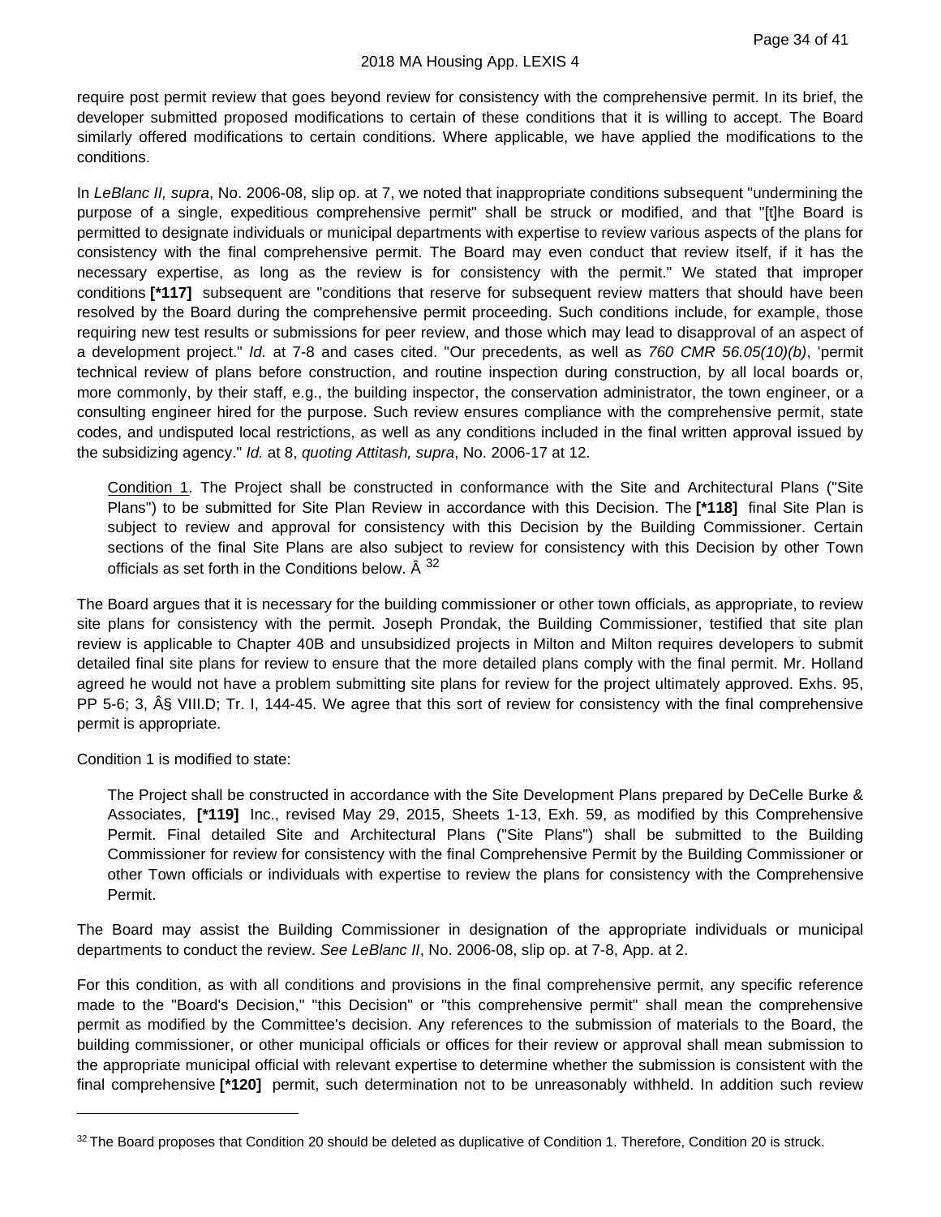require post permit review that goes beyond review for consistency with the comprehensive permit. In its brief, the developer submitted proposed modifications to certain of these conditions that it is willing to accept. The Board similarly offered modifications to certain conditions. Where applicable, we have applied the modifications to the conditions.

In *LeBlanc II, supra*, No. 2006-08, slip op. at 7, we noted that inappropriate conditions subsequent "undermining the purpose of a single, expeditious comprehensive permit" shall be struck or modified, and that "[t]he Board is permitted to designate individuals or municipal departments with expertise to review various aspects of the plans for consistency with the final comprehensive permit. The Board may even conduct that review itself, if it has the necessary expertise, as long as the review is for consistency with the permit." We stated that improper conditions **[*117]** subsequent are "conditions that reserve for subsequent review matters that should have been resolved by the Board during the comprehensive permit proceeding. Such conditions include, for example, those requiring new test results or submissions for peer review, and those which may lead to disapproval of an aspect of a development project." *Id.* at 7-8 and cases cited. "Our precedents, as well as *760 CMR 56.05(10)(b)*, 'permit technical review of plans before construction, and routine inspection during construction, by all local boards or, more commonly, by their staff, e.g., the building inspector, the conservation administrator, the town engineer, or a consulting engineer hired for the purpose. Such review ensures compliance with the comprehensive permit, state codes, and undisputed local restrictions, as well as any conditions included in the final written approval issued by the subsidizing agency." *Id.* at 8, *quoting Attitash, supra*, No. 2006-17 at 12.

> Condition 1. The Project shall be constructed in conformance with the Site and Architectural Plans ("Site Plans") to be submitted for Site Plan Review in accordance with this Decision. The **[*118]** final Site Plan is subject to review and approval for consistency with this Decision by the Building Commissioner. Certain sections of the final Site Plans are also subject to review for consistency with this Decision by other Town officials as set forth in the Conditions below. Â [32]

The Board argues that it is necessary for the building commissioner or other town officials, as appropriate, to review site plans for consistency with the permit. Joseph Prondak, the Building Commissioner, testified that site plan review is applicable to Chapter 40B and unsubsidized projects in Milton and Milton requires developers to submit detailed final site plans for review to ensure that the more detailed plans comply with the final permit. Mr. Holland agreed he would not have a problem submitting site plans for review for the project ultimately approved. Exhs. 95, PP 5-6; 3, Â§ VIII.D; Tr. I, 144-45. We agree that this sort of review for consistency with the final comprehensive permit is appropriate.

Condition 1 is modified to state:

> The Project shall be constructed in accordance with the Site Development Plans prepared by DeCelle Burke & Associates, **[*119]** Inc., revised May 29, 2015, Sheets 1-13, Exh. 59, as modified by this Comprehensive Permit. Final detailed Site and Architectural Plans ("Site Plans") shall be submitted to the Building Commissioner for review for consistency with the final Comprehensive Permit by the Building Commissioner or other Town officials or individuals with expertise to review the plans for consistency with the Comprehensive Permit.

The Board may assist the Building Commissioner in designation of the appropriate individuals or municipal departments to conduct the review. *See LeBlanc II*, No. 2006-08, slip op. at 7-8, App. at 2.

For this condition, as with all conditions and provisions in the final comprehensive permit, any specific reference made to the "Board's Decision," "this Decision" or "this comprehensive permit" shall mean the comprehensive permit as modified by the Committee's decision. Any references to the submission of materials to the Board, the building commissioner, or other municipal officials or offices for their review or approval shall mean submission to the appropriate municipal official with relevant expertise to determine whether the submission is consistent with the final comprehensive **[*120]** permit, such determination not to be unreasonably withheld. In addition such review

---

[32] The Board proposes that Condition 20 should be deleted as duplicative of Condition 1. Therefore, Condition 20 is struck.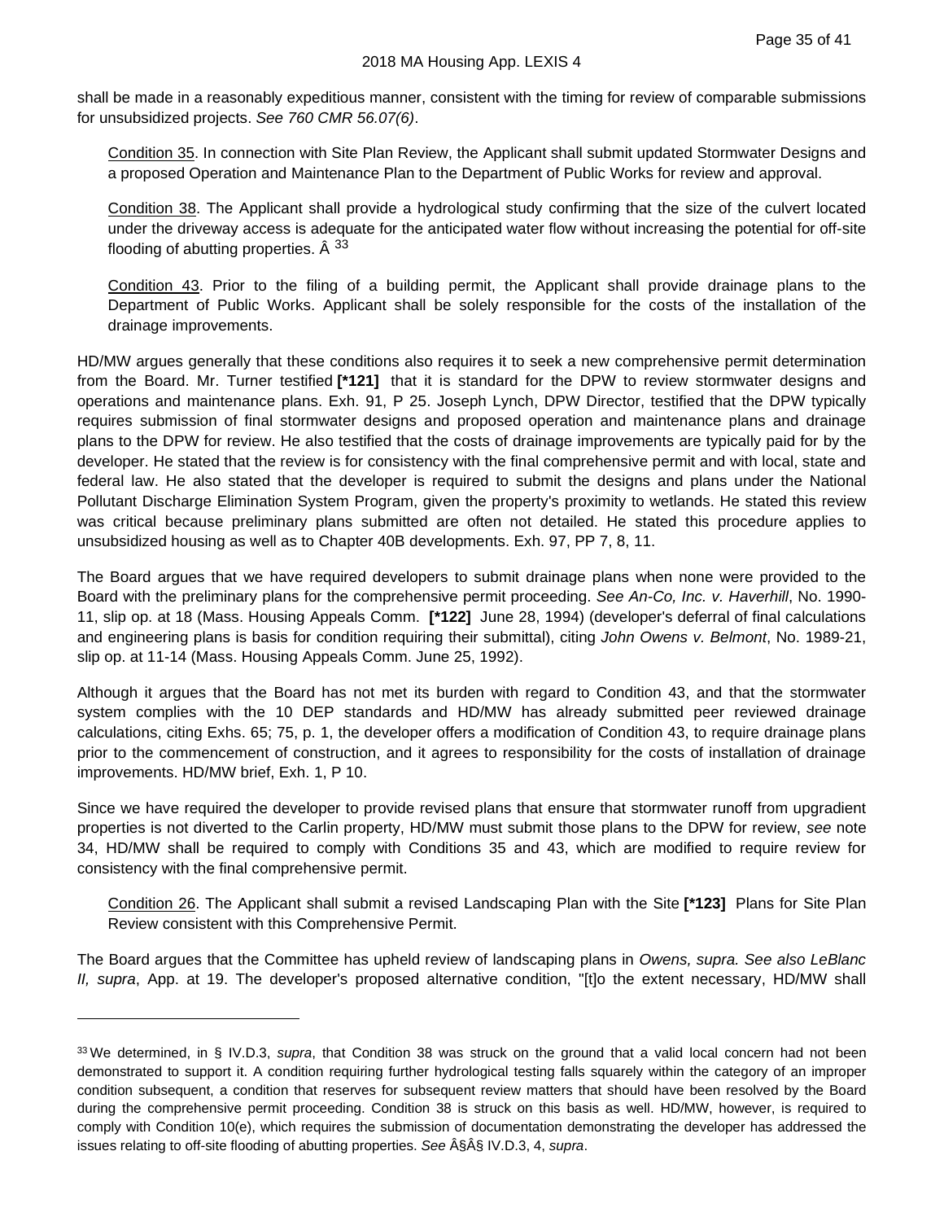shall be made in a reasonably expeditious manner, consistent with the timing for review of comparable submissions for unsubsidized projects. *See 760 CMR 56.07(6)*.

> Condition 35. In connection with Site Plan Review, the Applicant shall submit updated Stormwater Designs and a proposed Operation and Maintenance Plan to the Department of Public Works for review and approval.
>
> Condition 38. The Applicant shall provide a hydrological study confirming that the size of the culvert located under the driveway access is adequate for the anticipated water flow without increasing the potential for off-site flooding of abutting properties. Â [33]
>
> Condition 43. Prior to the filing of a building permit, the Applicant shall provide drainage plans to the Department of Public Works. Applicant shall be solely responsible for the costs of the installation of the drainage improvements.

HD/MW argues generally that these conditions also requires it to seek a new comprehensive permit determination from the Board. Mr. Turner testified **[*121]** that it is standard for the DPW to review stormwater designs and operations and maintenance plans. Exh. 91, P 25. Joseph Lynch, DPW Director, testified that the DPW typically requires submission of final stormwater designs and proposed operation and maintenance plans and drainage plans to the DPW for review. He also testified that the costs of drainage improvements are typically paid for by the developer. He stated that the review is for consistency with the final comprehensive permit and with local, state and federal law. He also stated that the developer is required to submit the designs and plans under the National Pollutant Discharge Elimination System Program, given the property's proximity to wetlands. He stated this review was critical because preliminary plans submitted are often not detailed. He stated this procedure applies to unsubsidized housing as well as to Chapter 40B developments. Exh. 97, PP 7, 8, 11.

The Board argues that we have required developers to submit drainage plans when none were provided to the Board with the preliminary plans for the comprehensive permit proceeding. *See An-Co, Inc. v. Haverhill*, No. 1990-11, slip op. at 18 (Mass. Housing Appeals Comm. **[*122]** June 28, 1994) (developer's deferral of final calculations and engineering plans is basis for condition requiring their submittal), citing *John Owens v. Belmont*, No. 1989-21, slip op. at 11-14 (Mass. Housing Appeals Comm. June 25, 1992).

Although it argues that the Board has not met its burden with regard to Condition 43, and that the stormwater system complies with the 10 DEP standards and HD/MW has already submitted peer reviewed drainage calculations, citing Exhs. 65; 75, p. 1, the developer offers a modification of Condition 43, to require drainage plans prior to the commencement of construction, and it agrees to responsibility for the costs of installation of drainage improvements. HD/MW brief, Exh. 1, P 10.

Since we have required the developer to provide revised plans that ensure that stormwater runoff from upgradient properties is not diverted to the Carlin property, HD/MW must submit those plans to the DPW for review, *see* note 34, HD/MW shall be required to comply with Conditions 35 and 43, which are modified to require review for consistency with the final comprehensive permit.

> Condition 26. The Applicant shall submit a revised Landscaping Plan with the Site **[*123]** Plans for Site Plan Review consistent with this Comprehensive Permit.

The Board argues that the Committee has upheld review of landscaping plans in *Owens, supra. See also LeBlanc II, supra*, App. at 19. The developer's proposed alternative condition, "[t]o the extent necessary, HD/MW shall

---

[33] We determined, in § IV.D.3, *supra*, that Condition 38 was struck on the ground that a valid local concern had not been demonstrated to support it. A condition requiring further hydrological testing falls squarely within the category of an improper condition subsequent, a condition that reserves for subsequent review matters that should have been resolved by the Board during the comprehensive permit proceeding. Condition 38 is struck on this basis as well. HD/MW, however, is required to comply with Condition 10(e), which requires the submission of documentation demonstrating the developer has addressed the issues relating to off-site flooding of abutting properties. *See* Â§Â§ IV.D.3, 4, *supra*.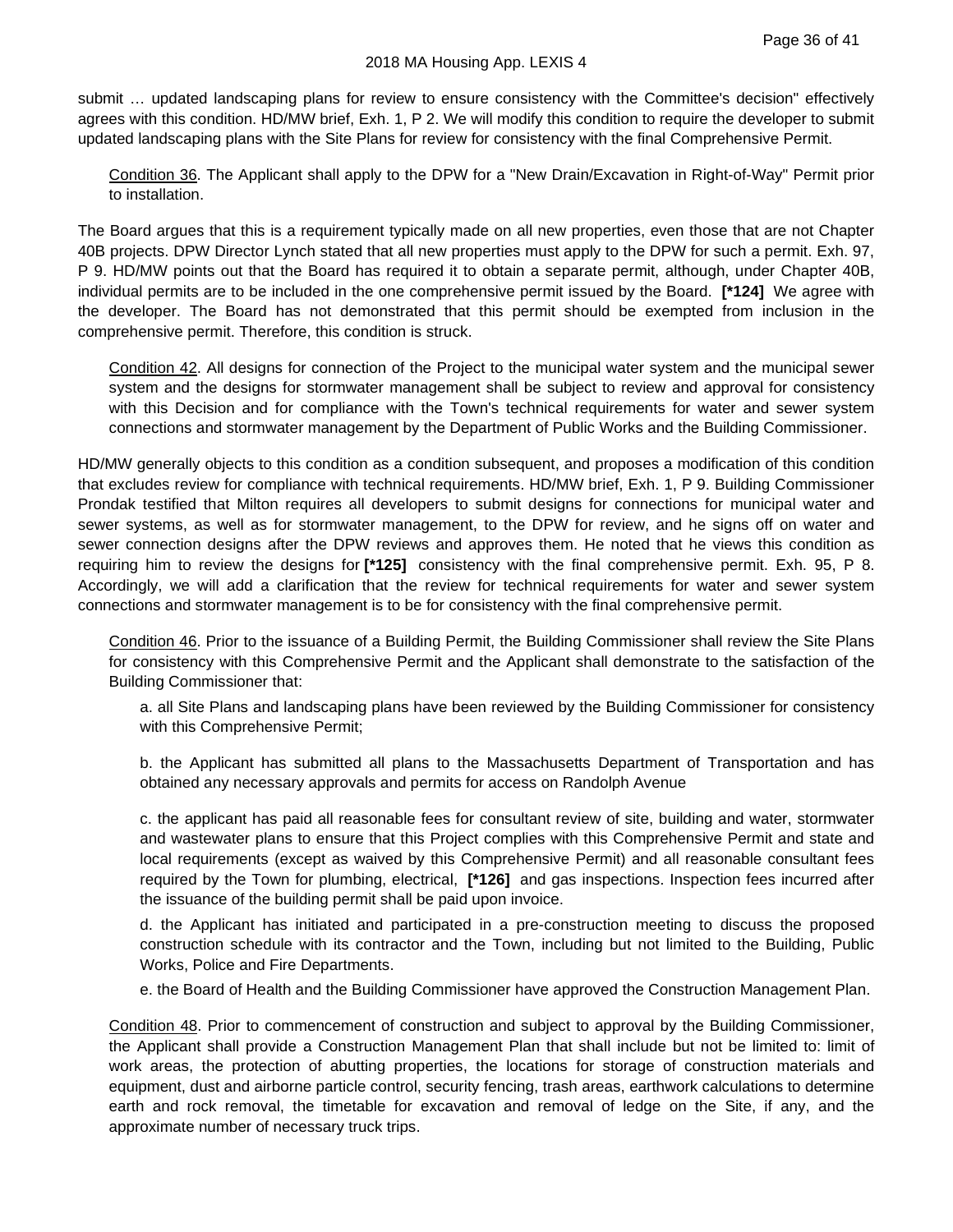submit … updated landscaping plans for review to ensure consistency with the Committee's decision" effectively agrees with this condition. HD/MW brief, Exh. 1, P 2. We will modify this condition to require the developer to submit updated landscaping plans with the Site Plans for review for consistency with the final Comprehensive Permit.

> Condition 36. The Applicant shall apply to the DPW for a "New Drain/Excavation in Right-of-Way" Permit prior to installation.

The Board argues that this is a requirement typically made on all new properties, even those that are not Chapter 40B projects. DPW Director Lynch stated that all new properties must apply to the DPW for such a permit. Exh. 97, P 9. HD/MW points out that the Board has required it to obtain a separate permit, although, under Chapter 40B, individual permits are to be included in the one comprehensive permit issued by the Board. **[*124]** We agree with the developer. The Board has not demonstrated that this permit should be exempted from inclusion in the comprehensive permit. Therefore, this condition is struck.

> Condition 42. All designs for connection of the Project to the municipal water system and the municipal sewer system and the designs for stormwater management shall be subject to review and approval for consistency with this Decision and for compliance with the Town's technical requirements for water and sewer system connections and stormwater management by the Department of Public Works and the Building Commissioner.

HD/MW generally objects to this condition as a condition subsequent, and proposes a modification of this condition that excludes review for compliance with technical requirements. HD/MW brief, Exh. 1, P 9. Building Commissioner Prondak testified that Milton requires all developers to submit designs for connections for municipal water and sewer systems, as well as for stormwater management, to the DPW for review, and he signs off on water and sewer connection designs after the DPW reviews and approves them. He noted that he views this condition as requiring him to review the designs for **[*125]** consistency with the final comprehensive permit. Exh. 95, P 8. Accordingly, we will add a clarification that the review for technical requirements for water and sewer system connections and stormwater management is to be for consistency with the final comprehensive permit.

> Condition 46. Prior to the issuance of a Building Permit, the Building Commissioner shall review the Site Plans for consistency with this Comprehensive Permit and the Applicant shall demonstrate to the satisfaction of the Building Commissioner that:
>
> a. all Site Plans and landscaping plans have been reviewed by the Building Commissioner for consistency with this Comprehensive Permit;
>
> b. the Applicant has submitted all plans to the Massachusetts Department of Transportation and has obtained any necessary approvals and permits for access on Randolph Avenue
>
> c. the applicant has paid all reasonable fees for consultant review of site, building and water, stormwater and wastewater plans to ensure that this Project complies with this Comprehensive Permit and state and local requirements (except as waived by this Comprehensive Permit) and all reasonable consultant fees required by the Town for plumbing, electrical, **[*126]** and gas inspections. Inspection fees incurred after the issuance of the building permit shall be paid upon invoice.
>
> d. the Applicant has initiated and participated in a pre-construction meeting to discuss the proposed construction schedule with its contractor and the Town, including but not limited to the Building, Public Works, Police and Fire Departments.
>
> e. the Board of Health and the Building Commissioner have approved the Construction Management Plan.

> Condition 48. Prior to commencement of construction and subject to approval by the Building Commissioner, the Applicant shall provide a Construction Management Plan that shall include but not be limited to: limit of work areas, the protection of abutting properties, the locations for storage of construction materials and equipment, dust and airborne particle control, security fencing, trash areas, earthwork calculations to determine earth and rock removal, the timetable for excavation and removal of ledge on the Site, if any, and the approximate number of necessary truck trips.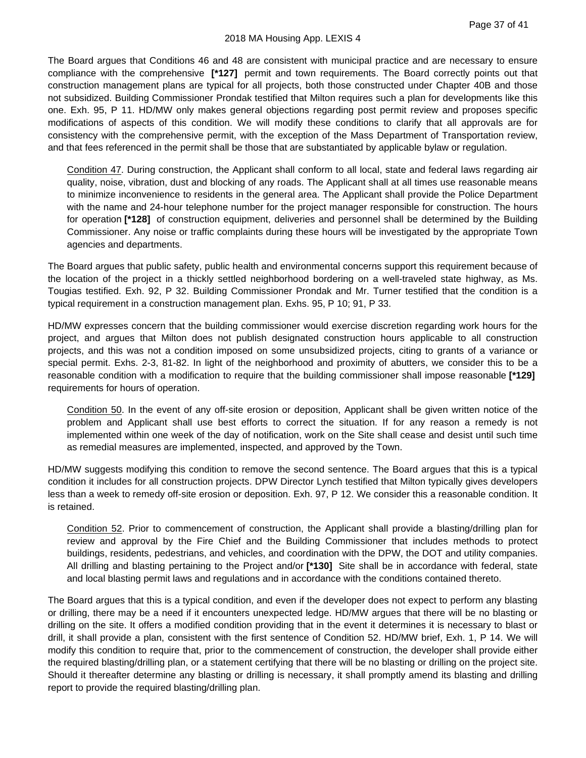The Board argues that Conditions 46 and 48 are consistent with municipal practice and are necessary to ensure compliance with the comprehensive **[*127]** permit and town requirements. The Board correctly points out that construction management plans are typical for all projects, both those constructed under Chapter 40B and those not subsidized. Building Commissioner Prondak testified that Milton requires such a plan for developments like this one. Exh. 95, P 11. HD/MW only makes general objections regarding post permit review and proposes specific modifications of aspects of this condition. We will modify these conditions to clarify that all approvals are for consistency with the comprehensive permit, with the exception of the Mass Department of Transportation review, and that fees referenced in the permit shall be those that are substantiated by applicable bylaw or regulation.

> Condition 47. During construction, the Applicant shall conform to all local, state and federal laws regarding air quality, noise, vibration, dust and blocking of any roads. The Applicant shall at all times use reasonable means to minimize inconvenience to residents in the general area. The Applicant shall provide the Police Department with the name and 24-hour telephone number for the project manager responsible for construction. The hours for operation **[*128]** of construction equipment, deliveries and personnel shall be determined by the Building Commissioner. Any noise or traffic complaints during these hours will be investigated by the appropriate Town agencies and departments.

The Board argues that public safety, public health and environmental concerns support this requirement because of the location of the project in a thickly settled neighborhood bordering on a well-traveled state highway, as Ms. Tougias testified. Exh. 92, P 32. Building Commissioner Prondak and Mr. Turner testified that the condition is a typical requirement in a construction management plan. Exhs. 95, P 10; 91, P 33.

HD/MW expresses concern that the building commissioner would exercise discretion regarding work hours for the project, and argues that Milton does not publish designated construction hours applicable to all construction projects, and this was not a condition imposed on some unsubsidized projects, citing to grants of a variance or special permit. Exhs. 2-3, 81-82. In light of the neighborhood and proximity of abutters, we consider this to be a reasonable condition with a modification to require that the building commissioner shall impose reasonable **[*129]** requirements for hours of operation.

> Condition 50. In the event of any off-site erosion or deposition, Applicant shall be given written notice of the problem and Applicant shall use best efforts to correct the situation. If for any reason a remedy is not implemented within one week of the day of notification, work on the Site shall cease and desist until such time as remedial measures are implemented, inspected, and approved by the Town.

HD/MW suggests modifying this condition to remove the second sentence. The Board argues that this is a typical condition it includes for all construction projects. DPW Director Lynch testified that Milton typically gives developers less than a week to remedy off-site erosion or deposition. Exh. 97, P 12. We consider this a reasonable condition. It is retained.

> Condition 52. Prior to commencement of construction, the Applicant shall provide a blasting/drilling plan for review and approval by the Fire Chief and the Building Commissioner that includes methods to protect buildings, residents, pedestrians, and vehicles, and coordination with the DPW, the DOT and utility companies. All drilling and blasting pertaining to the Project and/or **[*130]** Site shall be in accordance with federal, state and local blasting permit laws and regulations and in accordance with the conditions contained thereto.

The Board argues that this is a typical condition, and even if the developer does not expect to perform any blasting or drilling, there may be a need if it encounters unexpected ledge. HD/MW argues that there will be no blasting or drilling on the site. It offers a modified condition providing that in the event it determines it is necessary to blast or drill, it shall provide a plan, consistent with the first sentence of Condition 52. HD/MW brief, Exh. 1, P 14. We will modify this condition to require that, prior to the commencement of construction, the developer shall provide either the required blasting/drilling plan, or a statement certifying that there will be no blasting or drilling on the project site. Should it thereafter determine any blasting or drilling is necessary, it shall promptly amend its blasting and drilling report to provide the required blasting/drilling plan.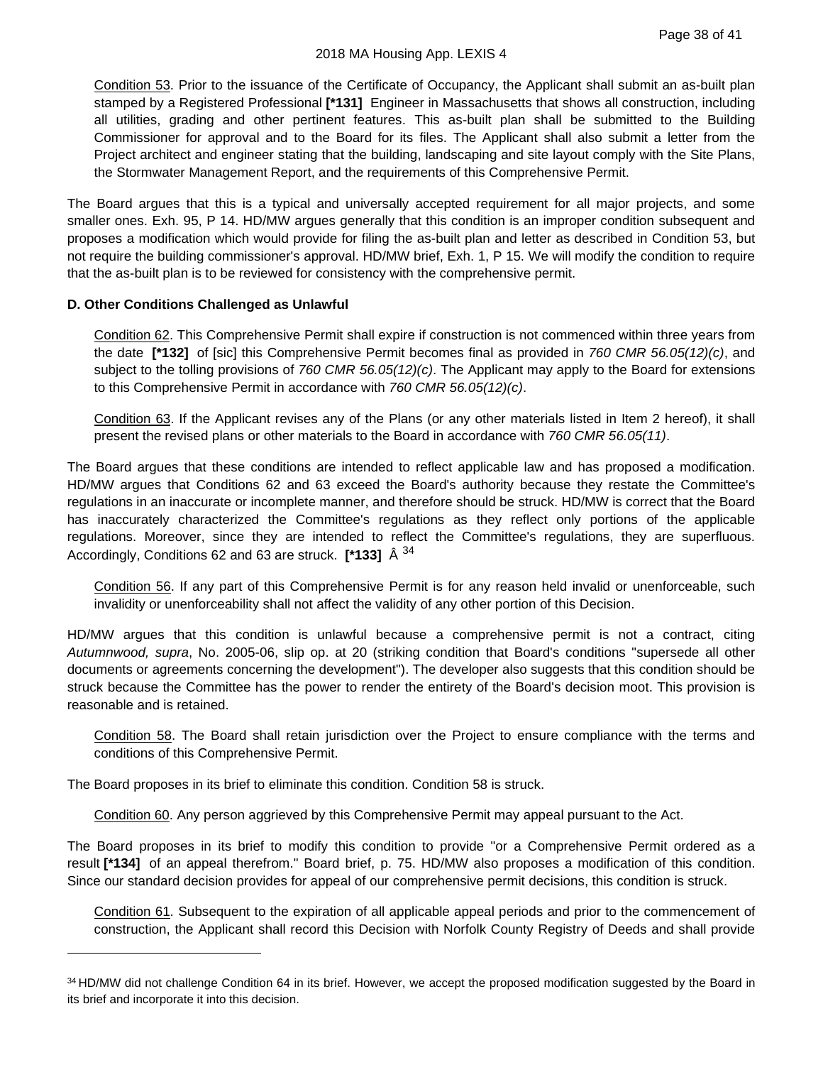Condition 53. Prior to the issuance of the Certificate of Occupancy, the Applicant shall submit an as-built plan stamped by a Registered Professional **[*131]** Engineer in Massachusetts that shows all construction, including all utilities, grading and other pertinent features. This as-built plan shall be submitted to the Building Commissioner for approval and to the Board for its files. The Applicant shall also submit a letter from the Project architect and engineer stating that the building, landscaping and site layout comply with the Site Plans, the Stormwater Management Report, and the requirements of this Comprehensive Permit.

The Board argues that this is a typical and universally accepted requirement for all major projects, and some smaller ones. Exh. 95, P 14. HD/MW argues generally that this condition is an improper condition subsequent and proposes a modification which would provide for filing the as-built plan and letter as described in Condition 53, but not require the building commissioner's approval. HD/MW brief, Exh. 1, P 15. We will modify the condition to require that the as-built plan is to be reviewed for consistency with the comprehensive permit.

**D. Other Conditions Challenged as Unlawful**

Condition 62. This Comprehensive Permit shall expire if construction is not commenced within three years from the date **[*132]** of [sic] this Comprehensive Permit becomes final as provided in *760 CMR 56.05(12)(c)*, and subject to the tolling provisions of *760 CMR 56.05(12)(c)*. The Applicant may apply to the Board for extensions to this Comprehensive Permit in accordance with *760 CMR 56.05(12)(c)*.

Condition 63. If the Applicant revises any of the Plans (or any other materials listed in Item 2 hereof), it shall present the revised plans or other materials to the Board in accordance with *760 CMR 56.05(11)*.

The Board argues that these conditions are intended to reflect applicable law and has proposed a modification. HD/MW argues that Conditions 62 and 63 exceed the Board's authority because they restate the Committee's regulations in an inaccurate or incomplete manner, and therefore should be struck. HD/MW is correct that the Board has inaccurately characterized the Committee's regulations as they reflect only portions of the applicable regulations. Moreover, since they are intended to reflect the Committee's regulations, they are superfluous. Accordingly, Conditions 62 and 63 are struck. **[*133]** Â [34]

Condition 56. If any part of this Comprehensive Permit is for any reason held invalid or unenforceable, such invalidity or unenforceability shall not affect the validity of any other portion of this Decision.

HD/MW argues that this condition is unlawful because a comprehensive permit is not a contract, citing *Autumnwood, supra*, No. 2005-06, slip op. at 20 (striking condition that Board's conditions "supersede all other documents or agreements concerning the development"). The developer also suggests that this condition should be struck because the Committee has the power to render the entirety of the Board's decision moot. This provision is reasonable and is retained.

Condition 58. The Board shall retain jurisdiction over the Project to ensure compliance with the terms and conditions of this Comprehensive Permit.

The Board proposes in its brief to eliminate this condition. Condition 58 is struck.

Condition 60. Any person aggrieved by this Comprehensive Permit may appeal pursuant to the Act.

The Board proposes in its brief to modify this condition to provide "or a Comprehensive Permit ordered as a result **[*134]** of an appeal therefrom." Board brief, p. 75. HD/MW also proposes a modification of this condition. Since our standard decision provides for appeal of our comprehensive permit decisions, this condition is struck.

Condition 61. Subsequent to the expiration of all applicable appeal periods and prior to the commencement of construction, the Applicant shall record this Decision with Norfolk County Registry of Deeds and shall provide

---

[34] HD/MW did not challenge Condition 64 in its brief. However, we accept the proposed modification suggested by the Board in its brief and incorporate it into this decision.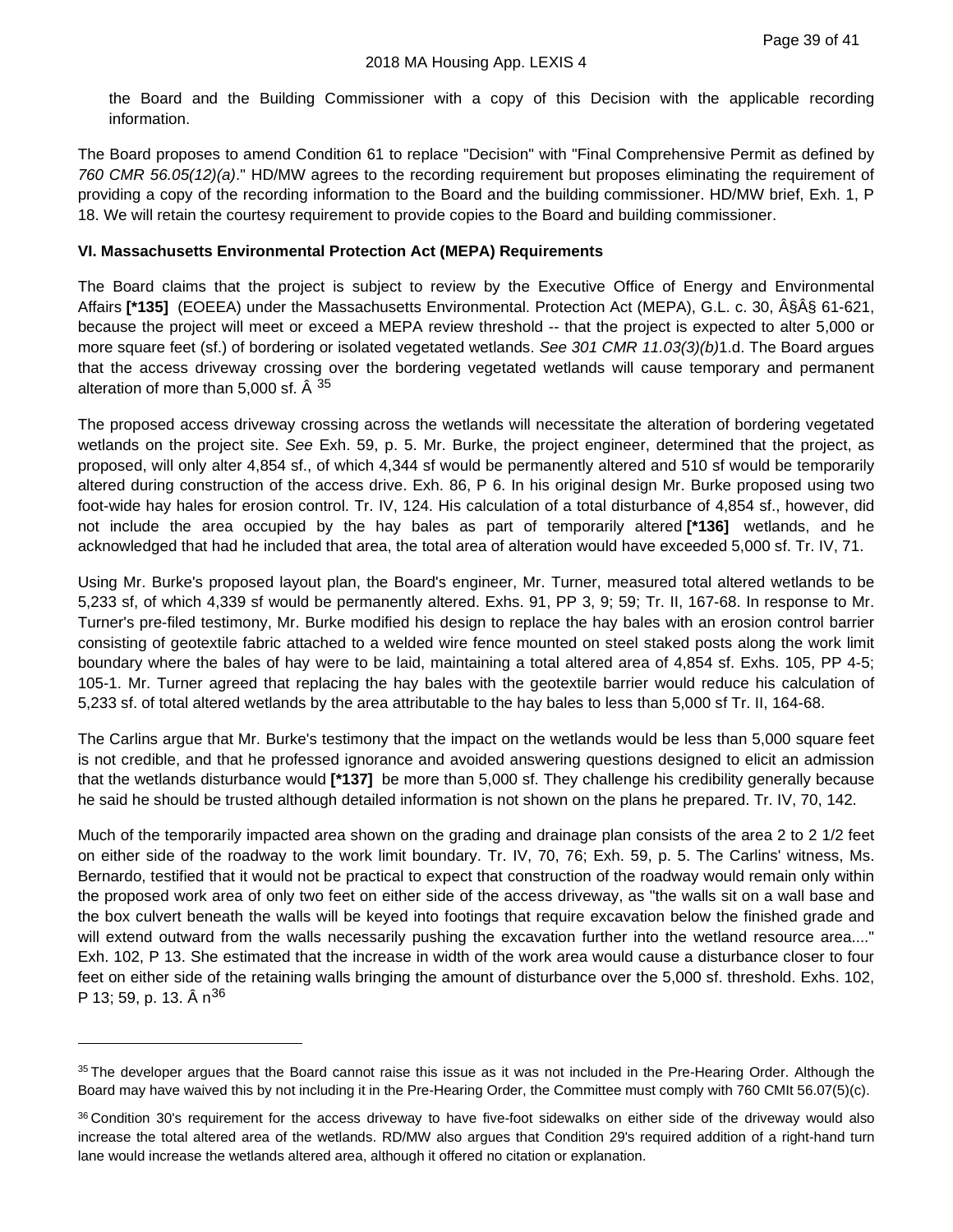the Board and the Building Commissioner with a copy of this Decision with the applicable recording information.

The Board proposes to amend Condition 61 to replace "Decision" with "Final Comprehensive Permit as defined by *760 CMR 56.05(12)(a)*." HD/MW agrees to the recording requirement but proposes eliminating the requirement of providing a copy of the recording information to the Board and the building commissioner. HD/MW brief, Exh. 1, P 18. We will retain the courtesy requirement to provide copies to the Board and building commissioner.

**VI. Massachusetts Environmental Protection Act (MEPA) Requirements**

The Board claims that the project is subject to review by the Executive Office of Energy and Environmental Affairs **[*135]** (EOEEA) under the Massachusetts Environmental. Protection Act (MEPA), G.L. c. 30, Â§Â§ 61-621, because the project will meet or exceed a MEPA review threshold -- that the project is expected to alter 5,000 or more square feet (sf.) of bordering or isolated vegetated wetlands. *See 301 CMR 11.03(3)(b)*1.d. The Board argues that the access driveway crossing over the bordering vegetated wetlands will cause temporary and permanent alteration of more than 5,000 sf. Â [35]

The proposed access driveway crossing across the wetlands will necessitate the alteration of bordering vegetated wetlands on the project site. *See* Exh. 59, p. 5. Mr. Burke, the project engineer, determined that the project, as proposed, will only alter 4,854 sf., of which 4,344 sf would be permanently altered and 510 sf would be temporarily altered during construction of the access drive. Exh. 86, P 6. In his original design Mr. Burke proposed using two foot-wide hay hales for erosion control. Tr. IV, 124. His calculation of a total disturbance of 4,854 sf., however, did not include the area occupied by the hay bales as part of temporarily altered **[*136]** wetlands, and he acknowledged that had he included that area, the total area of alteration would have exceeded 5,000 sf. Tr. IV, 71.

Using Mr. Burke's proposed layout plan, the Board's engineer, Mr. Turner, measured total altered wetlands to be 5,233 sf, of which 4,339 sf would be permanently altered. Exhs. 91, PP 3, 9; 59; Tr. II, 167-68. In response to Mr. Turner's pre-filed testimony, Mr. Burke modified his design to replace the hay bales with an erosion control barrier consisting of geotextile fabric attached to a welded wire fence mounted on steel staked posts along the work limit boundary where the bales of hay were to be laid, maintaining a total altered area of 4,854 sf. Exhs. 105, PP 4-5; 105-1. Mr. Turner agreed that replacing the hay bales with the geotextile barrier would reduce his calculation of 5,233 sf. of total altered wetlands by the area attributable to the hay bales to less than 5,000 sf Tr. II, 164-68.

The Carlins argue that Mr. Burke's testimony that the impact on the wetlands would be less than 5,000 square feet is not credible, and that he professed ignorance and avoided answering questions designed to elicit an admission that the wetlands disturbance would **[*137]** be more than 5,000 sf. They challenge his credibility generally because he said he should be trusted although detailed information is not shown on the plans he prepared. Tr. IV, 70, 142.

Much of the temporarily impacted area shown on the grading and drainage plan consists of the area 2 to 2 1/2 feet on either side of the roadway to the work limit boundary. Tr. IV, 70, 76; Exh. 59, p. 5. The Carlins' witness, Ms. Bernardo, testified that it would not be practical to expect that construction of the roadway would remain only within the proposed work area of only two feet on either side of the access driveway, as "the walls sit on a wall base and the box culvert beneath the walls will be keyed into footings that require excavation below the finished grade and will extend outward from the walls necessarily pushing the excavation further into the wetland resource area...." Exh. 102, P 13. She estimated that the increase in width of the work area would cause a disturbance closer to four feet on either side of the retaining walls bringing the amount of disturbance over the 5,000 sf. threshold. Exhs. 102, P 13; 59, p. 13. Â n[36]

---

[35] The developer argues that the Board cannot raise this issue as it was not included in the Pre-Hearing Order. Although the Board may have waived this by not including it in the Pre-Hearing Order, the Committee must comply with 760 CMIt 56.07(5)(c).

[36] Condition 30's requirement for the access driveway to have five-foot sidewalks on either side of the driveway would also increase the total altered area of the wetlands. RD/MW also argues that Condition 29's required addition of a right-hand turn lane would increase the wetlands altered area, although it offered no citation or explanation.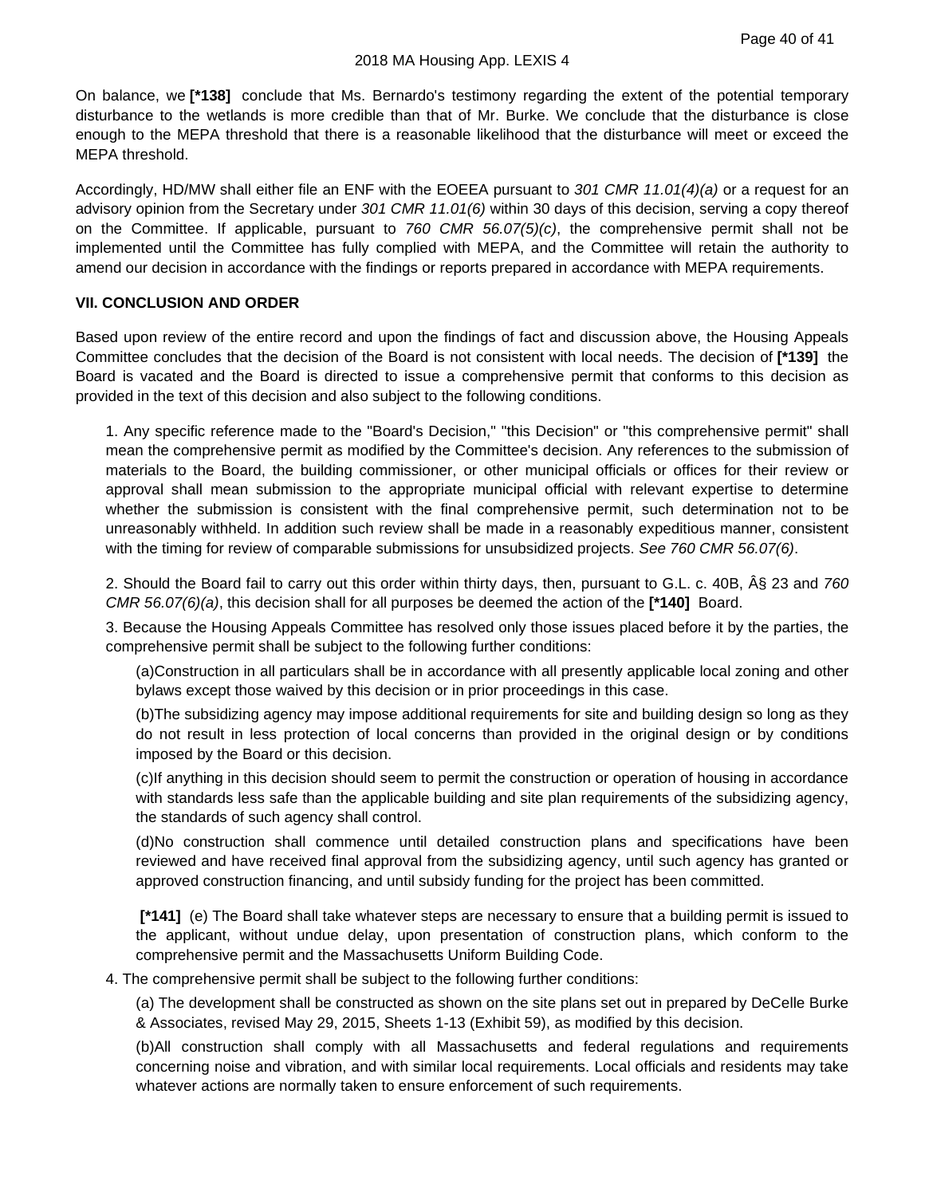On balance, we **[*138]** conclude that Ms. Bernardo's testimony regarding the extent of the potential temporary disturbance to the wetlands is more credible than that of Mr. Burke. We conclude that the disturbance is close enough to the MEPA threshold that there is a reasonable likelihood that the disturbance will meet or exceed the MEPA threshold.

Accordingly, HD/MW shall either file an ENF with the EOEEA pursuant to *301 CMR 11.01(4)(a)* or a request for an advisory opinion from the Secretary under *301 CMR 11.01(6)* within 30 days of this decision, serving a copy thereof on the Committee. If applicable, pursuant to *760 CMR 56.07(5)(c)*, the comprehensive permit shall not be implemented until the Committee has fully complied with MEPA, and the Committee will retain the authority to amend our decision in accordance with the findings or reports prepared in accordance with MEPA requirements.

**VII. CONCLUSION AND ORDER**

Based upon review of the entire record and upon the findings of fact and discussion above, the Housing Appeals Committee concludes that the decision of the Board is not consistent with local needs. The decision of **[*139]** the Board is vacated and the Board is directed to issue a comprehensive permit that conforms to this decision as provided in the text of this decision and also subject to the following conditions.

1. Any specific reference made to the "Board's Decision," "this Decision" or "this comprehensive permit" shall mean the comprehensive permit as modified by the Committee's decision. Any references to the submission of materials to the Board, the building commissioner, or other municipal officials or offices for their review or approval shall mean submission to the appropriate municipal official with relevant expertise to determine whether the submission is consistent with the final comprehensive permit, such determination not to be unreasonably withheld. In addition such review shall be made in a reasonably expeditious manner, consistent with the timing for review of comparable submissions for unsubsidized projects. *See 760 CMR 56.07(6)*.

2. Should the Board fail to carry out this order within thirty days, then, pursuant to G.L. c. 40B, Â§ 23 and *760 CMR 56.07(6)(a)*, this decision shall for all purposes be deemed the action of the **[*140]** Board.

3. Because the Housing Appeals Committee has resolved only those issues placed before it by the parties, the comprehensive permit shall be subject to the following further conditions:

(a)Construction in all particulars shall be in accordance with all presently applicable local zoning and other bylaws except those waived by this decision or in prior proceedings in this case.

(b)The subsidizing agency may impose additional requirements for site and building design so long as they do not result in less protection of local concerns than provided in the original design or by conditions imposed by the Board or this decision.

(c)If anything in this decision should seem to permit the construction or operation of housing in accordance with standards less safe than the applicable building and site plan requirements of the subsidizing agency, the standards of such agency shall control.

(d)No construction shall commence until detailed construction plans and specifications have been reviewed and have received final approval from the subsidizing agency, until such agency has granted or approved construction financing, and until subsidy funding for the project has been committed.

**[*141]** (e) The Board shall take whatever steps are necessary to ensure that a building permit is issued to the applicant, without undue delay, upon presentation of construction plans, which conform to the comprehensive permit and the Massachusetts Uniform Building Code.

4. The comprehensive permit shall be subject to the following further conditions:

(a) The development shall be constructed as shown on the site plans set out in prepared by DeCelle Burke & Associates, revised May 29, 2015, Sheets 1-13 (Exhibit 59), as modified by this decision.

(b)All construction shall comply with all Massachusetts and federal regulations and requirements concerning noise and vibration, and with similar local requirements. Local officials and residents may take whatever actions are normally taken to ensure enforcement of such requirements.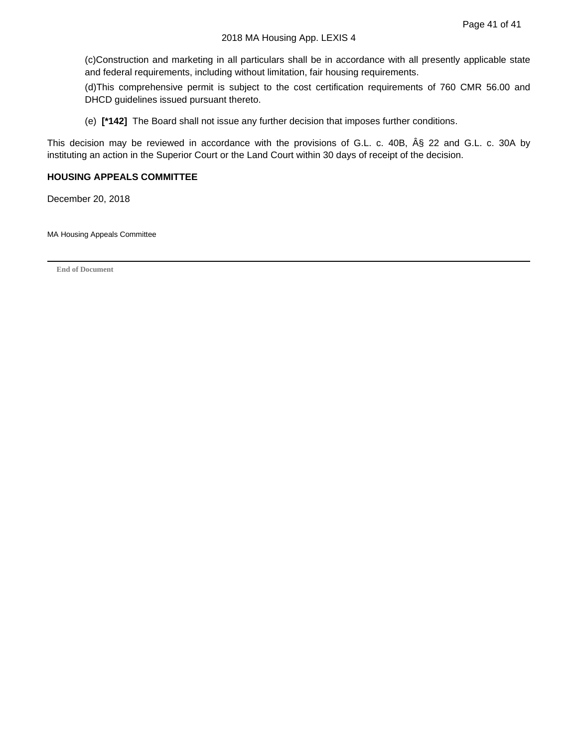(c)Construction and marketing in all particulars shall be in accordance with all presently applicable state and federal requirements, including without limitation, fair housing requirements.

(d)This comprehensive permit is subject to the cost certification requirements of 760 CMR 56.00 and DHCD guidelines issued pursuant thereto.

(e) **[*142]** The Board shall not issue any further decision that imposes further conditions.

This decision may be reviewed in accordance with the provisions of G.L. c. 40B, Â§ 22 and G.L. c. 30A by instituting an action in the Superior Court or the Land Court within 30 days of receipt of the decision.

**HOUSING APPEALS COMMITTEE**

December 20, 2018

MA Housing Appeals Committee

---

**End of Document**